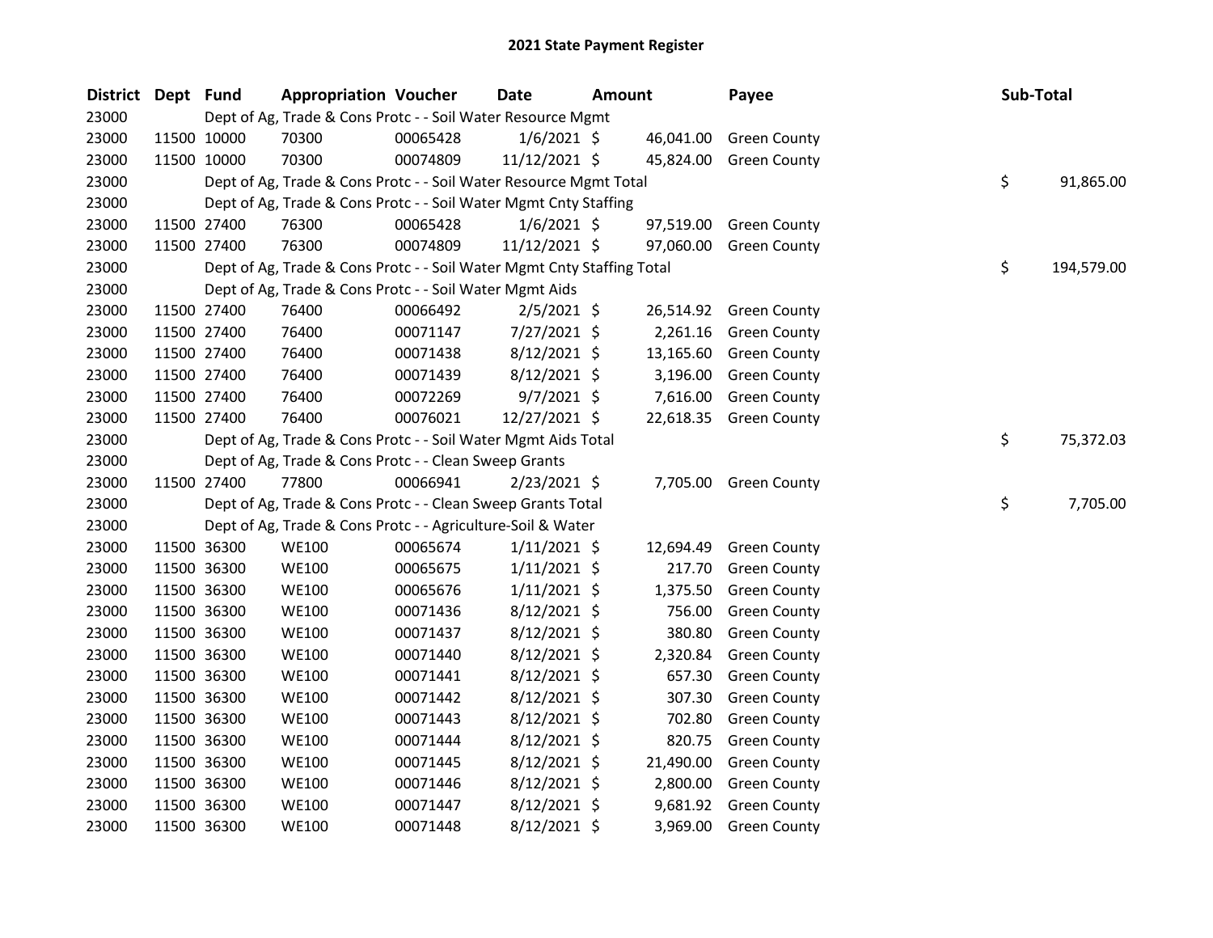# 2021 State Payment Register

| District | Dept | Fund | Appropriation | Voucher | Date | Amount | Payee | Sub-Total |
|---|---|---|---|---|---|---|---|---|
| 23000 | | Dept of Ag, Trade & Cons Protc - - Soil Water Resource Mgmt | | | | | | |
| 23000 | 11500 | 10000 | 70300 | 00065428 | 1/6/2021 | $ 46,041.00 | Green County | |
| 23000 | 11500 | 10000 | 70300 | 00074809 | 11/12/2021 | $ 45,824.00 | Green County | |
| 23000 | | Dept of Ag, Trade & Cons Protc - - Soil Water Resource Mgmt Total | | | | | | $ 91,865.00 |
| 23000 | | Dept of Ag, Trade & Cons Protc - - Soil Water Mgmt Cnty Staffing | | | | | | |
| 23000 | 11500 | 27400 | 76300 | 00065428 | 1/6/2021 | $ 97,519.00 | Green County | |
| 23000 | 11500 | 27400 | 76300 | 00074809 | 11/12/2021 | $ 97,060.00 | Green County | |
| 23000 | | Dept of Ag, Trade & Cons Protc - - Soil Water Mgmt Cnty Staffing Total | | | | | | $ 194,579.00 |
| 23000 | | Dept of Ag, Trade & Cons Protc - - Soil Water Mgmt Aids | | | | | | |
| 23000 | 11500 | 27400 | 76400 | 00066492 | 2/5/2021 | $ 26,514.92 | Green County | |
| 23000 | 11500 | 27400 | 76400 | 00071147 | 7/27/2021 | $ 2,261.16 | Green County | |
| 23000 | 11500 | 27400 | 76400 | 00071438 | 8/12/2021 | $ 13,165.60 | Green County | |
| 23000 | 11500 | 27400 | 76400 | 00071439 | 8/12/2021 | $ 3,196.00 | Green County | |
| 23000 | 11500 | 27400 | 76400 | 00072269 | 9/7/2021 | $ 7,616.00 | Green County | |
| 23000 | 11500 | 27400 | 76400 | 00076021 | 12/27/2021 | $ 22,618.35 | Green County | |
| 23000 | | Dept of Ag, Trade & Cons Protc - - Soil Water Mgmt Aids Total | | | | | | $ 75,372.03 |
| 23000 | | Dept of Ag, Trade & Cons Protc - - Clean Sweep Grants | | | | | | |
| 23000 | 11500 | 27400 | 77800 | 00066941 | 2/23/2021 | $ 7,705.00 | Green County | |
| 23000 | | Dept of Ag, Trade & Cons Protc - - Clean Sweep Grants Total | | | | | | $ 7,705.00 |
| 23000 | | Dept of Ag, Trade & Cons Protc - - Agriculture-Soil & Water | | | | | | |
| 23000 | 11500 | 36300 | WE100 | 00065674 | 1/11/2021 | $ 12,694.49 | Green County | |
| 23000 | 11500 | 36300 | WE100 | 00065675 | 1/11/2021 | $ 217.70 | Green County | |
| 23000 | 11500 | 36300 | WE100 | 00065676 | 1/11/2021 | $ 1,375.50 | Green County | |
| 23000 | 11500 | 36300 | WE100 | 00071436 | 8/12/2021 | $ 756.00 | Green County | |
| 23000 | 11500 | 36300 | WE100 | 00071437 | 8/12/2021 | $ 380.80 | Green County | |
| 23000 | 11500 | 36300 | WE100 | 00071440 | 8/12/2021 | $ 2,320.84 | Green County | |
| 23000 | 11500 | 36300 | WE100 | 00071441 | 8/12/2021 | $ 657.30 | Green County | |
| 23000 | 11500 | 36300 | WE100 | 00071442 | 8/12/2021 | $ 307.30 | Green County | |
| 23000 | 11500 | 36300 | WE100 | 00071443 | 8/12/2021 | $ 702.80 | Green County | |
| 23000 | 11500 | 36300 | WE100 | 00071444 | 8/12/2021 | $ 820.75 | Green County | |
| 23000 | 11500 | 36300 | WE100 | 00071445 | 8/12/2021 | $ 21,490.00 | Green County | |
| 23000 | 11500 | 36300 | WE100 | 00071446 | 8/12/2021 | $ 2,800.00 | Green County | |
| 23000 | 11500 | 36300 | WE100 | 00071447 | 8/12/2021 | $ 9,681.92 | Green County | |
| 23000 | 11500 | 36300 | WE100 | 00071448 | 8/12/2021 | $ 3,969.00 | Green County | |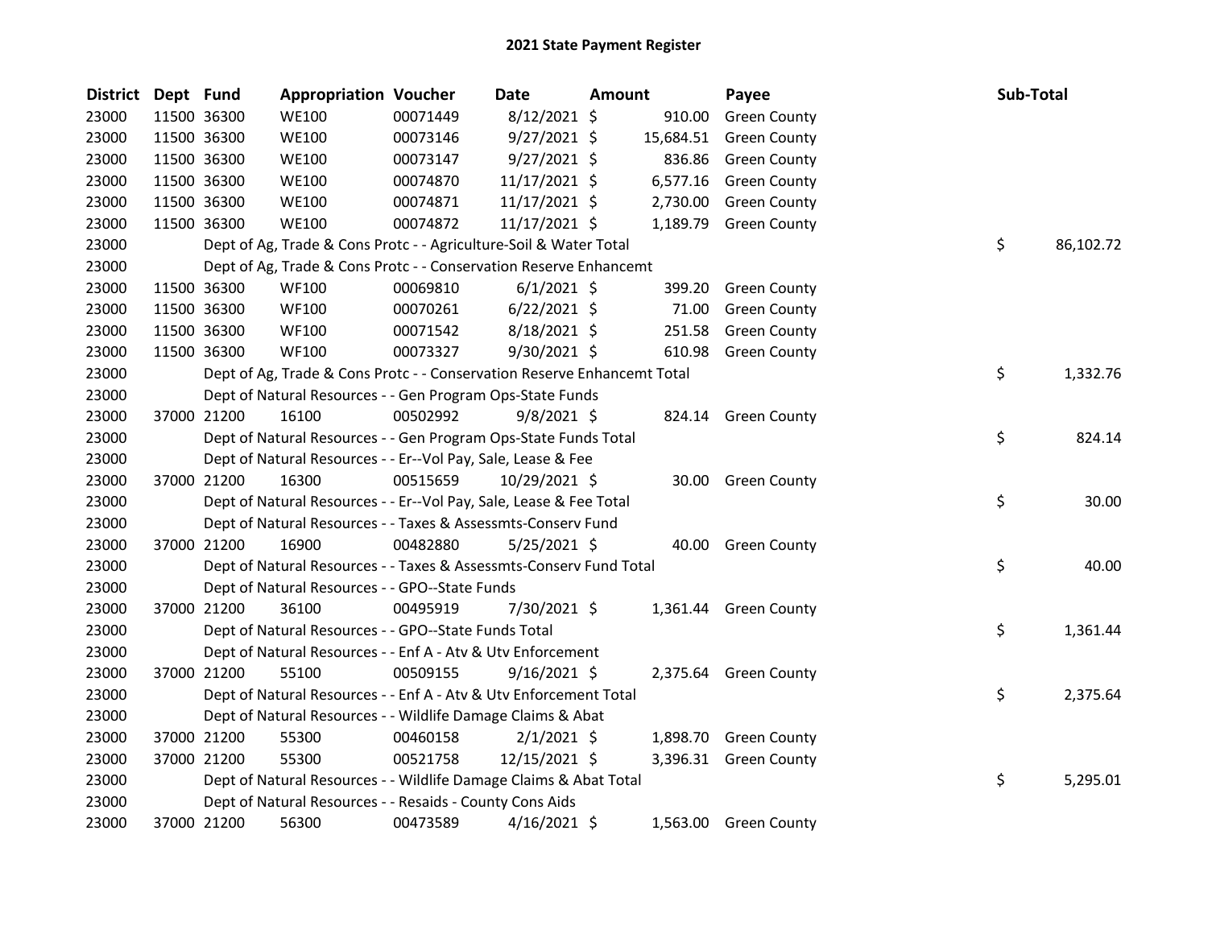# 2021 State Payment Register

| District | Dept | Fund | Appropriation | Voucher | Date | Amount | Payee | Sub-Total |
|---|---|---|---|---|---|---|---|---|
| 23000 | 11500 | 36300 | WE100 | 00071449 | 8/12/2021 | $ 910.00 | Green County | |
| 23000 | 11500 | 36300 | WE100 | 00073146 | 9/27/2021 | $ 15,684.51 | Green County | |
| 23000 | 11500 | 36300 | WE100 | 00073147 | 9/27/2021 | $ 836.86 | Green County | |
| 23000 | 11500 | 36300 | WE100 | 00074870 | 11/17/2021 | $ 6,577.16 | Green County | |
| 23000 | 11500 | 36300 | WE100 | 00074871 | 11/17/2021 | $ 2,730.00 | Green County | |
| 23000 | 11500 | 36300 | WE100 | 00074872 | 11/17/2021 | $ 1,189.79 | Green County | |
| 23000 | | Dept of Ag, Trade & Cons Protc - - Agriculture-Soil & Water Total | | | | | | $ 86,102.72 |
| 23000 | | Dept of Ag, Trade & Cons Protc - - Conservation Reserve Enhancemt | | | | | | |
| 23000 | 11500 | 36300 | WF100 | 00069810 | 6/1/2021 | $ 399.20 | Green County | |
| 23000 | 11500 | 36300 | WF100 | 00070261 | 6/22/2021 | $ 71.00 | Green County | |
| 23000 | 11500 | 36300 | WF100 | 00071542 | 8/18/2021 | $ 251.58 | Green County | |
| 23000 | 11500 | 36300 | WF100 | 00073327 | 9/30/2021 | $ 610.98 | Green County | |
| 23000 | | Dept of Ag, Trade & Cons Protc - - Conservation Reserve Enhancemt Total | | | | | | $ 1,332.76 |
| 23000 | | Dept of Natural Resources - - Gen Program Ops-State Funds | | | | | | |
| 23000 | 37000 | 21200 | 16100 | 00502992 | 9/8/2021 | $ 824.14 | Green County | |
| 23000 | | Dept of Natural Resources - - Gen Program Ops-State Funds Total | | | | | | $ 824.14 |
| 23000 | | Dept of Natural Resources - - Er--Vol Pay, Sale, Lease & Fee | | | | | | |
| 23000 | 37000 | 21200 | 16300 | 00515659 | 10/29/2021 | $ 30.00 | Green County | |
| 23000 | | Dept of Natural Resources - - Er--Vol Pay, Sale, Lease & Fee Total | | | | | | $ 30.00 |
| 23000 | | Dept of Natural Resources - - Taxes & Assessmts-Conserv Fund | | | | | | |
| 23000 | 37000 | 21200 | 16900 | 00482880 | 5/25/2021 | $ 40.00 | Green County | |
| 23000 | | Dept of Natural Resources - - Taxes & Assessmts-Conserv Fund Total | | | | | | $ 40.00 |
| 23000 | | Dept of Natural Resources - - GPO--State Funds | | | | | | |
| 23000 | 37000 | 21200 | 36100 | 00495919 | 7/30/2021 | $ 1,361.44 | Green County | |
| 23000 | | Dept of Natural Resources - - GPO--State Funds Total | | | | | | $ 1,361.44 |
| 23000 | | Dept of Natural Resources - - Enf A - Atv & Utv Enforcement | | | | | | |
| 23000 | 37000 | 21200 | 55100 | 00509155 | 9/16/2021 | $ 2,375.64 | Green County | |
| 23000 | | Dept of Natural Resources - - Enf A - Atv & Utv Enforcement Total | | | | | | $ 2,375.64 |
| 23000 | | Dept of Natural Resources - - Wildlife Damage Claims & Abat | | | | | | |
| 23000 | 37000 | 21200 | 55300 | 00460158 | 2/1/2021 | $ 1,898.70 | Green County | |
| 23000 | 37000 | 21200 | 55300 | 00521758 | 12/15/2021 | $ 3,396.31 | Green County | |
| 23000 | | Dept of Natural Resources - - Wildlife Damage Claims & Abat Total | | | | | | $ 5,295.01 |
| 23000 | | Dept of Natural Resources - - Resaids - County Cons Aids | | | | | | |
| 23000 | 37000 | 21200 | 56300 | 00473589 | 4/16/2021 | $ 1,563.00 | Green County | |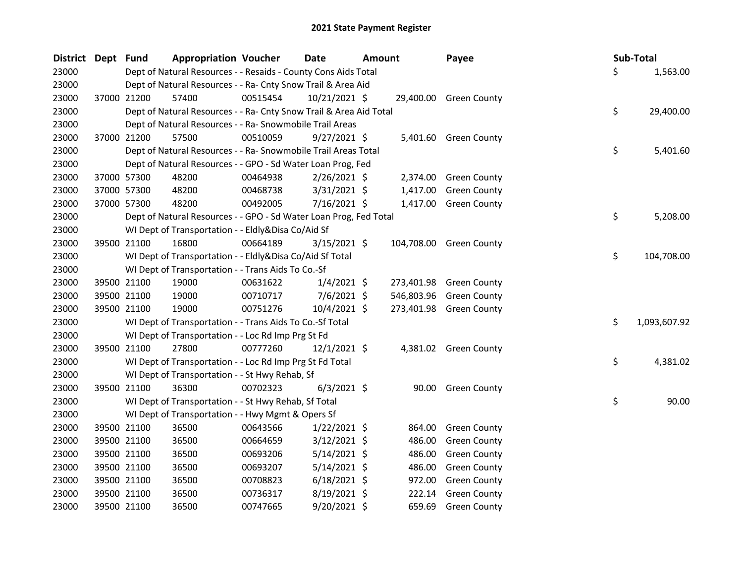# 2021 State Payment Register

| District | Dept | Fund | Appropriation | Voucher | Date | Amount | Payee | Sub-Total |
|---|---|---|---|---|---|---|---|---|
| 23000 | | Dept of Natural Resources - - Resaids - County Cons Aids Total | | | | | | $ 1,563.00 |
| 23000 | | Dept of Natural Resources - - Ra- Cnty Snow Trail & Area Aid | | | | | | |
| 23000 | 37000 | 21200 | 57400 | 00515454 | 10/21/2021 | $ 29,400.00 | Green County | |
| 23000 | | Dept of Natural Resources - - Ra- Cnty Snow Trail & Area Aid Total | | | | | | $ 29,400.00 |
| 23000 | | Dept of Natural Resources - - Ra- Snowmobile Trail Areas | | | | | | |
| 23000 | 37000 | 21200 | 57500 | 00510059 | 9/27/2021 | $ 5,401.60 | Green County | |
| 23000 | | Dept of Natural Resources - - Ra- Snowmobile Trail Areas Total | | | | | | $ 5,401.60 |
| 23000 | | Dept of Natural Resources - - GPO - Sd Water Loan Prog, Fed | | | | | | |
| 23000 | 37000 | 57300 | 48200 | 00464938 | 2/26/2021 | $ 2,374.00 | Green County | |
| 23000 | 37000 | 57300 | 48200 | 00468738 | 3/31/2021 | $ 1,417.00 | Green County | |
| 23000 | 37000 | 57300 | 48200 | 00492005 | 7/16/2021 | $ 1,417.00 | Green County | |
| 23000 | | Dept of Natural Resources - - GPO - Sd Water Loan Prog, Fed Total | | | | | | $ 5,208.00 |
| 23000 | | WI Dept of Transportation - - Eldly&Disa Co/Aid Sf | | | | | | |
| 23000 | 39500 | 21100 | 16800 | 00664189 | 3/15/2021 | $ 104,708.00 | Green County | |
| 23000 | | WI Dept of Transportation - - Eldly&Disa Co/Aid Sf Total | | | | | | $ 104,708.00 |
| 23000 | | WI Dept of Transportation - - Trans Aids To Co.-Sf | | | | | | |
| 23000 | 39500 | 21100 | 19000 | 00631622 | 1/4/2021 | $ 273,401.98 | Green County | |
| 23000 | 39500 | 21100 | 19000 | 00710717 | 7/6/2021 | $ 546,803.96 | Green County | |
| 23000 | 39500 | 21100 | 19000 | 00751276 | 10/4/2021 | $ 273,401.98 | Green County | |
| 23000 | | WI Dept of Transportation - - Trans Aids To Co.-Sf Total | | | | | | $ 1,093,607.92 |
| 23000 | | WI Dept of Transportation - - Loc Rd Imp Prg St Fd | | | | | | |
| 23000 | 39500 | 21100 | 27800 | 00777260 | 12/1/2021 | $ 4,381.02 | Green County | |
| 23000 | | WI Dept of Transportation - - Loc Rd Imp Prg St Fd Total | | | | | | $ 4,381.02 |
| 23000 | | WI Dept of Transportation - - St Hwy Rehab, Sf | | | | | | |
| 23000 | 39500 | 21100 | 36300 | 00702323 | 6/3/2021 | $ 90.00 | Green County | |
| 23000 | | WI Dept of Transportation - - St Hwy Rehab, Sf Total | | | | | | $ 90.00 |
| 23000 | | WI Dept of Transportation - - Hwy Mgmt & Opers Sf | | | | | | |
| 23000 | 39500 | 21100 | 36500 | 00643566 | 1/22/2021 | $ 864.00 | Green County | |
| 23000 | 39500 | 21100 | 36500 | 00664659 | 3/12/2021 | $ 486.00 | Green County | |
| 23000 | 39500 | 21100 | 36500 | 00693206 | 5/14/2021 | $ 486.00 | Green County | |
| 23000 | 39500 | 21100 | 36500 | 00693207 | 5/14/2021 | $ 486.00 | Green County | |
| 23000 | 39500 | 21100 | 36500 | 00708823 | 6/18/2021 | $ 972.00 | Green County | |
| 23000 | 39500 | 21100 | 36500 | 00736317 | 8/19/2021 | $ 222.14 | Green County | |
| 23000 | 39500 | 21100 | 36500 | 00747665 | 9/20/2021 | $ 659.69 | Green County | |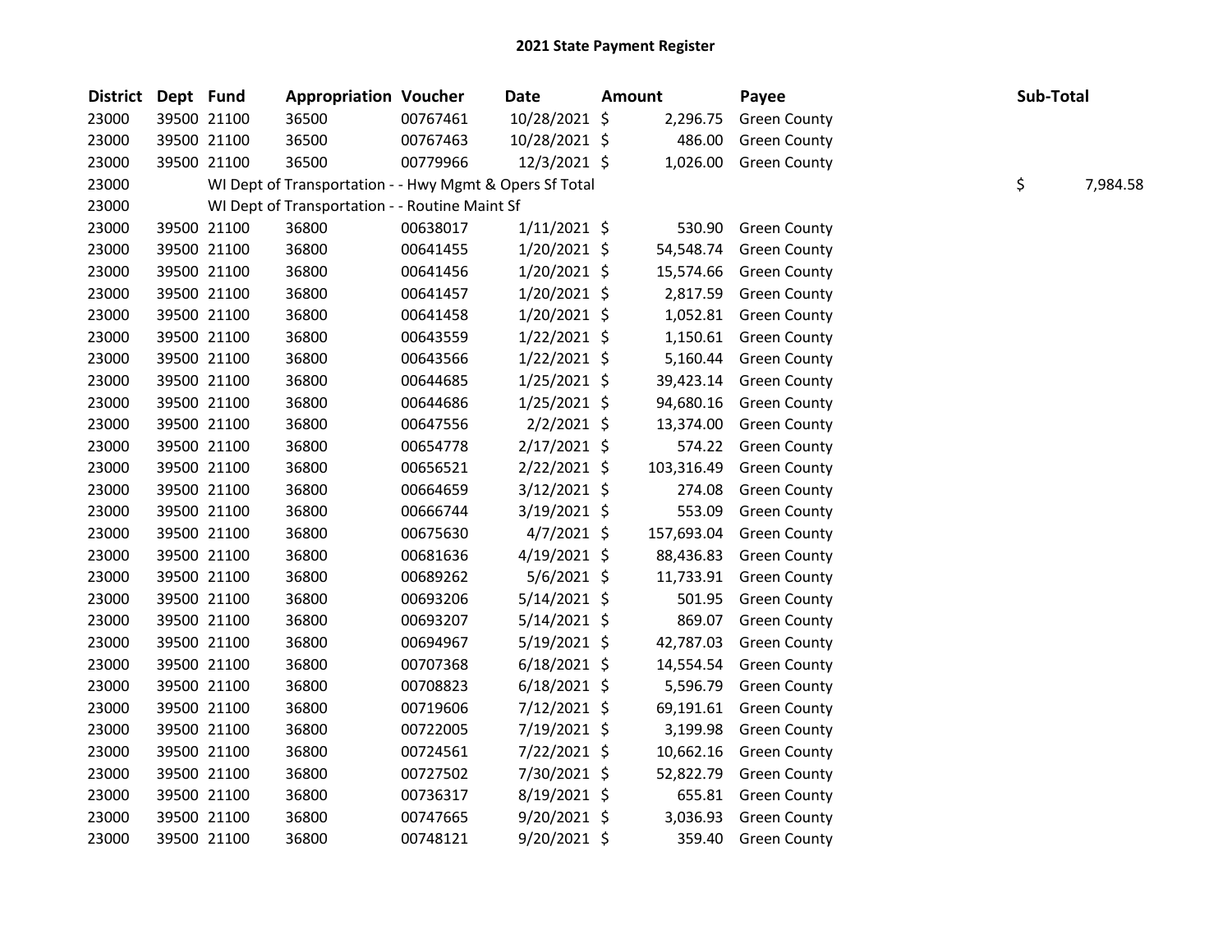# 2021 State Payment Register

| District | Dept | Fund | Appropriation | Voucher | Date | Amount | Payee | Sub-Total |
|---|---|---|---|---|---|---|---|---|
| 23000 | 39500 | 21100 | 36500 | 00767461 | 10/28/2021 | $ 2,296.75 | Green County | |
| 23000 | 39500 | 21100 | 36500 | 00767463 | 10/28/2021 | $ 486.00 | Green County | |
| 23000 | 39500 | 21100 | 36500 | 00779966 | 12/3/2021 | $ 1,026.00 | Green County | |
| 23000 | | WI Dept of Transportation - - Hwy Mgmt & Opers Sf Total | | | | | | $ 7,984.58 |
| 23000 | | WI Dept of Transportation - - Routine Maint Sf | | | | | | |
| 23000 | 39500 | 21100 | 36800 | 00638017 | 1/11/2021 | $ 530.90 | Green County | |
| 23000 | 39500 | 21100 | 36800 | 00641455 | 1/20/2021 | $ 54,548.74 | Green County | |
| 23000 | 39500 | 21100 | 36800 | 00641456 | 1/20/2021 | $ 15,574.66 | Green County | |
| 23000 | 39500 | 21100 | 36800 | 00641457 | 1/20/2021 | $ 2,817.59 | Green County | |
| 23000 | 39500 | 21100 | 36800 | 00641458 | 1/20/2021 | $ 1,052.81 | Green County | |
| 23000 | 39500 | 21100 | 36800 | 00643559 | 1/22/2021 | $ 1,150.61 | Green County | |
| 23000 | 39500 | 21100 | 36800 | 00643566 | 1/22/2021 | $ 5,160.44 | Green County | |
| 23000 | 39500 | 21100 | 36800 | 00644685 | 1/25/2021 | $ 39,423.14 | Green County | |
| 23000 | 39500 | 21100 | 36800 | 00644686 | 1/25/2021 | $ 94,680.16 | Green County | |
| 23000 | 39500 | 21100 | 36800 | 00647556 | 2/2/2021 | $ 13,374.00 | Green County | |
| 23000 | 39500 | 21100 | 36800 | 00654778 | 2/17/2021 | $ 574.22 | Green County | |
| 23000 | 39500 | 21100 | 36800 | 00656521 | 2/22/2021 | $ 103,316.49 | Green County | |
| 23000 | 39500 | 21100 | 36800 | 00664659 | 3/12/2021 | $ 274.08 | Green County | |
| 23000 | 39500 | 21100 | 36800 | 00666744 | 3/19/2021 | $ 553.09 | Green County | |
| 23000 | 39500 | 21100 | 36800 | 00675630 | 4/7/2021 | $ 157,693.04 | Green County | |
| 23000 | 39500 | 21100 | 36800 | 00681636 | 4/19/2021 | $ 88,436.83 | Green County | |
| 23000 | 39500 | 21100 | 36800 | 00689262 | 5/6/2021 | $ 11,733.91 | Green County | |
| 23000 | 39500 | 21100 | 36800 | 00693206 | 5/14/2021 | $ 501.95 | Green County | |
| 23000 | 39500 | 21100 | 36800 | 00693207 | 5/14/2021 | $ 869.07 | Green County | |
| 23000 | 39500 | 21100 | 36800 | 00694967 | 5/19/2021 | $ 42,787.03 | Green County | |
| 23000 | 39500 | 21100 | 36800 | 00707368 | 6/18/2021 | $ 14,554.54 | Green County | |
| 23000 | 39500 | 21100 | 36800 | 00708823 | 6/18/2021 | $ 5,596.79 | Green County | |
| 23000 | 39500 | 21100 | 36800 | 00719606 | 7/12/2021 | $ 69,191.61 | Green County | |
| 23000 | 39500 | 21100 | 36800 | 00722005 | 7/19/2021 | $ 3,199.98 | Green County | |
| 23000 | 39500 | 21100 | 36800 | 00724561 | 7/22/2021 | $ 10,662.16 | Green County | |
| 23000 | 39500 | 21100 | 36800 | 00727502 | 7/30/2021 | $ 52,822.79 | Green County | |
| 23000 | 39500 | 21100 | 36800 | 00736317 | 8/19/2021 | $ 655.81 | Green County | |
| 23000 | 39500 | 21100 | 36800 | 00747665 | 9/20/2021 | $ 3,036.93 | Green County | |
| 23000 | 39500 | 21100 | 36800 | 00748121 | 9/20/2021 | $ 359.40 | Green County | |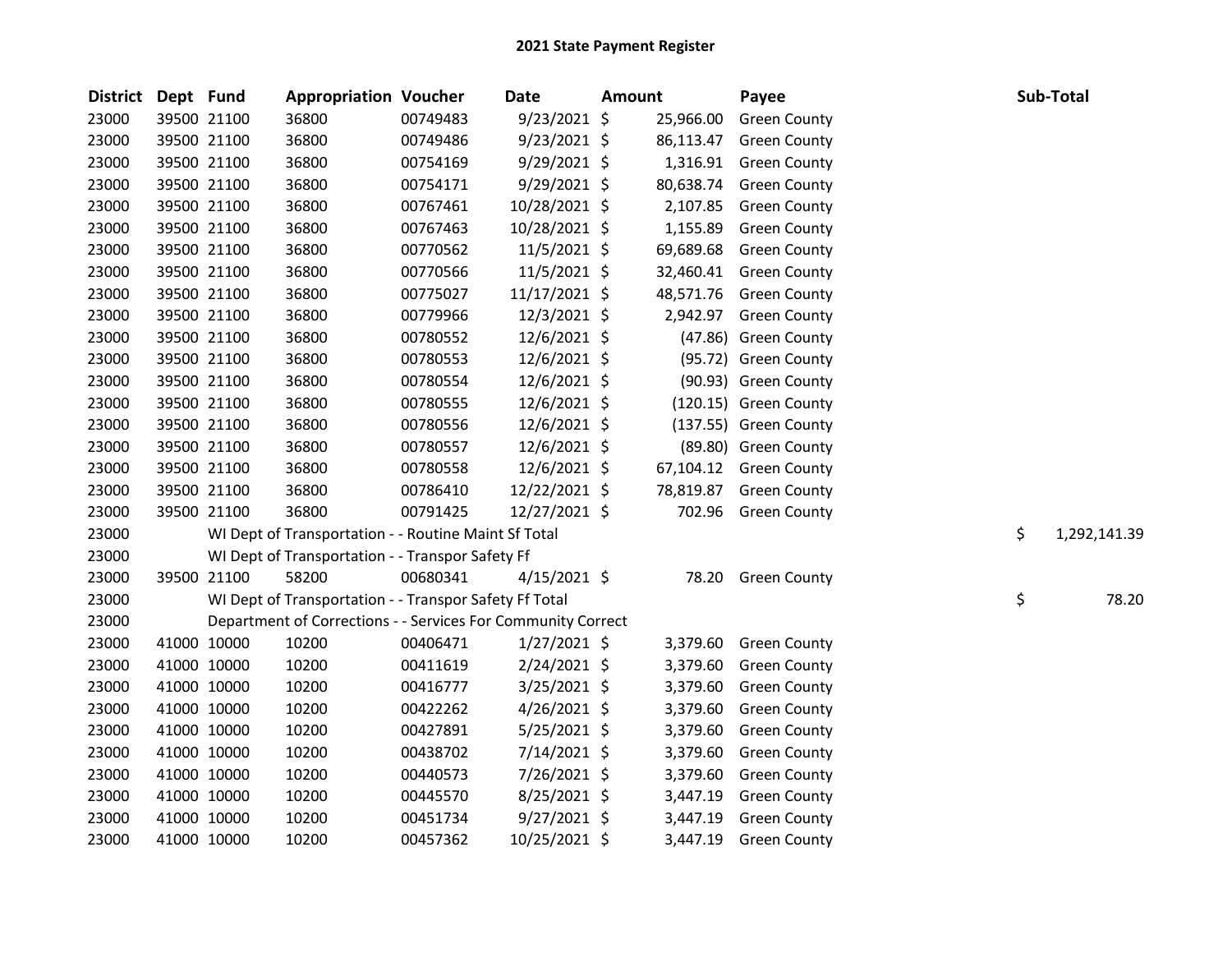# 2021 State Payment Register

| District | Dept | Fund | Appropriation | Voucher | Date | Amount | Payee | Sub-Total |
|---|---|---|---|---|---|---|---|---|
| 23000 | 39500 | 21100 | 36800 | 00749483 | 9/23/2021 | $ 25,966.00 | Green County | |
| 23000 | 39500 | 21100 | 36800 | 00749486 | 9/23/2021 | $ 86,113.47 | Green County | |
| 23000 | 39500 | 21100 | 36800 | 00754169 | 9/29/2021 | $ 1,316.91 | Green County | |
| 23000 | 39500 | 21100 | 36800 | 00754171 | 9/29/2021 | $ 80,638.74 | Green County | |
| 23000 | 39500 | 21100 | 36800 | 00767461 | 10/28/2021 | $ 2,107.85 | Green County | |
| 23000 | 39500 | 21100 | 36800 | 00767463 | 10/28/2021 | $ 1,155.89 | Green County | |
| 23000 | 39500 | 21100 | 36800 | 00770562 | 11/5/2021 | $ 69,689.68 | Green County | |
| 23000 | 39500 | 21100 | 36800 | 00770566 | 11/5/2021 | $ 32,460.41 | Green County | |
| 23000 | 39500 | 21100 | 36800 | 00775027 | 11/17/2021 | $ 48,571.76 | Green County | |
| 23000 | 39500 | 21100 | 36800 | 00779966 | 12/3/2021 | $ 2,942.97 | Green County | |
| 23000 | 39500 | 21100 | 36800 | 00780552 | 12/6/2021 | $ (47.86) | Green County | |
| 23000 | 39500 | 21100 | 36800 | 00780553 | 12/6/2021 | $ (95.72) | Green County | |
| 23000 | 39500 | 21100 | 36800 | 00780554 | 12/6/2021 | $ (90.93) | Green County | |
| 23000 | 39500 | 21100 | 36800 | 00780555 | 12/6/2021 | $ (120.15) | Green County | |
| 23000 | 39500 | 21100 | 36800 | 00780556 | 12/6/2021 | $ (137.55) | Green County | |
| 23000 | 39500 | 21100 | 36800 | 00780557 | 12/6/2021 | $ (89.80) | Green County | |
| 23000 | 39500 | 21100 | 36800 | 00780558 | 12/6/2021 | $ 67,104.12 | Green County | |
| 23000 | 39500 | 21100 | 36800 | 00786410 | 12/22/2021 | $ 78,819.87 | Green County | |
| 23000 | 39500 | 21100 | 36800 | 00791425 | 12/27/2021 | $ 702.96 | Green County | |
| 23000 | | | WI Dept of Transportation - - Routine Maint Sf Total | | | | | $ 1,292,141.39 |
| 23000 | | | WI Dept of Transportation - - Transpor Safety Ff | | | | | |
| 23000 | 39500 | 21100 | 58200 | 00680341 | 4/15/2021 | $ 78.20 | Green County | |
| 23000 | | | WI Dept of Transportation - - Transpor Safety Ff Total | | | | | $ 78.20 |
| 23000 | | | Department of Corrections - - Services For Community Correct | | | | | |
| 23000 | 41000 | 10000 | 10200 | 00406471 | 1/27/2021 | $ 3,379.60 | Green County | |
| 23000 | 41000 | 10000 | 10200 | 00411619 | 2/24/2021 | $ 3,379.60 | Green County | |
| 23000 | 41000 | 10000 | 10200 | 00416777 | 3/25/2021 | $ 3,379.60 | Green County | |
| 23000 | 41000 | 10000 | 10200 | 00422262 | 4/26/2021 | $ 3,379.60 | Green County | |
| 23000 | 41000 | 10000 | 10200 | 00427891 | 5/25/2021 | $ 3,379.60 | Green County | |
| 23000 | 41000 | 10000 | 10200 | 00438702 | 7/14/2021 | $ 3,379.60 | Green County | |
| 23000 | 41000 | 10000 | 10200 | 00440573 | 7/26/2021 | $ 3,379.60 | Green County | |
| 23000 | 41000 | 10000 | 10200 | 00445570 | 8/25/2021 | $ 3,447.19 | Green County | |
| 23000 | 41000 | 10000 | 10200 | 00451734 | 9/27/2021 | $ 3,447.19 | Green County | |
| 23000 | 41000 | 10000 | 10200 | 00457362 | 10/25/2021 | $ 3,447.19 | Green County | |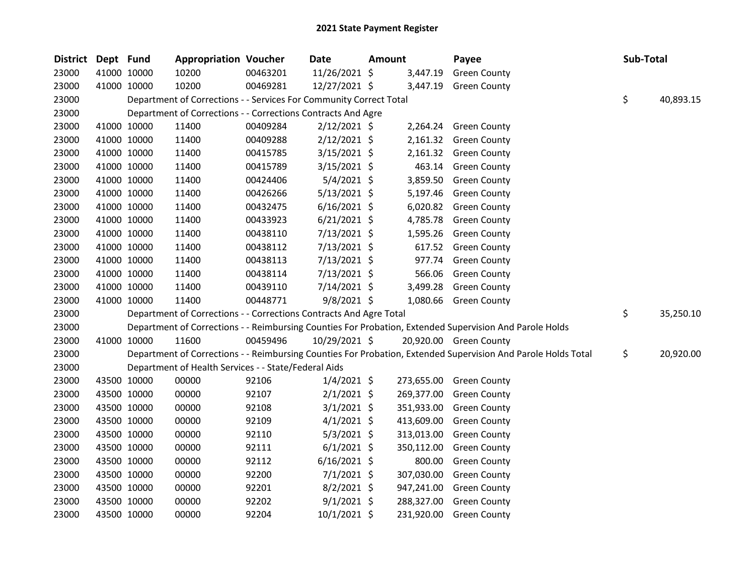# 2021 State Payment Register

| District | Dept | Fund | Appropriation | Voucher | Date | Amount | Payee | Sub-Total |
|---|---|---|---|---|---|---|---|---|
| 23000 | 41000 | 10000 | 10200 | 00463201 | 11/26/2021 | $ 3,447.19 | Green County | |
| 23000 | 41000 | 10000 | 10200 | 00469281 | 12/27/2021 | $ 3,447.19 | Green County | |
| 23000 | | | Department of Corrections - - Services For Community Correct Total | | | | | $ 40,893.15 |
| 23000 | | | Department of Corrections - - Corrections Contracts And Agre | | | | | |
| 23000 | 41000 | 10000 | 11400 | 00409284 | 2/12/2021 | $ 2,264.24 | Green County | |
| 23000 | 41000 | 10000 | 11400 | 00409288 | 2/12/2021 | $ 2,161.32 | Green County | |
| 23000 | 41000 | 10000 | 11400 | 00415785 | 3/15/2021 | $ 2,161.32 | Green County | |
| 23000 | 41000 | 10000 | 11400 | 00415789 | 3/15/2021 | $ 463.14 | Green County | |
| 23000 | 41000 | 10000 | 11400 | 00424406 | 5/4/2021 | $ 3,859.50 | Green County | |
| 23000 | 41000 | 10000 | 11400 | 00426266 | 5/13/2021 | $ 5,197.46 | Green County | |
| 23000 | 41000 | 10000 | 11400 | 00432475 | 6/16/2021 | $ 6,020.82 | Green County | |
| 23000 | 41000 | 10000 | 11400 | 00433923 | 6/21/2021 | $ 4,785.78 | Green County | |
| 23000 | 41000 | 10000 | 11400 | 00438110 | 7/13/2021 | $ 1,595.26 | Green County | |
| 23000 | 41000 | 10000 | 11400 | 00438112 | 7/13/2021 | $ 617.52 | Green County | |
| 23000 | 41000 | 10000 | 11400 | 00438113 | 7/13/2021 | $ 977.74 | Green County | |
| 23000 | 41000 | 10000 | 11400 | 00438114 | 7/13/2021 | $ 566.06 | Green County | |
| 23000 | 41000 | 10000 | 11400 | 00439110 | 7/14/2021 | $ 3,499.28 | Green County | |
| 23000 | 41000 | 10000 | 11400 | 00448771 | 9/8/2021 | $ 1,080.66 | Green County | |
| 23000 | | | Department of Corrections - - Corrections Contracts And Agre Total | | | | | $ 35,250.10 |
| 23000 | | | Department of Corrections - - Reimbursing Counties For Probation, Extended Supervision And Parole Holds | | | | | |
| 23000 | 41000 | 10000 | 11600 | 00459496 | 10/29/2021 | $ 20,920.00 | Green County | |
| 23000 | | | Department of Corrections - - Reimbursing Counties For Probation, Extended Supervision And Parole Holds Total | | | | | $ 20,920.00 |
| 23000 | | | Department of Health Services - - State/Federal Aids | | | | | |
| 23000 | 43500 | 10000 | 00000 | 92106 | 1/4/2021 | $ 273,655.00 | Green County | |
| 23000 | 43500 | 10000 | 00000 | 92107 | 2/1/2021 | $ 269,377.00 | Green County | |
| 23000 | 43500 | 10000 | 00000 | 92108 | 3/1/2021 | $ 351,933.00 | Green County | |
| 23000 | 43500 | 10000 | 00000 | 92109 | 4/1/2021 | $ 413,609.00 | Green County | |
| 23000 | 43500 | 10000 | 00000 | 92110 | 5/3/2021 | $ 313,013.00 | Green County | |
| 23000 | 43500 | 10000 | 00000 | 92111 | 6/1/2021 | $ 350,112.00 | Green County | |
| 23000 | 43500 | 10000 | 00000 | 92112 | 6/16/2021 | $ 800.00 | Green County | |
| 23000 | 43500 | 10000 | 00000 | 92200 | 7/1/2021 | $ 307,030.00 | Green County | |
| 23000 | 43500 | 10000 | 00000 | 92201 | 8/2/2021 | $ 947,241.00 | Green County | |
| 23000 | 43500 | 10000 | 00000 | 92202 | 9/1/2021 | $ 288,327.00 | Green County | |
| 23000 | 43500 | 10000 | 00000 | 92204 | 10/1/2021 | $ 231,920.00 | Green County | |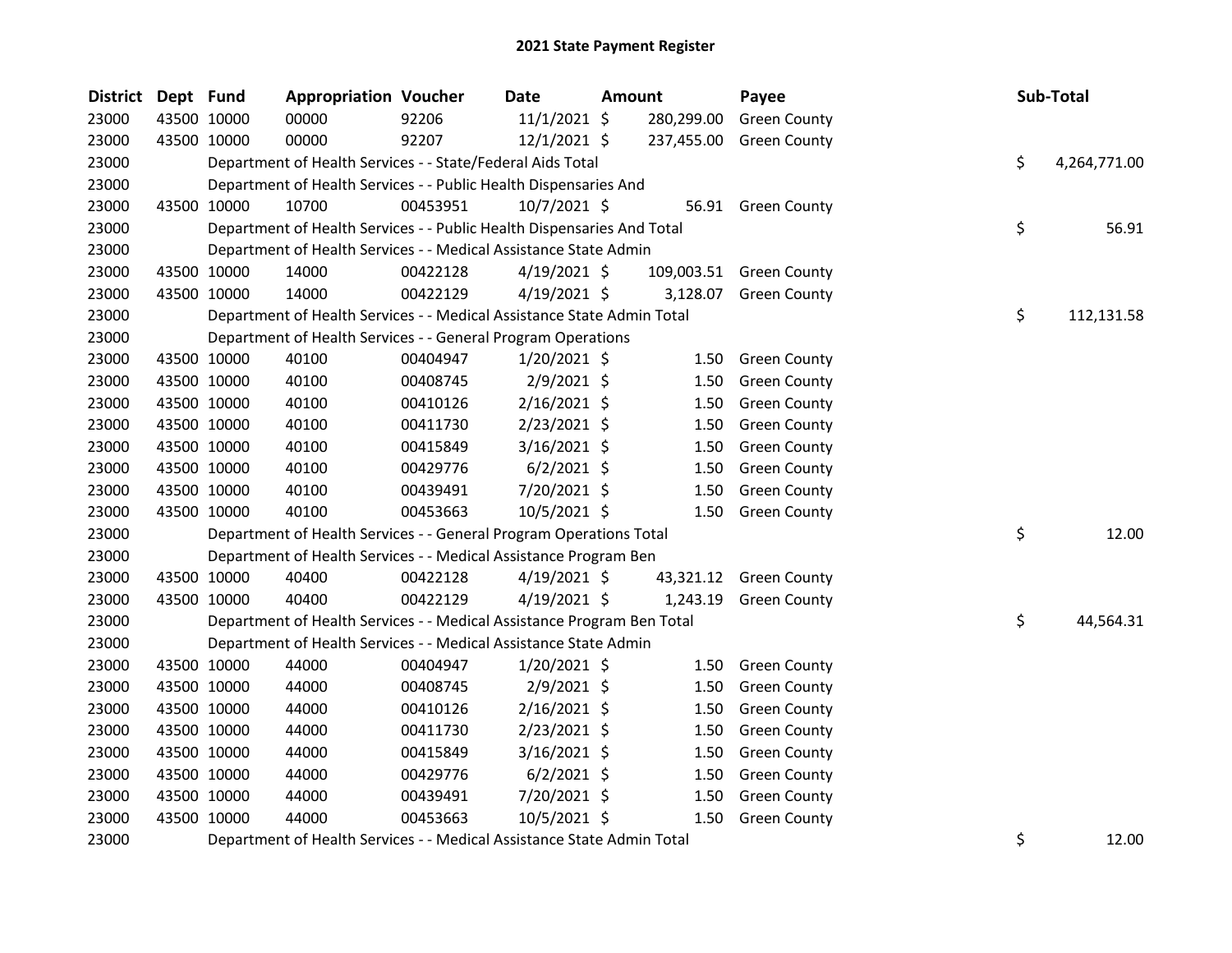# 2021 State Payment Register

| District | Dept | Fund | Appropriation | Voucher | Date | Amount | Payee | Sub-Total |
|---|---|---|---|---|---|---|---|---|
| 23000 | 43500 | 10000 | 00000 | 92206 | 11/1/2021 | $ 280,299.00 | Green County | |
| 23000 | 43500 | 10000 | 00000 | 92207 | 12/1/2021 | $ 237,455.00 | Green County | |
| 23000 | | | Department of Health Services - - State/Federal Aids Total | | | | | $ 4,264,771.00 |
| 23000 | | | Department of Health Services - - Public Health Dispensaries And | | | | | |
| 23000 | 43500 | 10000 | 10700 | 00453951 | 10/7/2021 | $ 56.91 | Green County | |
| 23000 | | | Department of Health Services - - Public Health Dispensaries And Total | | | | | $ 56.91 |
| 23000 | | | Department of Health Services - - Medical Assistance State Admin | | | | | |
| 23000 | 43500 | 10000 | 14000 | 00422128 | 4/19/2021 | $ 109,003.51 | Green County | |
| 23000 | 43500 | 10000 | 14000 | 00422129 | 4/19/2021 | $ 3,128.07 | Green County | |
| 23000 | | | Department of Health Services - - Medical Assistance State Admin Total | | | | | $ 112,131.58 |
| 23000 | | | Department of Health Services - - General Program Operations | | | | | |
| 23000 | 43500 | 10000 | 40100 | 00404947 | 1/20/2021 | $ 1.50 | Green County | |
| 23000 | 43500 | 10000 | 40100 | 00408745 | 2/9/2021 | $ 1.50 | Green County | |
| 23000 | 43500 | 10000 | 40100 | 00410126 | 2/16/2021 | $ 1.50 | Green County | |
| 23000 | 43500 | 10000 | 40100 | 00411730 | 2/23/2021 | $ 1.50 | Green County | |
| 23000 | 43500 | 10000 | 40100 | 00415849 | 3/16/2021 | $ 1.50 | Green County | |
| 23000 | 43500 | 10000 | 40100 | 00429776 | 6/2/2021 | $ 1.50 | Green County | |
| 23000 | 43500 | 10000 | 40100 | 00439491 | 7/20/2021 | $ 1.50 | Green County | |
| 23000 | 43500 | 10000 | 40100 | 00453663 | 10/5/2021 | $ 1.50 | Green County | |
| 23000 | | | Department of Health Services - - General Program Operations Total | | | | | $ 12.00 |
| 23000 | | | Department of Health Services - - Medical Assistance Program Ben | | | | | |
| 23000 | 43500 | 10000 | 40400 | 00422128 | 4/19/2021 | $ 43,321.12 | Green County | |
| 23000 | 43500 | 10000 | 40400 | 00422129 | 4/19/2021 | $ 1,243.19 | Green County | |
| 23000 | | | Department of Health Services - - Medical Assistance Program Ben Total | | | | | $ 44,564.31 |
| 23000 | | | Department of Health Services - - Medical Assistance State Admin | | | | | |
| 23000 | 43500 | 10000 | 44000 | 00404947 | 1/20/2021 | $ 1.50 | Green County | |
| 23000 | 43500 | 10000 | 44000 | 00408745 | 2/9/2021 | $ 1.50 | Green County | |
| 23000 | 43500 | 10000 | 44000 | 00410126 | 2/16/2021 | $ 1.50 | Green County | |
| 23000 | 43500 | 10000 | 44000 | 00411730 | 2/23/2021 | $ 1.50 | Green County | |
| 23000 | 43500 | 10000 | 44000 | 00415849 | 3/16/2021 | $ 1.50 | Green County | |
| 23000 | 43500 | 10000 | 44000 | 00429776 | 6/2/2021 | $ 1.50 | Green County | |
| 23000 | 43500 | 10000 | 44000 | 00439491 | 7/20/2021 | $ 1.50 | Green County | |
| 23000 | 43500 | 10000 | 44000 | 00453663 | 10/5/2021 | $ 1.50 | Green County | |
| 23000 | | | Department of Health Services - - Medical Assistance State Admin Total | | | | | $ 12.00 |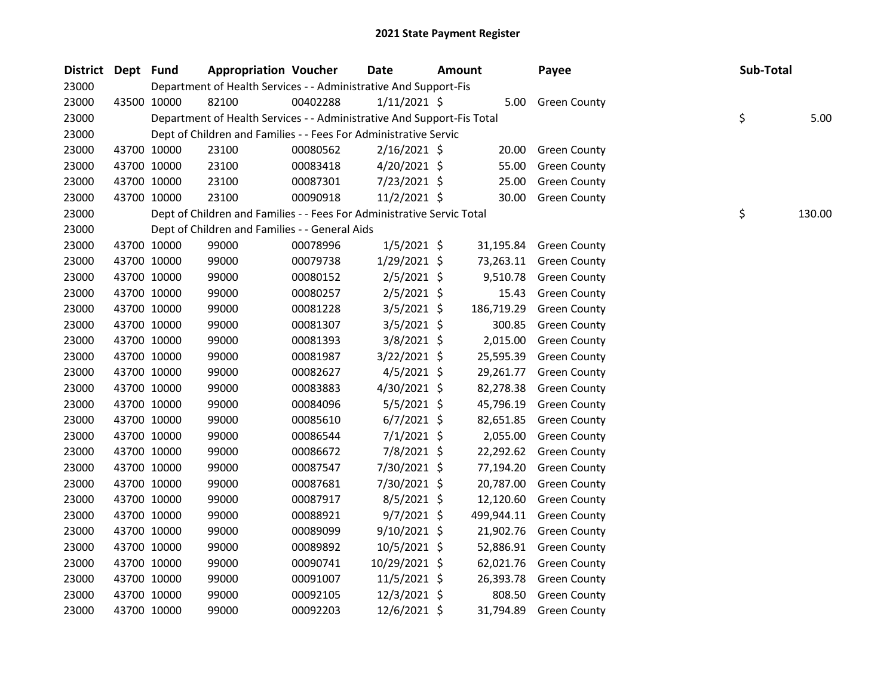# 2021 State Payment Register

| District | Dept | Fund | Appropriation | Voucher | Date | Amount | Payee | Sub-Total |
|---|---|---|---|---|---|---|---|---|
| 23000 | | Department of Health Services - - Administrative And Support-Fis | | | | | | |
| 23000 | 43500 | 10000 | 82100 | 00402288 | 1/11/2021 | $ 5.00 | Green County | |
| 23000 | | Department of Health Services - - Administrative And Support-Fis Total | | | | | | $ 5.00 |
| 23000 | | Dept of Children and Families - - Fees For Administrative Servic | | | | | | |
| 23000 | 43700 | 10000 | 23100 | 00080562 | 2/16/2021 | $ 20.00 | Green County | |
| 23000 | 43700 | 10000 | 23100 | 00083418 | 4/20/2021 | $ 55.00 | Green County | |
| 23000 | 43700 | 10000 | 23100 | 00087301 | 7/23/2021 | $ 25.00 | Green County | |
| 23000 | 43700 | 10000 | 23100 | 00090918 | 11/2/2021 | $ 30.00 | Green County | |
| 23000 | | Dept of Children and Families - - Fees For Administrative Servic Total | | | | | | $ 130.00 |
| 23000 | | Dept of Children and Families - - General Aids | | | | | | |
| 23000 | 43700 | 10000 | 99000 | 00078996 | 1/5/2021 | $ 31,195.84 | Green County | |
| 23000 | 43700 | 10000 | 99000 | 00079738 | 1/29/2021 | $ 73,263.11 | Green County | |
| 23000 | 43700 | 10000 | 99000 | 00080152 | 2/5/2021 | $ 9,510.78 | Green County | |
| 23000 | 43700 | 10000 | 99000 | 00080257 | 2/5/2021 | $ 15.43 | Green County | |
| 23000 | 43700 | 10000 | 99000 | 00081228 | 3/5/2021 | $ 186,719.29 | Green County | |
| 23000 | 43700 | 10000 | 99000 | 00081307 | 3/5/2021 | $ 300.85 | Green County | |
| 23000 | 43700 | 10000 | 99000 | 00081393 | 3/8/2021 | $ 2,015.00 | Green County | |
| 23000 | 43700 | 10000 | 99000 | 00081987 | 3/22/2021 | $ 25,595.39 | Green County | |
| 23000 | 43700 | 10000 | 99000 | 00082627 | 4/5/2021 | $ 29,261.77 | Green County | |
| 23000 | 43700 | 10000 | 99000 | 00083883 | 4/30/2021 | $ 82,278.38 | Green County | |
| 23000 | 43700 | 10000 | 99000 | 00084096 | 5/5/2021 | $ 45,796.19 | Green County | |
| 23000 | 43700 | 10000 | 99000 | 00085610 | 6/7/2021 | $ 82,651.85 | Green County | |
| 23000 | 43700 | 10000 | 99000 | 00086544 | 7/1/2021 | $ 2,055.00 | Green County | |
| 23000 | 43700 | 10000 | 99000 | 00086672 | 7/8/2021 | $ 22,292.62 | Green County | |
| 23000 | 43700 | 10000 | 99000 | 00087547 | 7/30/2021 | $ 77,194.20 | Green County | |
| 23000 | 43700 | 10000 | 99000 | 00087681 | 7/30/2021 | $ 20,787.00 | Green County | |
| 23000 | 43700 | 10000 | 99000 | 00087917 | 8/5/2021 | $ 12,120.60 | Green County | |
| 23000 | 43700 | 10000 | 99000 | 00088921 | 9/7/2021 | $ 499,944.11 | Green County | |
| 23000 | 43700 | 10000 | 99000 | 00089099 | 9/10/2021 | $ 21,902.76 | Green County | |
| 23000 | 43700 | 10000 | 99000 | 00089892 | 10/5/2021 | $ 52,886.91 | Green County | |
| 23000 | 43700 | 10000 | 99000 | 00090741 | 10/29/2021 | $ 62,021.76 | Green County | |
| 23000 | 43700 | 10000 | 99000 | 00091007 | 11/5/2021 | $ 26,393.78 | Green County | |
| 23000 | 43700 | 10000 | 99000 | 00092105 | 12/3/2021 | $ 808.50 | Green County | |
| 23000 | 43700 | 10000 | 99000 | 00092203 | 12/6/2021 | $ 31,794.89 | Green County | |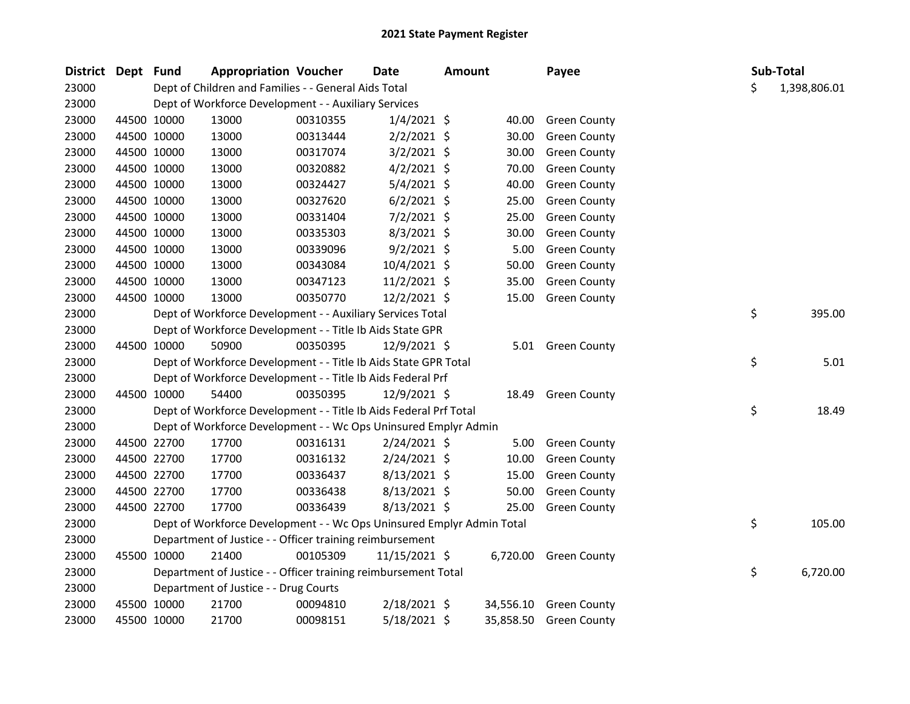# 2021 State Payment Register

| District | Dept | Fund | Appropriation | Voucher | Date | Amount | Payee | Sub-Total |
|---|---|---|---|---|---|---|---|---|
| 23000 | | Dept of Children and Families - - General Aids Total | | | | | | $ 1,398,806.01 |
| 23000 | | Dept of Workforce Development - - Auxiliary Services | | | | | | |
| 23000 | 44500 | 10000 | 13000 | 00310355 | 1/4/2021 | $ 40.00 | Green County | |
| 23000 | 44500 | 10000 | 13000 | 00313444 | 2/2/2021 | $ 30.00 | Green County | |
| 23000 | 44500 | 10000 | 13000 | 00317074 | 3/2/2021 | $ 30.00 | Green County | |
| 23000 | 44500 | 10000 | 13000 | 00320882 | 4/2/2021 | $ 70.00 | Green County | |
| 23000 | 44500 | 10000 | 13000 | 00324427 | 5/4/2021 | $ 40.00 | Green County | |
| 23000 | 44500 | 10000 | 13000 | 00327620 | 6/2/2021 | $ 25.00 | Green County | |
| 23000 | 44500 | 10000 | 13000 | 00331404 | 7/2/2021 | $ 25.00 | Green County | |
| 23000 | 44500 | 10000 | 13000 | 00335303 | 8/3/2021 | $ 30.00 | Green County | |
| 23000 | 44500 | 10000 | 13000 | 00339096 | 9/2/2021 | $ 5.00 | Green County | |
| 23000 | 44500 | 10000 | 13000 | 00343084 | 10/4/2021 | $ 50.00 | Green County | |
| 23000 | 44500 | 10000 | 13000 | 00347123 | 11/2/2021 | $ 35.00 | Green County | |
| 23000 | 44500 | 10000 | 13000 | 00350770 | 12/2/2021 | $ 15.00 | Green County | |
| 23000 | | Dept of Workforce Development - - Auxiliary Services Total | | | | | | $ 395.00 |
| 23000 | | Dept of Workforce Development - - Title Ib Aids State GPR | | | | | | |
| 23000 | 44500 | 10000 | 50900 | 00350395 | 12/9/2021 | $ 5.01 | Green County | |
| 23000 | | Dept of Workforce Development - - Title Ib Aids State GPR Total | | | | | | $ 5.01 |
| 23000 | | Dept of Workforce Development - - Title Ib Aids Federal Prf | | | | | | |
| 23000 | 44500 | 10000 | 54400 | 00350395 | 12/9/2021 | $ 18.49 | Green County | |
| 23000 | | Dept of Workforce Development - - Title Ib Aids Federal Prf Total | | | | | | $ 18.49 |
| 23000 | | Dept of Workforce Development - - Wc Ops Uninsured Emplyr Admin | | | | | | |
| 23000 | 44500 | 22700 | 17700 | 00316131 | 2/24/2021 | $ 5.00 | Green County | |
| 23000 | 44500 | 22700 | 17700 | 00316132 | 2/24/2021 | $ 10.00 | Green County | |
| 23000 | 44500 | 22700 | 17700 | 00336437 | 8/13/2021 | $ 15.00 | Green County | |
| 23000 | 44500 | 22700 | 17700 | 00336438 | 8/13/2021 | $ 50.00 | Green County | |
| 23000 | 44500 | 22700 | 17700 | 00336439 | 8/13/2021 | $ 25.00 | Green County | |
| 23000 | | Dept of Workforce Development - - Wc Ops Uninsured Emplyr Admin Total | | | | | | $ 105.00 |
| 23000 | | Department of Justice - - Officer training reimbursement | | | | | | |
| 23000 | 45500 | 10000 | 21400 | 00105309 | 11/15/2021 | $ 6,720.00 | Green County | |
| 23000 | | Department of Justice - - Officer training reimbursement Total | | | | | | $ 6,720.00 |
| 23000 | | Department of Justice - - Drug Courts | | | | | | |
| 23000 | 45500 | 10000 | 21700 | 00094810 | 2/18/2021 | $ 34,556.10 | Green County | |
| 23000 | 45500 | 10000 | 21700 | 00098151 | 5/18/2021 | $ 35,858.50 | Green County | |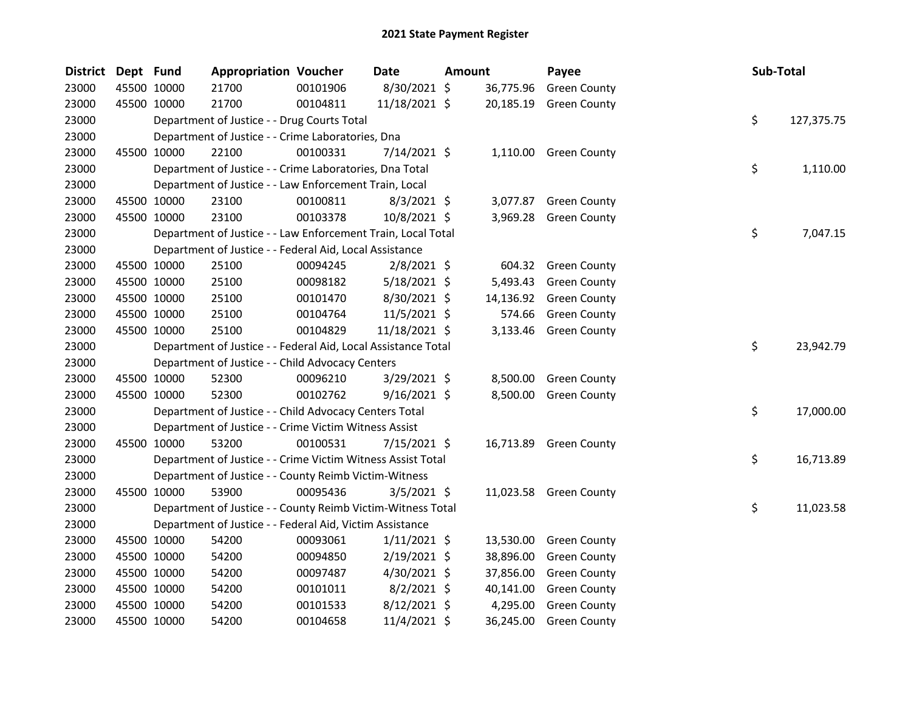# 2021 State Payment Register

| District | Dept | Fund | Appropriation | Voucher | Date | Amount | Payee | Sub-Total |
|---|---|---|---|---|---|---|---|---|
| 23000 | 45500 | 10000 | 21700 | 00101906 | 8/30/2021 | $ 36,775.96 | Green County | |
| 23000 | 45500 | 10000 | 21700 | 00104811 | 11/18/2021 | $ 20,185.19 | Green County | |
| 23000 | | | Department of Justice - - Drug Courts Total | | | | | $ 127,375.75 |
| 23000 | | | Department of Justice - - Crime Laboratories, Dna | | | | | |
| 23000 | 45500 | 10000 | 22100 | 00100331 | 7/14/2021 | $ 1,110.00 | Green County | |
| 23000 | | | Department of Justice - - Crime Laboratories, Dna Total | | | | | $ 1,110.00 |
| 23000 | | | Department of Justice - - Law Enforcement Train, Local | | | | | |
| 23000 | 45500 | 10000 | 23100 | 00100811 | 8/3/2021 | $ 3,077.87 | Green County | |
| 23000 | 45500 | 10000 | 23100 | 00103378 | 10/8/2021 | $ 3,969.28 | Green County | |
| 23000 | | | Department of Justice - - Law Enforcement Train, Local Total | | | | | $ 7,047.15 |
| 23000 | | | Department of Justice - - Federal Aid, Local Assistance | | | | | |
| 23000 | 45500 | 10000 | 25100 | 00094245 | 2/8/2021 | $ 604.32 | Green County | |
| 23000 | 45500 | 10000 | 25100 | 00098182 | 5/18/2021 | $ 5,493.43 | Green County | |
| 23000 | 45500 | 10000 | 25100 | 00101470 | 8/30/2021 | $ 14,136.92 | Green County | |
| 23000 | 45500 | 10000 | 25100 | 00104764 | 11/5/2021 | $ 574.66 | Green County | |
| 23000 | 45500 | 10000 | 25100 | 00104829 | 11/18/2021 | $ 3,133.46 | Green County | |
| 23000 | | | Department of Justice - - Federal Aid, Local Assistance Total | | | | | $ 23,942.79 |
| 23000 | | | Department of Justice - - Child Advocacy Centers | | | | | |
| 23000 | 45500 | 10000 | 52300 | 00096210 | 3/29/2021 | $ 8,500.00 | Green County | |
| 23000 | 45500 | 10000 | 52300 | 00102762 | 9/16/2021 | $ 8,500.00 | Green County | |
| 23000 | | | Department of Justice - - Child Advocacy Centers Total | | | | | $ 17,000.00 |
| 23000 | | | Department of Justice - - Crime Victim Witness Assist | | | | | |
| 23000 | 45500 | 10000 | 53200 | 00100531 | 7/15/2021 | $ 16,713.89 | Green County | |
| 23000 | | | Department of Justice - - Crime Victim Witness Assist Total | | | | | $ 16,713.89 |
| 23000 | | | Department of Justice - - County Reimb Victim-Witness | | | | | |
| 23000 | 45500 | 10000 | 53900 | 00095436 | 3/5/2021 | $ 11,023.58 | Green County | |
| 23000 | | | Department of Justice - - County Reimb Victim-Witness Total | | | | | $ 11,023.58 |
| 23000 | | | Department of Justice - - Federal Aid, Victim Assistance | | | | | |
| 23000 | 45500 | 10000 | 54200 | 00093061 | 1/11/2021 | $ 13,530.00 | Green County | |
| 23000 | 45500 | 10000 | 54200 | 00094850 | 2/19/2021 | $ 38,896.00 | Green County | |
| 23000 | 45500 | 10000 | 54200 | 00097487 | 4/30/2021 | $ 37,856.00 | Green County | |
| 23000 | 45500 | 10000 | 54200 | 00101011 | 8/2/2021 | $ 40,141.00 | Green County | |
| 23000 | 45500 | 10000 | 54200 | 00101533 | 8/12/2021 | $ 4,295.00 | Green County | |
| 23000 | 45500 | 10000 | 54200 | 00104658 | 11/4/2021 | $ 36,245.00 | Green County | |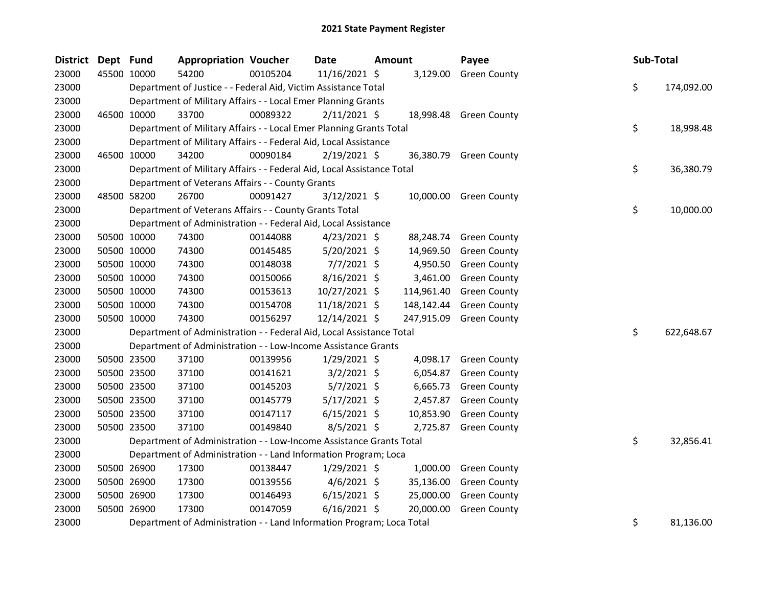# 2021 State Payment Register

| District | Dept | Fund | Appropriation | Voucher | Date | Amount | Payee | Sub-Total |
|---|---|---|---|---|---|---|---|---|
| 23000 | 45500 | 10000 | 54200 | 00105204 | 11/16/2021 | $ 3,129.00 | Green County | |
| 23000 | | Department of Justice - - Federal Aid, Victim Assistance Total | | | | | | $ 174,092.00 |
| 23000 | | Department of Military Affairs - - Local Emer Planning Grants | | | | | | |
| 23000 | 46500 | 10000 | 33700 | 00089322 | 2/11/2021 | $ 18,998.48 | Green County | |
| 23000 | | Department of Military Affairs - - Local Emer Planning Grants Total | | | | | | $ 18,998.48 |
| 23000 | | Department of Military Affairs - - Federal Aid, Local Assistance | | | | | | |
| 23000 | 46500 | 10000 | 34200 | 00090184 | 2/19/2021 | $ 36,380.79 | Green County | |
| 23000 | | Department of Military Affairs - - Federal Aid, Local Assistance Total | | | | | | $ 36,380.79 |
| 23000 | | Department of Veterans Affairs - - County Grants | | | | | | |
| 23000 | 48500 | 58200 | 26700 | 00091427 | 3/12/2021 | $ 10,000.00 | Green County | |
| 23000 | | Department of Veterans Affairs - - County Grants Total | | | | | | $ 10,000.00 |
| 23000 | | Department of Administration - - Federal Aid, Local Assistance | | | | | | |
| 23000 | 50500 | 10000 | 74300 | 00144088 | 4/23/2021 | $ 88,248.74 | Green County | |
| 23000 | 50500 | 10000 | 74300 | 00145485 | 5/20/2021 | $ 14,969.50 | Green County | |
| 23000 | 50500 | 10000 | 74300 | 00148038 | 7/7/2021 | $ 4,950.50 | Green County | |
| 23000 | 50500 | 10000 | 74300 | 00150066 | 8/16/2021 | $ 3,461.00 | Green County | |
| 23000 | 50500 | 10000 | 74300 | 00153613 | 10/27/2021 | $ 114,961.40 | Green County | |
| 23000 | 50500 | 10000 | 74300 | 00154708 | 11/18/2021 | $ 148,142.44 | Green County | |
| 23000 | 50500 | 10000 | 74300 | 00156297 | 12/14/2021 | $ 247,915.09 | Green County | |
| 23000 | | Department of Administration - - Federal Aid, Local Assistance Total | | | | | | $ 622,648.67 |
| 23000 | | Department of Administration - - Low-Income Assistance Grants | | | | | | |
| 23000 | 50500 | 23500 | 37100 | 00139956 | 1/29/2021 | $ 4,098.17 | Green County | |
| 23000 | 50500 | 23500 | 37100 | 00141621 | 3/2/2021 | $ 6,054.87 | Green County | |
| 23000 | 50500 | 23500 | 37100 | 00145203 | 5/7/2021 | $ 6,665.73 | Green County | |
| 23000 | 50500 | 23500 | 37100 | 00145779 | 5/17/2021 | $ 2,457.87 | Green County | |
| 23000 | 50500 | 23500 | 37100 | 00147117 | 6/15/2021 | $ 10,853.90 | Green County | |
| 23000 | 50500 | 23500 | 37100 | 00149840 | 8/5/2021 | $ 2,725.87 | Green County | |
| 23000 | | Department of Administration - - Low-Income Assistance Grants Total | | | | | | $ 32,856.41 |
| 23000 | | Department of Administration - - Land Information Program; Loca | | | | | | |
| 23000 | 50500 | 26900 | 17300 | 00138447 | 1/29/2021 | $ 1,000.00 | Green County | |
| 23000 | 50500 | 26900 | 17300 | 00139556 | 4/6/2021 | $ 35,136.00 | Green County | |
| 23000 | 50500 | 26900 | 17300 | 00146493 | 6/15/2021 | $ 25,000.00 | Green County | |
| 23000 | 50500 | 26900 | 17300 | 00147059 | 6/16/2021 | $ 20,000.00 | Green County | |
| 23000 | | Department of Administration - - Land Information Program; Loca Total | | | | | | $ 81,136.00 |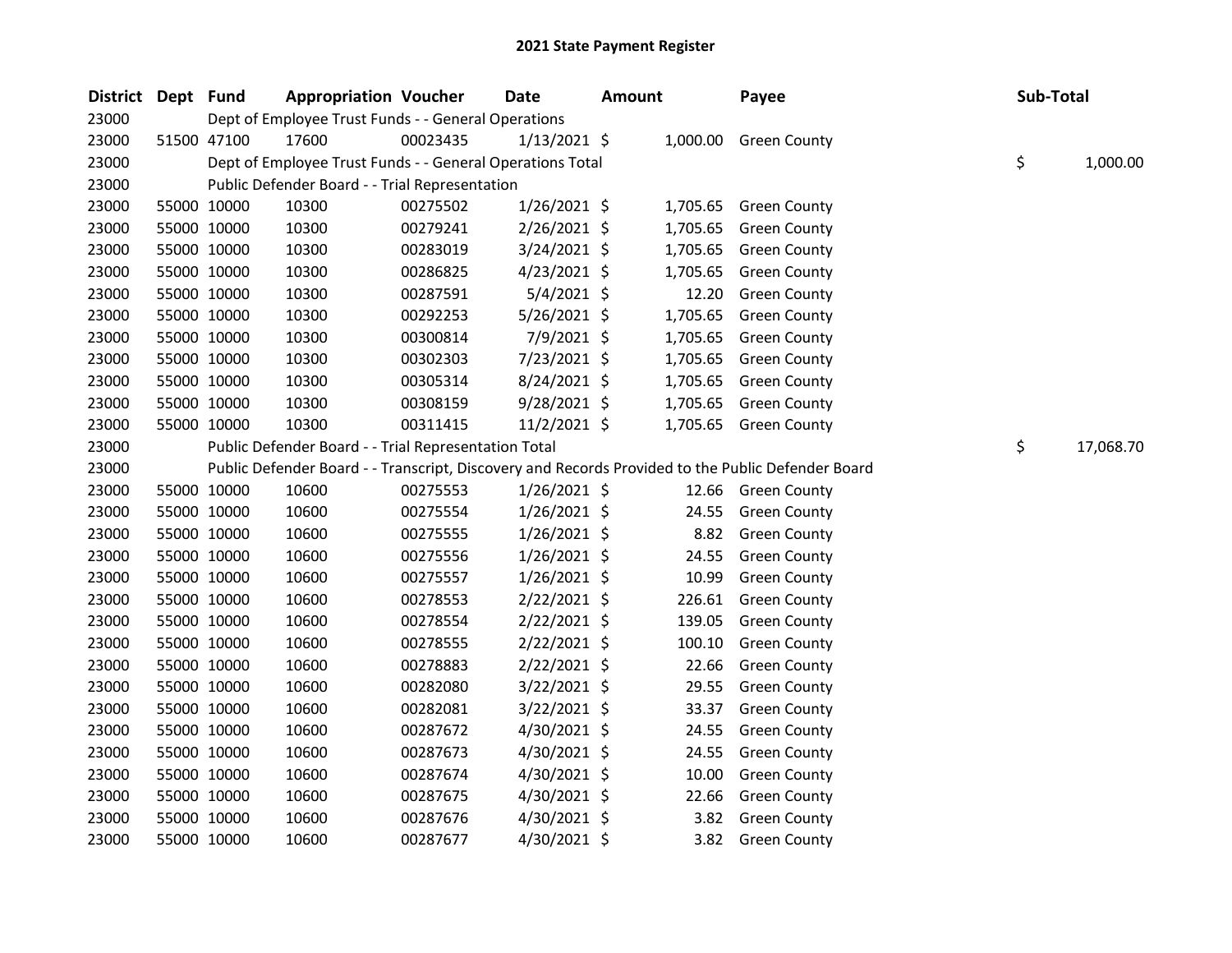# 2021 State Payment Register

| District | Dept | Fund | Appropriation | Voucher | Date | Amount | Payee | Sub-Total |
|---|---|---|---|---|---|---|---|---|
| 23000 | | Dept of Employee Trust Funds - - General Operations | | | | | | |
| 23000 | 51500 | 47100 | 17600 | 00023435 | 1/13/2021 | $ 1,000.00 | Green County | |
| 23000 | | Dept of Employee Trust Funds - - General Operations Total | | | | | | $ 1,000.00 |
| 23000 | | Public Defender Board - - Trial Representation | | | | | | |
| 23000 | 55000 | 10000 | 10300 | 00275502 | 1/26/2021 | $ 1,705.65 | Green County | |
| 23000 | 55000 | 10000 | 10300 | 00279241 | 2/26/2021 | $ 1,705.65 | Green County | |
| 23000 | 55000 | 10000 | 10300 | 00283019 | 3/24/2021 | $ 1,705.65 | Green County | |
| 23000 | 55000 | 10000 | 10300 | 00286825 | 4/23/2021 | $ 1,705.65 | Green County | |
| 23000 | 55000 | 10000 | 10300 | 00287591 | 5/4/2021 | $ 12.20 | Green County | |
| 23000 | 55000 | 10000 | 10300 | 00292253 | 5/26/2021 | $ 1,705.65 | Green County | |
| 23000 | 55000 | 10000 | 10300 | 00300814 | 7/9/2021 | $ 1,705.65 | Green County | |
| 23000 | 55000 | 10000 | 10300 | 00302303 | 7/23/2021 | $ 1,705.65 | Green County | |
| 23000 | 55000 | 10000 | 10300 | 00305314 | 8/24/2021 | $ 1,705.65 | Green County | |
| 23000 | 55000 | 10000 | 10300 | 00308159 | 9/28/2021 | $ 1,705.65 | Green County | |
| 23000 | 55000 | 10000 | 10300 | 00311415 | 11/2/2021 | $ 1,705.65 | Green County | |
| 23000 | | Public Defender Board - - Trial Representation Total | | | | | | $ 17,068.70 |
| 23000 | | Public Defender Board - - Transcript, Discovery and Records Provided to the Public Defender Board | | | | | | |
| 23000 | 55000 | 10000 | 10600 | 00275553 | 1/26/2021 | $ 12.66 | Green County | |
| 23000 | 55000 | 10000 | 10600 | 00275554 | 1/26/2021 | $ 24.55 | Green County | |
| 23000 | 55000 | 10000 | 10600 | 00275555 | 1/26/2021 | $ 8.82 | Green County | |
| 23000 | 55000 | 10000 | 10600 | 00275556 | 1/26/2021 | $ 24.55 | Green County | |
| 23000 | 55000 | 10000 | 10600 | 00275557 | 1/26/2021 | $ 10.99 | Green County | |
| 23000 | 55000 | 10000 | 10600 | 00278553 | 2/22/2021 | $ 226.61 | Green County | |
| 23000 | 55000 | 10000 | 10600 | 00278554 | 2/22/2021 | $ 139.05 | Green County | |
| 23000 | 55000 | 10000 | 10600 | 00278555 | 2/22/2021 | $ 100.10 | Green County | |
| 23000 | 55000 | 10000 | 10600 | 00278883 | 2/22/2021 | $ 22.66 | Green County | |
| 23000 | 55000 | 10000 | 10600 | 00282080 | 3/22/2021 | $ 29.55 | Green County | |
| 23000 | 55000 | 10000 | 10600 | 00282081 | 3/22/2021 | $ 33.37 | Green County | |
| 23000 | 55000 | 10000 | 10600 | 00287672 | 4/30/2021 | $ 24.55 | Green County | |
| 23000 | 55000 | 10000 | 10600 | 00287673 | 4/30/2021 | $ 24.55 | Green County | |
| 23000 | 55000 | 10000 | 10600 | 00287674 | 4/30/2021 | $ 10.00 | Green County | |
| 23000 | 55000 | 10000 | 10600 | 00287675 | 4/30/2021 | $ 22.66 | Green County | |
| 23000 | 55000 | 10000 | 10600 | 00287676 | 4/30/2021 | $ 3.82 | Green County | |
| 23000 | 55000 | 10000 | 10600 | 00287677 | 4/30/2021 | $ 3.82 | Green County | |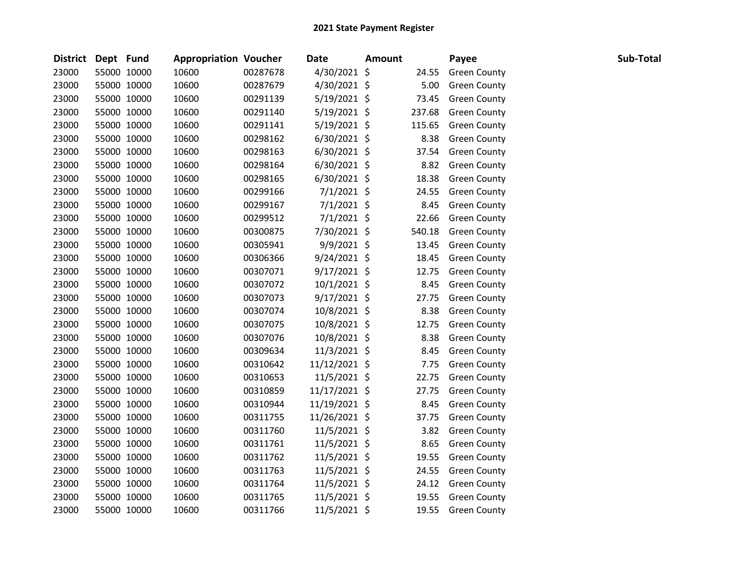**2021 State Payment Register**

| District | Dept | Fund | Appropriation | Voucher | Date | Amount | Payee | Sub-Total |
|---|---|---|---|---|---|---|---|---|
| 23000 | 55000 | 10000 | 10600 | 00287678 | 4/30/2021 | $ 24.55 | Green County | |
| 23000 | 55000 | 10000 | 10600 | 00287679 | 4/30/2021 | $ 5.00 | Green County | |
| 23000 | 55000 | 10000 | 10600 | 00291139 | 5/19/2021 | $ 73.45 | Green County | |
| 23000 | 55000 | 10000 | 10600 | 00291140 | 5/19/2021 | $ 237.68 | Green County | |
| 23000 | 55000 | 10000 | 10600 | 00291141 | 5/19/2021 | $ 115.65 | Green County | |
| 23000 | 55000 | 10000 | 10600 | 00298162 | 6/30/2021 | $ 8.38 | Green County | |
| 23000 | 55000 | 10000 | 10600 | 00298163 | 6/30/2021 | $ 37.54 | Green County | |
| 23000 | 55000 | 10000 | 10600 | 00298164 | 6/30/2021 | $ 8.82 | Green County | |
| 23000 | 55000 | 10000 | 10600 | 00298165 | 6/30/2021 | $ 18.38 | Green County | |
| 23000 | 55000 | 10000 | 10600 | 00299166 | 7/1/2021 | $ 24.55 | Green County | |
| 23000 | 55000 | 10000 | 10600 | 00299167 | 7/1/2021 | $ 8.45 | Green County | |
| 23000 | 55000 | 10000 | 10600 | 00299512 | 7/1/2021 | $ 22.66 | Green County | |
| 23000 | 55000 | 10000 | 10600 | 00300875 | 7/30/2021 | $ 540.18 | Green County | |
| 23000 | 55000 | 10000 | 10600 | 00305941 | 9/9/2021 | $ 13.45 | Green County | |
| 23000 | 55000 | 10000 | 10600 | 00306366 | 9/24/2021 | $ 18.45 | Green County | |
| 23000 | 55000 | 10000 | 10600 | 00307071 | 9/17/2021 | $ 12.75 | Green County | |
| 23000 | 55000 | 10000 | 10600 | 00307072 | 10/1/2021 | $ 8.45 | Green County | |
| 23000 | 55000 | 10000 | 10600 | 00307073 | 9/17/2021 | $ 27.75 | Green County | |
| 23000 | 55000 | 10000 | 10600 | 00307074 | 10/8/2021 | $ 8.38 | Green County | |
| 23000 | 55000 | 10000 | 10600 | 00307075 | 10/8/2021 | $ 12.75 | Green County | |
| 23000 | 55000 | 10000 | 10600 | 00307076 | 10/8/2021 | $ 8.38 | Green County | |
| 23000 | 55000 | 10000 | 10600 | 00309634 | 11/3/2021 | $ 8.45 | Green County | |
| 23000 | 55000 | 10000 | 10600 | 00310642 | 11/12/2021 | $ 7.75 | Green County | |
| 23000 | 55000 | 10000 | 10600 | 00310653 | 11/5/2021 | $ 22.75 | Green County | |
| 23000 | 55000 | 10000 | 10600 | 00310859 | 11/17/2021 | $ 27.75 | Green County | |
| 23000 | 55000 | 10000 | 10600 | 00310944 | 11/19/2021 | $ 8.45 | Green County | |
| 23000 | 55000 | 10000 | 10600 | 00311755 | 11/26/2021 | $ 37.75 | Green County | |
| 23000 | 55000 | 10000 | 10600 | 00311760 | 11/5/2021 | $ 3.82 | Green County | |
| 23000 | 55000 | 10000 | 10600 | 00311761 | 11/5/2021 | $ 8.65 | Green County | |
| 23000 | 55000 | 10000 | 10600 | 00311762 | 11/5/2021 | $ 19.55 | Green County | |
| 23000 | 55000 | 10000 | 10600 | 00311763 | 11/5/2021 | $ 24.55 | Green County | |
| 23000 | 55000 | 10000 | 10600 | 00311764 | 11/5/2021 | $ 24.12 | Green County | |
| 23000 | 55000 | 10000 | 10600 | 00311765 | 11/5/2021 | $ 19.55 | Green County | |
| 23000 | 55000 | 10000 | 10600 | 00311766 | 11/5/2021 | $ 19.55 | Green County | |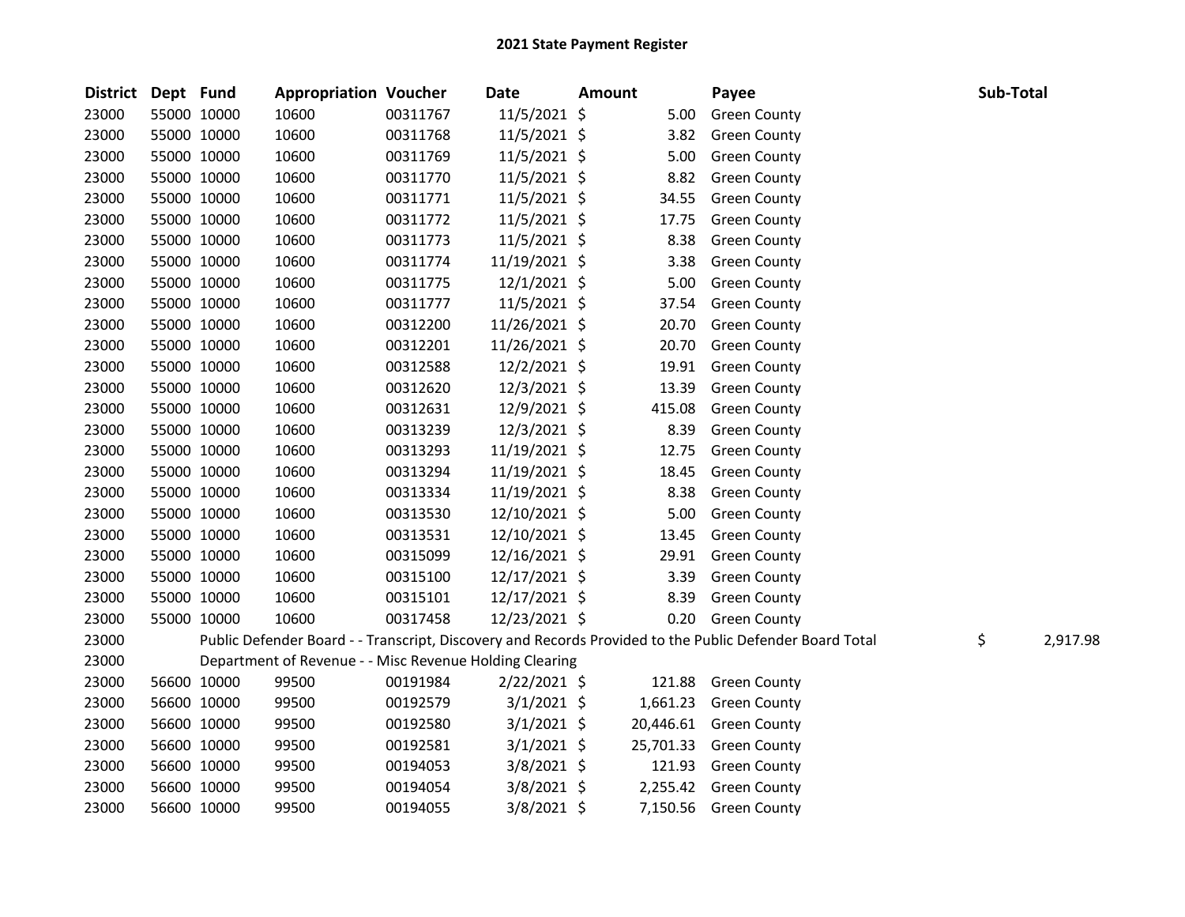# 2021 State Payment Register

| District | Dept | Fund | Appropriation | Voucher | Date | Amount | Payee | Sub-Total |
|---|---|---|---|---|---|---|---|---|
| 23000 | 55000 | 10000 | 10600 | 00311767 | 11/5/2021 | $ 5.00 | Green County | |
| 23000 | 55000 | 10000 | 10600 | 00311768 | 11/5/2021 | $ 3.82 | Green County | |
| 23000 | 55000 | 10000 | 10600 | 00311769 | 11/5/2021 | $ 5.00 | Green County | |
| 23000 | 55000 | 10000 | 10600 | 00311770 | 11/5/2021 | $ 8.82 | Green County | |
| 23000 | 55000 | 10000 | 10600 | 00311771 | 11/5/2021 | $ 34.55 | Green County | |
| 23000 | 55000 | 10000 | 10600 | 00311772 | 11/5/2021 | $ 17.75 | Green County | |
| 23000 | 55000 | 10000 | 10600 | 00311773 | 11/5/2021 | $ 8.38 | Green County | |
| 23000 | 55000 | 10000 | 10600 | 00311774 | 11/19/2021 | $ 3.38 | Green County | |
| 23000 | 55000 | 10000 | 10600 | 00311775 | 12/1/2021 | $ 5.00 | Green County | |
| 23000 | 55000 | 10000 | 10600 | 00311777 | 11/5/2021 | $ 37.54 | Green County | |
| 23000 | 55000 | 10000 | 10600 | 00312200 | 11/26/2021 | $ 20.70 | Green County | |
| 23000 | 55000 | 10000 | 10600 | 00312201 | 11/26/2021 | $ 20.70 | Green County | |
| 23000 | 55000 | 10000 | 10600 | 00312588 | 12/2/2021 | $ 19.91 | Green County | |
| 23000 | 55000 | 10000 | 10600 | 00312620 | 12/3/2021 | $ 13.39 | Green County | |
| 23000 | 55000 | 10000 | 10600 | 00312631 | 12/9/2021 | $ 415.08 | Green County | |
| 23000 | 55000 | 10000 | 10600 | 00313239 | 12/3/2021 | $ 8.39 | Green County | |
| 23000 | 55000 | 10000 | 10600 | 00313293 | 11/19/2021 | $ 12.75 | Green County | |
| 23000 | 55000 | 10000 | 10600 | 00313294 | 11/19/2021 | $ 18.45 | Green County | |
| 23000 | 55000 | 10000 | 10600 | 00313334 | 11/19/2021 | $ 8.38 | Green County | |
| 23000 | 55000 | 10000 | 10600 | 00313530 | 12/10/2021 | $ 5.00 | Green County | |
| 23000 | 55000 | 10000 | 10600 | 00313531 | 12/10/2021 | $ 13.45 | Green County | |
| 23000 | 55000 | 10000 | 10600 | 00315099 | 12/16/2021 | $ 29.91 | Green County | |
| 23000 | 55000 | 10000 | 10600 | 00315100 | 12/17/2021 | $ 3.39 | Green County | |
| 23000 | 55000 | 10000 | 10600 | 00315101 | 12/17/2021 | $ 8.39 | Green County | |
| 23000 | 55000 | 10000 | 10600 | 00317458 | 12/23/2021 | $ 0.20 | Green County | |
| 23000 | | Public Defender Board - - Transcript, Discovery and Records Provided to the Public Defender Board Total | | | | | | $ 2,917.98 |
| 23000 | | Department of Revenue - - Misc Revenue Holding Clearing | | | | | | |
| 23000 | 56600 | 10000 | 99500 | 00191984 | 2/22/2021 | $ 121.88 | Green County | |
| 23000 | 56600 | 10000 | 99500 | 00192579 | 3/1/2021 | $ 1,661.23 | Green County | |
| 23000 | 56600 | 10000 | 99500 | 00192580 | 3/1/2021 | $ 20,446.61 | Green County | |
| 23000 | 56600 | 10000 | 99500 | 00192581 | 3/1/2021 | $ 25,701.33 | Green County | |
| 23000 | 56600 | 10000 | 99500 | 00194053 | 3/8/2021 | $ 121.93 | Green County | |
| 23000 | 56600 | 10000 | 99500 | 00194054 | 3/8/2021 | $ 2,255.42 | Green County | |
| 23000 | 56600 | 10000 | 99500 | 00194055 | 3/8/2021 | $ 7,150.56 | Green County | |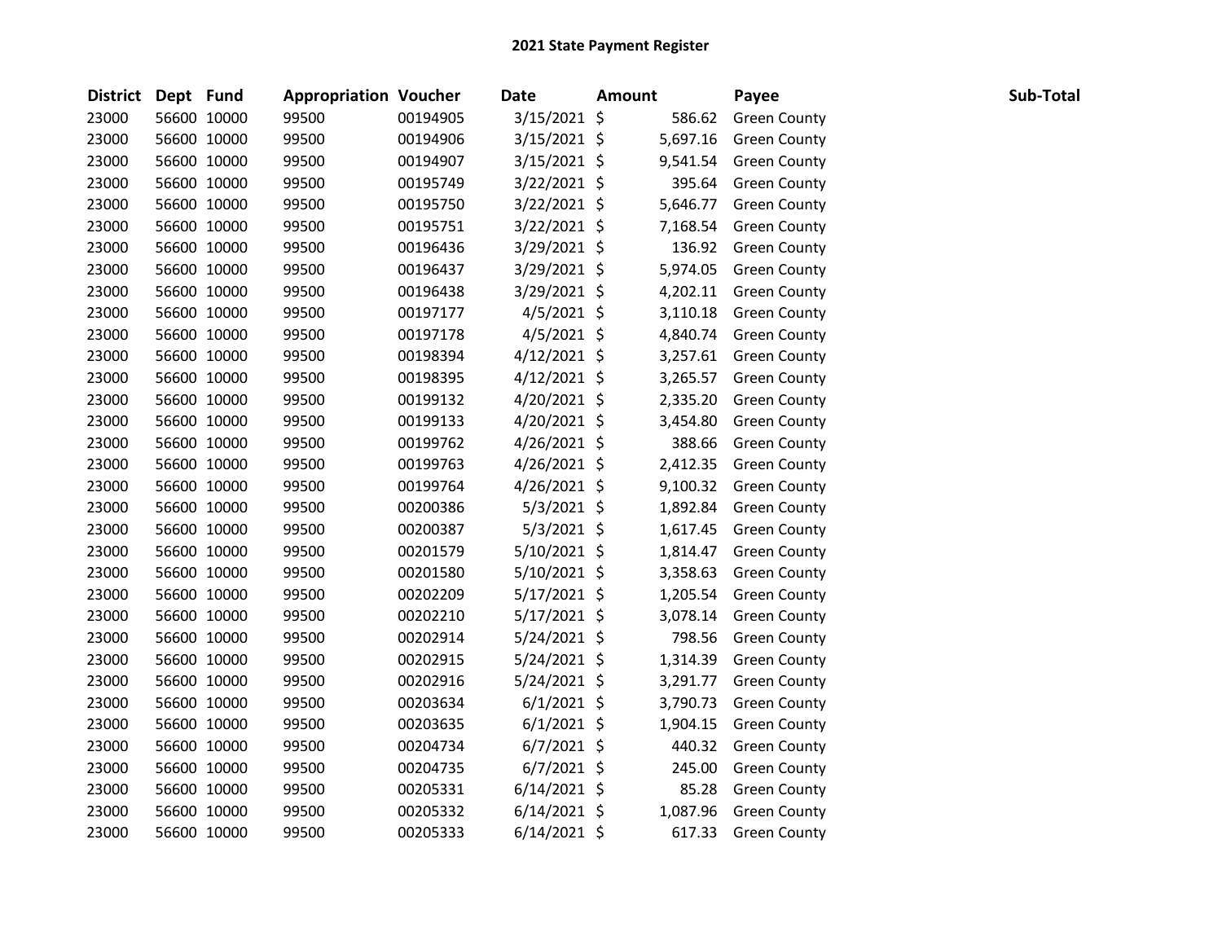# 2021 State Payment Register

| District | Dept | Fund | Appropriation | Voucher | Date | Amount | Payee | Sub-Total |
|---|---|---|---|---|---|---|---|---|
| 23000 | 56600 | 10000 | 99500 | 00194905 | 3/15/2021 | $ 586.62 | Green County | |
| 23000 | 56600 | 10000 | 99500 | 00194906 | 3/15/2021 | $ 5,697.16 | Green County | |
| 23000 | 56600 | 10000 | 99500 | 00194907 | 3/15/2021 | $ 9,541.54 | Green County | |
| 23000 | 56600 | 10000 | 99500 | 00195749 | 3/22/2021 | $ 395.64 | Green County | |
| 23000 | 56600 | 10000 | 99500 | 00195750 | 3/22/2021 | $ 5,646.77 | Green County | |
| 23000 | 56600 | 10000 | 99500 | 00195751 | 3/22/2021 | $ 7,168.54 | Green County | |
| 23000 | 56600 | 10000 | 99500 | 00196436 | 3/29/2021 | $ 136.92 | Green County | |
| 23000 | 56600 | 10000 | 99500 | 00196437 | 3/29/2021 | $ 5,974.05 | Green County | |
| 23000 | 56600 | 10000 | 99500 | 00196438 | 3/29/2021 | $ 4,202.11 | Green County | |
| 23000 | 56600 | 10000 | 99500 | 00197177 | 4/5/2021 | $ 3,110.18 | Green County | |
| 23000 | 56600 | 10000 | 99500 | 00197178 | 4/5/2021 | $ 4,840.74 | Green County | |
| 23000 | 56600 | 10000 | 99500 | 00198394 | 4/12/2021 | $ 3,257.61 | Green County | |
| 23000 | 56600 | 10000 | 99500 | 00198395 | 4/12/2021 | $ 3,265.57 | Green County | |
| 23000 | 56600 | 10000 | 99500 | 00199132 | 4/20/2021 | $ 2,335.20 | Green County | |
| 23000 | 56600 | 10000 | 99500 | 00199133 | 4/20/2021 | $ 3,454.80 | Green County | |
| 23000 | 56600 | 10000 | 99500 | 00199762 | 4/26/2021 | $ 388.66 | Green County | |
| 23000 | 56600 | 10000 | 99500 | 00199763 | 4/26/2021 | $ 2,412.35 | Green County | |
| 23000 | 56600 | 10000 | 99500 | 00199764 | 4/26/2021 | $ 9,100.32 | Green County | |
| 23000 | 56600 | 10000 | 99500 | 00200386 | 5/3/2021 | $ 1,892.84 | Green County | |
| 23000 | 56600 | 10000 | 99500 | 00200387 | 5/3/2021 | $ 1,617.45 | Green County | |
| 23000 | 56600 | 10000 | 99500 | 00201579 | 5/10/2021 | $ 1,814.47 | Green County | |
| 23000 | 56600 | 10000 | 99500 | 00201580 | 5/10/2021 | $ 3,358.63 | Green County | |
| 23000 | 56600 | 10000 | 99500 | 00202209 | 5/17/2021 | $ 1,205.54 | Green County | |
| 23000 | 56600 | 10000 | 99500 | 00202210 | 5/17/2021 | $ 3,078.14 | Green County | |
| 23000 | 56600 | 10000 | 99500 | 00202914 | 5/24/2021 | $ 798.56 | Green County | |
| 23000 | 56600 | 10000 | 99500 | 00202915 | 5/24/2021 | $ 1,314.39 | Green County | |
| 23000 | 56600 | 10000 | 99500 | 00202916 | 5/24/2021 | $ 3,291.77 | Green County | |
| 23000 | 56600 | 10000 | 99500 | 00203634 | 6/1/2021 | $ 3,790.73 | Green County | |
| 23000 | 56600 | 10000 | 99500 | 00203635 | 6/1/2021 | $ 1,904.15 | Green County | |
| 23000 | 56600 | 10000 | 99500 | 00204734 | 6/7/2021 | $ 440.32 | Green County | |
| 23000 | 56600 | 10000 | 99500 | 00204735 | 6/7/2021 | $ 245.00 | Green County | |
| 23000 | 56600 | 10000 | 99500 | 00205331 | 6/14/2021 | $ 85.28 | Green County | |
| 23000 | 56600 | 10000 | 99500 | 00205332 | 6/14/2021 | $ 1,087.96 | Green County | |
| 23000 | 56600 | 10000 | 99500 | 00205333 | 6/14/2021 | $ 617.33 | Green County | |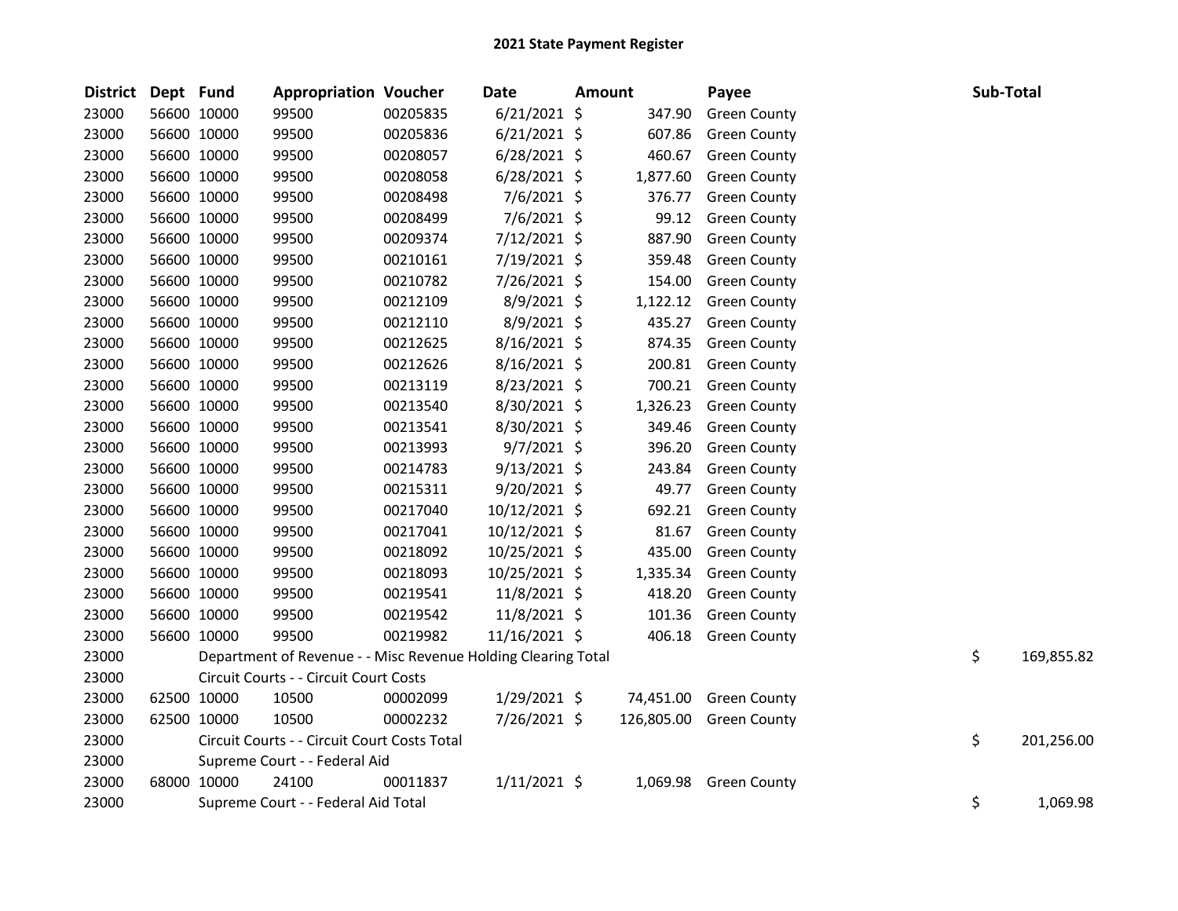# 2021 State Payment Register

| District | Dept | Fund | Appropriation | Voucher | Date | Amount | Payee | Sub-Total |
|---|---|---|---|---|---|---|---|---|
| 23000 | 56600 | 10000 | 99500 | 00205835 | 6/21/2021 | $ 347.90 | Green County | |
| 23000 | 56600 | 10000 | 99500 | 00205836 | 6/21/2021 | $ 607.86 | Green County | |
| 23000 | 56600 | 10000 | 99500 | 00208057 | 6/28/2021 | $ 460.67 | Green County | |
| 23000 | 56600 | 10000 | 99500 | 00208058 | 6/28/2021 | $ 1,877.60 | Green County | |
| 23000 | 56600 | 10000 | 99500 | 00208498 | 7/6/2021 | $ 376.77 | Green County | |
| 23000 | 56600 | 10000 | 99500 | 00208499 | 7/6/2021 | $ 99.12 | Green County | |
| 23000 | 56600 | 10000 | 99500 | 00209374 | 7/12/2021 | $ 887.90 | Green County | |
| 23000 | 56600 | 10000 | 99500 | 00210161 | 7/19/2021 | $ 359.48 | Green County | |
| 23000 | 56600 | 10000 | 99500 | 00210782 | 7/26/2021 | $ 154.00 | Green County | |
| 23000 | 56600 | 10000 | 99500 | 00212109 | 8/9/2021 | $ 1,122.12 | Green County | |
| 23000 | 56600 | 10000 | 99500 | 00212110 | 8/9/2021 | $ 435.27 | Green County | |
| 23000 | 56600 | 10000 | 99500 | 00212625 | 8/16/2021 | $ 874.35 | Green County | |
| 23000 | 56600 | 10000 | 99500 | 00212626 | 8/16/2021 | $ 200.81 | Green County | |
| 23000 | 56600 | 10000 | 99500 | 00213119 | 8/23/2021 | $ 700.21 | Green County | |
| 23000 | 56600 | 10000 | 99500 | 00213540 | 8/30/2021 | $ 1,326.23 | Green County | |
| 23000 | 56600 | 10000 | 99500 | 00213541 | 8/30/2021 | $ 349.46 | Green County | |
| 23000 | 56600 | 10000 | 99500 | 00213993 | 9/7/2021 | $ 396.20 | Green County | |
| 23000 | 56600 | 10000 | 99500 | 00214783 | 9/13/2021 | $ 243.84 | Green County | |
| 23000 | 56600 | 10000 | 99500 | 00215311 | 9/20/2021 | $ 49.77 | Green County | |
| 23000 | 56600 | 10000 | 99500 | 00217040 | 10/12/2021 | $ 692.21 | Green County | |
| 23000 | 56600 | 10000 | 99500 | 00217041 | 10/12/2021 | $ 81.67 | Green County | |
| 23000 | 56600 | 10000 | 99500 | 00218092 | 10/25/2021 | $ 435.00 | Green County | |
| 23000 | 56600 | 10000 | 99500 | 00218093 | 10/25/2021 | $ 1,335.34 | Green County | |
| 23000 | 56600 | 10000 | 99500 | 00219541 | 11/8/2021 | $ 418.20 | Green County | |
| 23000 | 56600 | 10000 | 99500 | 00219542 | 11/8/2021 | $ 101.36 | Green County | |
| 23000 | 56600 | 10000 | 99500 | 00219982 | 11/16/2021 | $ 406.18 | Green County | |
| 23000 | | Department of Revenue - - Misc Revenue Holding Clearing Total | | | | | | $ 169,855.82 |
| 23000 | | Circuit Courts - - Circuit Court Costs | | | | | | |
| 23000 | 62500 | 10000 | 10500 | 00002099 | 1/29/2021 | $ 74,451.00 | Green County | |
| 23000 | 62500 | 10000 | 10500 | 00002232 | 7/26/2021 | $ 126,805.00 | Green County | |
| 23000 | | Circuit Courts - - Circuit Court Costs Total | | | | | | $ 201,256.00 |
| 23000 | | Supreme Court - - Federal Aid | | | | | | |
| 23000 | 68000 | 10000 | 24100 | 00011837 | 1/11/2021 | $ 1,069.98 | Green County | |
| 23000 | | Supreme Court - - Federal Aid Total | | | | | | $ 1,069.98 |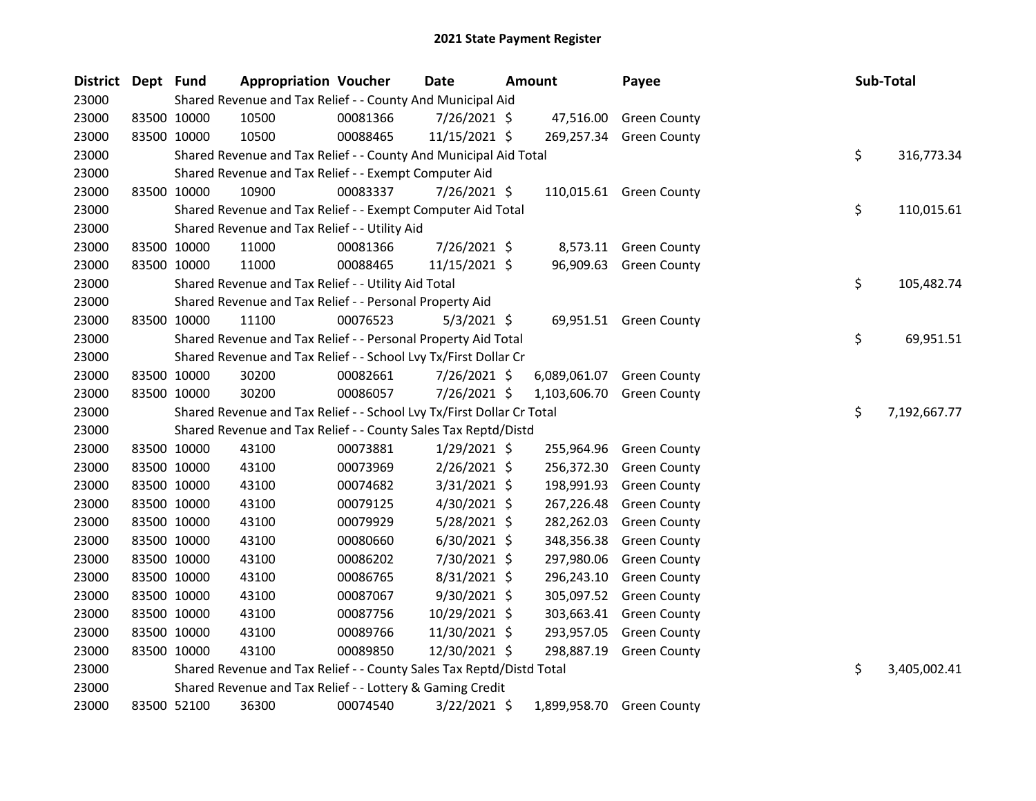# 2021 State Payment Register

| District | Dept | Fund | Appropriation | Voucher | Date | Amount | Payee | Sub-Total |
|---|---|---|---|---|---|---|---|---|
| 23000 | | Shared Revenue and Tax Relief - - County And Municipal Aid | | | | | | |
| 23000 | 83500 | 10000 | 10500 | 00081366 | 7/26/2021 | $ 47,516.00 | Green County | |
| 23000 | 83500 | 10000 | 10500 | 00088465 | 11/15/2021 | $ 269,257.34 | Green County | |
| 23000 | | Shared Revenue and Tax Relief - - County And Municipal Aid Total | | | | | | $ 316,773.34 |
| 23000 | | Shared Revenue and Tax Relief - - Exempt Computer Aid | | | | | | |
| 23000 | 83500 | 10000 | 10900 | 00083337 | 7/26/2021 | $ 110,015.61 | Green County | |
| 23000 | | Shared Revenue and Tax Relief - - Exempt Computer Aid Total | | | | | | $ 110,015.61 |
| 23000 | | Shared Revenue and Tax Relief - - Utility Aid | | | | | | |
| 23000 | 83500 | 10000 | 11000 | 00081366 | 7/26/2021 | $ 8,573.11 | Green County | |
| 23000 | 83500 | 10000 | 11000 | 00088465 | 11/15/2021 | $ 96,909.63 | Green County | |
| 23000 | | Shared Revenue and Tax Relief - - Utility Aid Total | | | | | | $ 105,482.74 |
| 23000 | | Shared Revenue and Tax Relief - - Personal Property Aid | | | | | | |
| 23000 | 83500 | 10000 | 11100 | 00076523 | 5/3/2021 | $ 69,951.51 | Green County | |
| 23000 | | Shared Revenue and Tax Relief - - Personal Property Aid Total | | | | | | $ 69,951.51 |
| 23000 | | Shared Revenue and Tax Relief - - School Lvy Tx/First Dollar Cr | | | | | | |
| 23000 | 83500 | 10000 | 30200 | 00082661 | 7/26/2021 | $ 6,089,061.07 | Green County | |
| 23000 | 83500 | 10000 | 30200 | 00086057 | 7/26/2021 | $ 1,103,606.70 | Green County | |
| 23000 | | Shared Revenue and Tax Relief - - School Lvy Tx/First Dollar Cr Total | | | | | | $ 7,192,667.77 |
| 23000 | | Shared Revenue and Tax Relief - - County Sales Tax Reptd/Distd | | | | | | |
| 23000 | 83500 | 10000 | 43100 | 00073881 | 1/29/2021 | $ 255,964.96 | Green County | |
| 23000 | 83500 | 10000 | 43100 | 00073969 | 2/26/2021 | $ 256,372.30 | Green County | |
| 23000 | 83500 | 10000 | 43100 | 00074682 | 3/31/2021 | $ 198,991.93 | Green County | |
| 23000 | 83500 | 10000 | 43100 | 00079125 | 4/30/2021 | $ 267,226.48 | Green County | |
| 23000 | 83500 | 10000 | 43100 | 00079929 | 5/28/2021 | $ 282,262.03 | Green County | |
| 23000 | 83500 | 10000 | 43100 | 00080660 | 6/30/2021 | $ 348,356.38 | Green County | |
| 23000 | 83500 | 10000 | 43100 | 00086202 | 7/30/2021 | $ 297,980.06 | Green County | |
| 23000 | 83500 | 10000 | 43100 | 00086765 | 8/31/2021 | $ 296,243.10 | Green County | |
| 23000 | 83500 | 10000 | 43100 | 00087067 | 9/30/2021 | $ 305,097.52 | Green County | |
| 23000 | 83500 | 10000 | 43100 | 00087756 | 10/29/2021 | $ 303,663.41 | Green County | |
| 23000 | 83500 | 10000 | 43100 | 00089766 | 11/30/2021 | $ 293,957.05 | Green County | |
| 23000 | 83500 | 10000 | 43100 | 00089850 | 12/30/2021 | $ 298,887.19 | Green County | |
| 23000 | | Shared Revenue and Tax Relief - - County Sales Tax Reptd/Distd Total | | | | | | $ 3,405,002.41 |
| 23000 | | Shared Revenue and Tax Relief - - Lottery & Gaming Credit | | | | | | |
| 23000 | 83500 | 52100 | 36300 | 00074540 | 3/22/2021 | $ 1,899,958.70 | Green County | |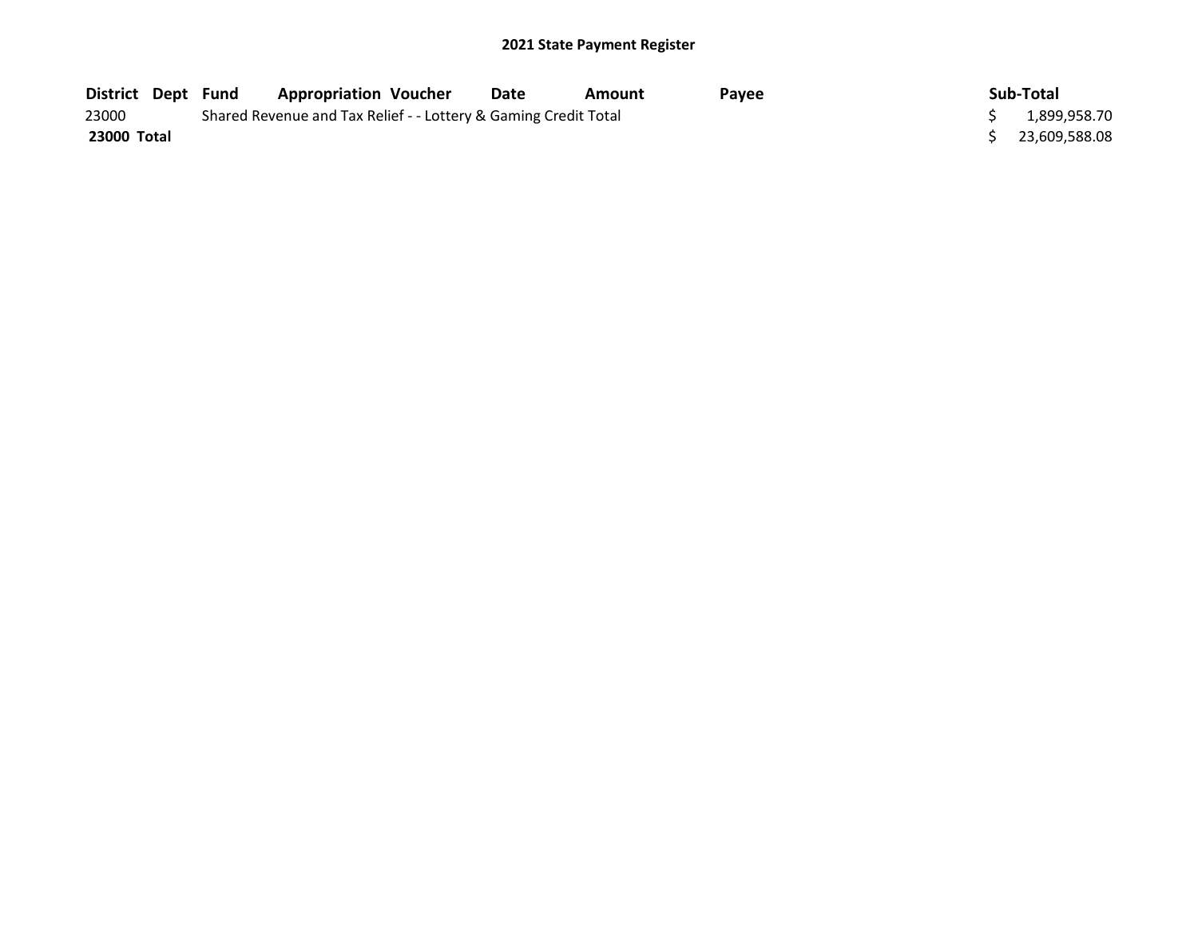## 2021 State Payment Register

| District | Dept | Fund | Appropriation | Voucher | Date | Amount | Payee | Sub-Total |
|---|---|---|---|---|---|---|---|---|
| 23000 | | Shared Revenue and Tax Relief - - Lottery & Gaming Credit Total | | | | | | $ 1,899,958.70 |
| **23000 Total** | | | | | | | | $ 23,609,588.08 |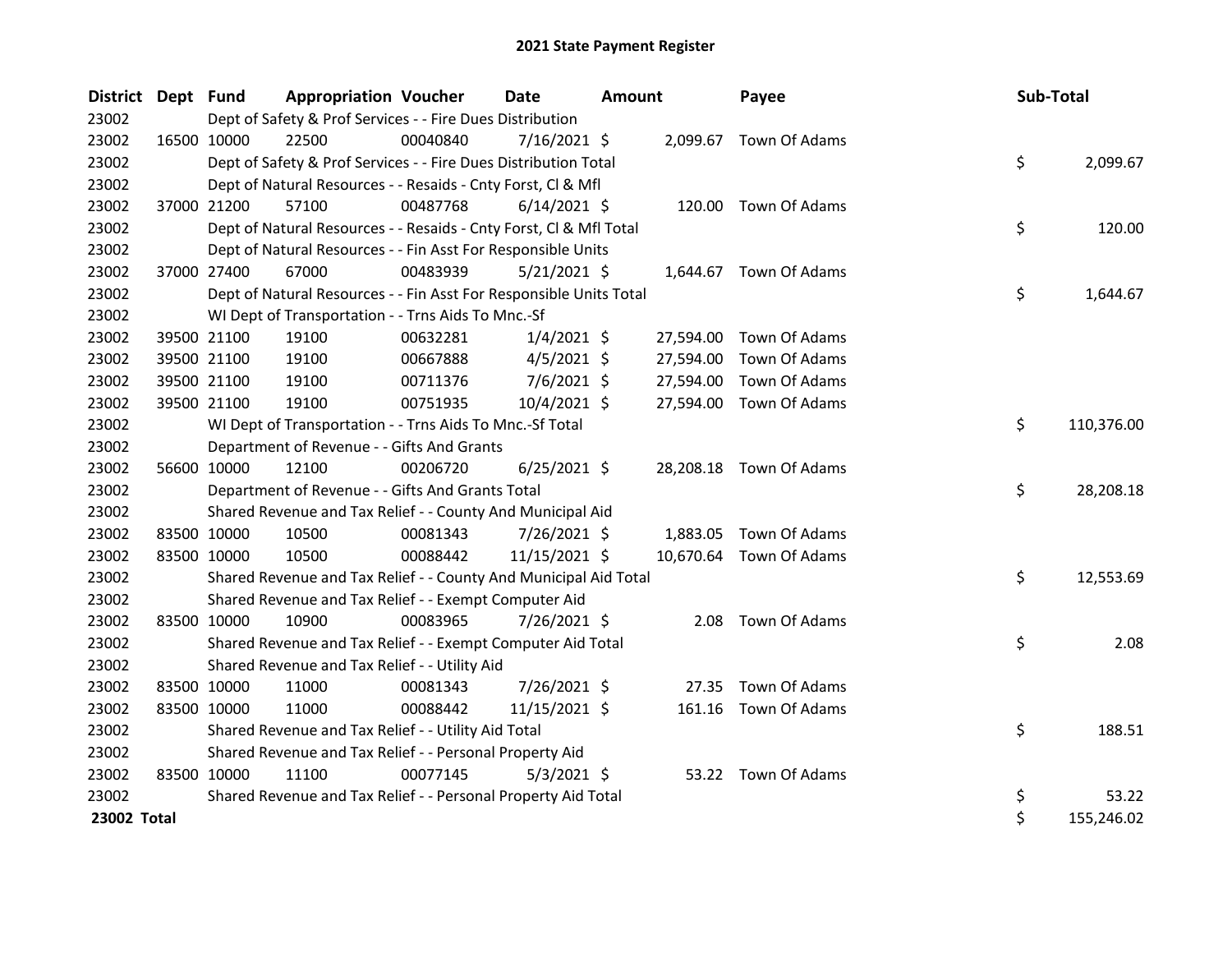# 2021 State Payment Register

| District | Dept | Fund | Appropriation | Voucher | Date | Amount | Payee | Sub-Total |
|---|---|---|---|---|---|---|---|---|
| 23002 | | Dept of Safety & Prof Services - - Fire Dues Distribution | | | | | | |
| 23002 | 16500 | 10000 | 22500 | 00040840 | 7/16/2021 | $ 2,099.67 | Town Of Adams | |
| 23002 | | Dept of Safety & Prof Services - - Fire Dues Distribution Total | | | | | | $ 2,099.67 |
| 23002 | | Dept of Natural Resources - - Resaids - Cnty Forst, Cl & Mfl | | | | | | |
| 23002 | 37000 | 21200 | 57100 | 00487768 | 6/14/2021 | $ 120.00 | Town Of Adams | |
| 23002 | | Dept of Natural Resources - - Resaids - Cnty Forst, Cl & Mfl Total | | | | | | $ 120.00 |
| 23002 | | Dept of Natural Resources - - Fin Asst For Responsible Units | | | | | | |
| 23002 | 37000 | 27400 | 67000 | 00483939 | 5/21/2021 | $ 1,644.67 | Town Of Adams | |
| 23002 | | Dept of Natural Resources - - Fin Asst For Responsible Units Total | | | | | | $ 1,644.67 |
| 23002 | | WI Dept of Transportation - - Trns Aids To Mnc.-Sf | | | | | | |
| 23002 | 39500 | 21100 | 19100 | 00632281 | 1/4/2021 | $ 27,594.00 | Town Of Adams | |
| 23002 | 39500 | 21100 | 19100 | 00667888 | 4/5/2021 | $ 27,594.00 | Town Of Adams | |
| 23002 | 39500 | 21100 | 19100 | 00711376 | 7/6/2021 | $ 27,594.00 | Town Of Adams | |
| 23002 | 39500 | 21100 | 19100 | 00751935 | 10/4/2021 | $ 27,594.00 | Town Of Adams | |
| 23002 | | WI Dept of Transportation - - Trns Aids To Mnc.-Sf Total | | | | | | $ 110,376.00 |
| 23002 | | Department of Revenue - - Gifts And Grants | | | | | | |
| 23002 | 56600 | 10000 | 12100 | 00206720 | 6/25/2021 | $ 28,208.18 | Town Of Adams | |
| 23002 | | Department of Revenue - - Gifts And Grants Total | | | | | | $ 28,208.18 |
| 23002 | | Shared Revenue and Tax Relief - - County And Municipal Aid | | | | | | |
| 23002 | 83500 | 10000 | 10500 | 00081343 | 7/26/2021 | $ 1,883.05 | Town Of Adams | |
| 23002 | 83500 | 10000 | 10500 | 00088442 | 11/15/2021 | $ 10,670.64 | Town Of Adams | |
| 23002 | | Shared Revenue and Tax Relief - - County And Municipal Aid Total | | | | | | $ 12,553.69 |
| 23002 | | Shared Revenue and Tax Relief - - Exempt Computer Aid | | | | | | |
| 23002 | 83500 | 10000 | 10900 | 00083965 | 7/26/2021 | $ 2.08 | Town Of Adams | |
| 23002 | | Shared Revenue and Tax Relief - - Exempt Computer Aid Total | | | | | | $ 2.08 |
| 23002 | | Shared Revenue and Tax Relief - - Utility Aid | | | | | | |
| 23002 | 83500 | 10000 | 11000 | 00081343 | 7/26/2021 | $ 27.35 | Town Of Adams | |
| 23002 | 83500 | 10000 | 11000 | 00088442 | 11/15/2021 | $ 161.16 | Town Of Adams | |
| 23002 | | Shared Revenue and Tax Relief - - Utility Aid Total | | | | | | $ 188.51 |
| 23002 | | Shared Revenue and Tax Relief - - Personal Property Aid | | | | | | |
| 23002 | 83500 | 10000 | 11100 | 00077145 | 5/3/2021 | $ 53.22 | Town Of Adams | |
| 23002 | | Shared Revenue and Tax Relief - - Personal Property Aid Total | | | | | | $ 53.22 |
| **23002 Total** | | | | | | | | $ 155,246.02 |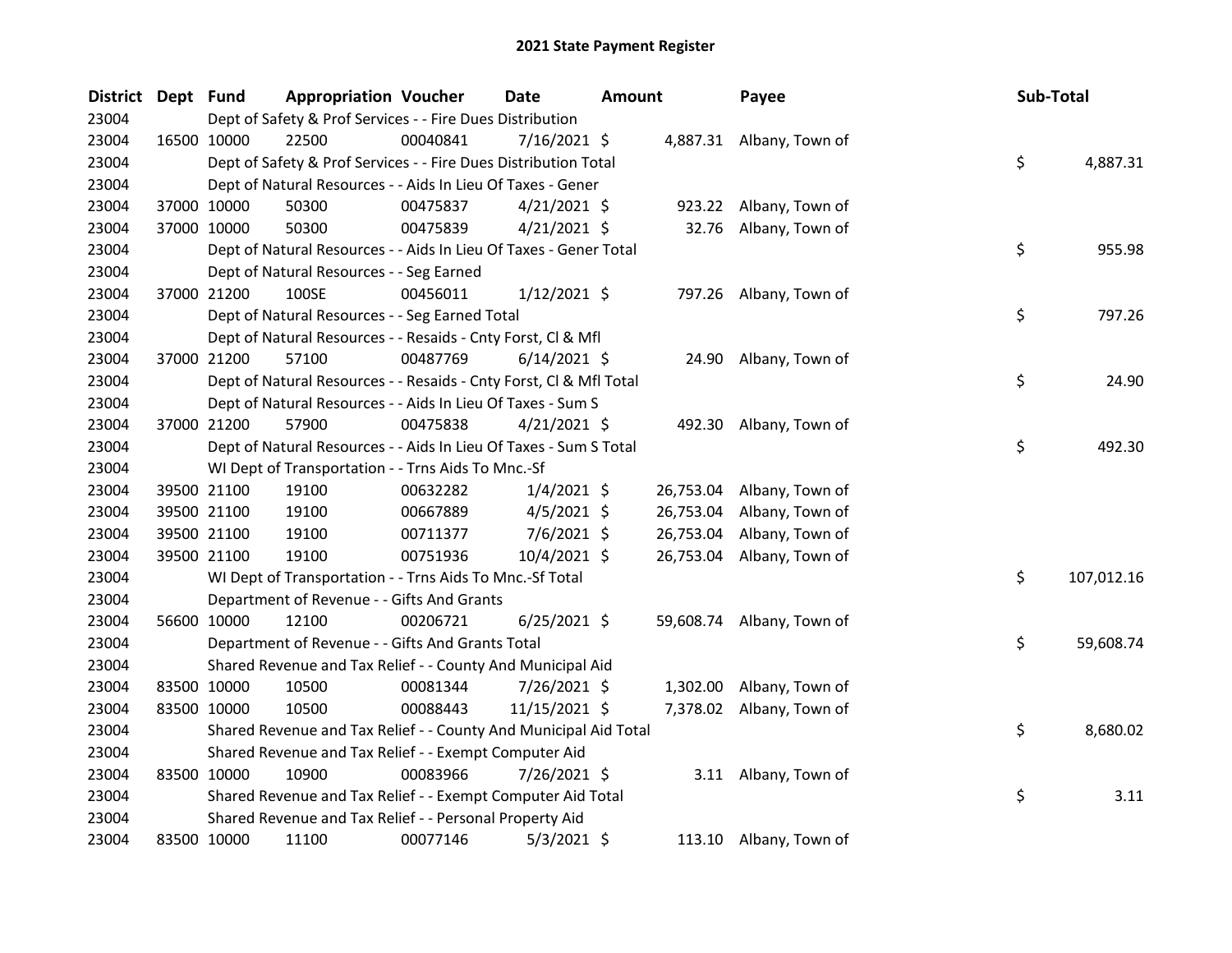# 2021 State Payment Register

| District | Dept | Fund | Appropriation | Voucher | Date | Amount | Payee | Sub-Total |
|---|---|---|---|---|---|---|---|---|
| 23004 | | Dept of Safety & Prof Services - - Fire Dues Distribution | | | | | | |
| 23004 | 16500 | 10000 | 22500 | 00040841 | 7/16/2021 | $ 4,887.31 | Albany, Town of | |
| 23004 | | Dept of Safety & Prof Services - - Fire Dues Distribution Total | | | | | | $ 4,887.31 |
| 23004 | | Dept of Natural Resources - - Aids In Lieu Of Taxes - Gener | | | | | | |
| 23004 | 37000 | 10000 | 50300 | 00475837 | 4/21/2021 | $ 923.22 | Albany, Town of | |
| 23004 | 37000 | 10000 | 50300 | 00475839 | 4/21/2021 | $ 32.76 | Albany, Town of | |
| 23004 | | Dept of Natural Resources - - Aids In Lieu Of Taxes - Gener Total | | | | | | $ 955.98 |
| 23004 | | Dept of Natural Resources - - Seg Earned | | | | | | |
| 23004 | 37000 | 21200 | 100SE | 00456011 | 1/12/2021 | $ 797.26 | Albany, Town of | |
| 23004 | | Dept of Natural Resources - - Seg Earned Total | | | | | | $ 797.26 |
| 23004 | | Dept of Natural Resources - - Resaids - Cnty Forst, Cl & Mfl | | | | | | |
| 23004 | 37000 | 21200 | 57100 | 00487769 | 6/14/2021 | $ 24.90 | Albany, Town of | |
| 23004 | | Dept of Natural Resources - - Resaids - Cnty Forst, Cl & Mfl Total | | | | | | $ 24.90 |
| 23004 | | Dept of Natural Resources - - Aids In Lieu Of Taxes - Sum S | | | | | | |
| 23004 | 37000 | 21200 | 57900 | 00475838 | 4/21/2021 | $ 492.30 | Albany, Town of | |
| 23004 | | Dept of Natural Resources - - Aids In Lieu Of Taxes - Sum S Total | | | | | | $ 492.30 |
| 23004 | | WI Dept of Transportation - - Trns Aids To Mnc.-Sf | | | | | | |
| 23004 | 39500 | 21100 | 19100 | 00632282 | 1/4/2021 | $ 26,753.04 | Albany, Town of | |
| 23004 | 39500 | 21100 | 19100 | 00667889 | 4/5/2021 | $ 26,753.04 | Albany, Town of | |
| 23004 | 39500 | 21100 | 19100 | 00711377 | 7/6/2021 | $ 26,753.04 | Albany, Town of | |
| 23004 | 39500 | 21100 | 19100 | 00751936 | 10/4/2021 | $ 26,753.04 | Albany, Town of | |
| 23004 | | WI Dept of Transportation - - Trns Aids To Mnc.-Sf Total | | | | | | $ 107,012.16 |
| 23004 | | Department of Revenue - - Gifts And Grants | | | | | | |
| 23004 | 56600 | 10000 | 12100 | 00206721 | 6/25/2021 | $ 59,608.74 | Albany, Town of | |
| 23004 | | Department of Revenue - - Gifts And Grants Total | | | | | | $ 59,608.74 |
| 23004 | | Shared Revenue and Tax Relief - - County And Municipal Aid | | | | | | |
| 23004 | 83500 | 10000 | 10500 | 00081344 | 7/26/2021 | $ 1,302.00 | Albany, Town of | |
| 23004 | 83500 | 10000 | 10500 | 00088443 | 11/15/2021 | $ 7,378.02 | Albany, Town of | |
| 23004 | | Shared Revenue and Tax Relief - - County And Municipal Aid Total | | | | | | $ 8,680.02 |
| 23004 | | Shared Revenue and Tax Relief - - Exempt Computer Aid | | | | | | |
| 23004 | 83500 | 10000 | 10900 | 00083966 | 7/26/2021 | $ 3.11 | Albany, Town of | |
| 23004 | | Shared Revenue and Tax Relief - - Exempt Computer Aid Total | | | | | | $ 3.11 |
| 23004 | | Shared Revenue and Tax Relief - - Personal Property Aid | | | | | | |
| 23004 | 83500 | 10000 | 11100 | 00077146 | 5/3/2021 | $ 113.10 | Albany, Town of | |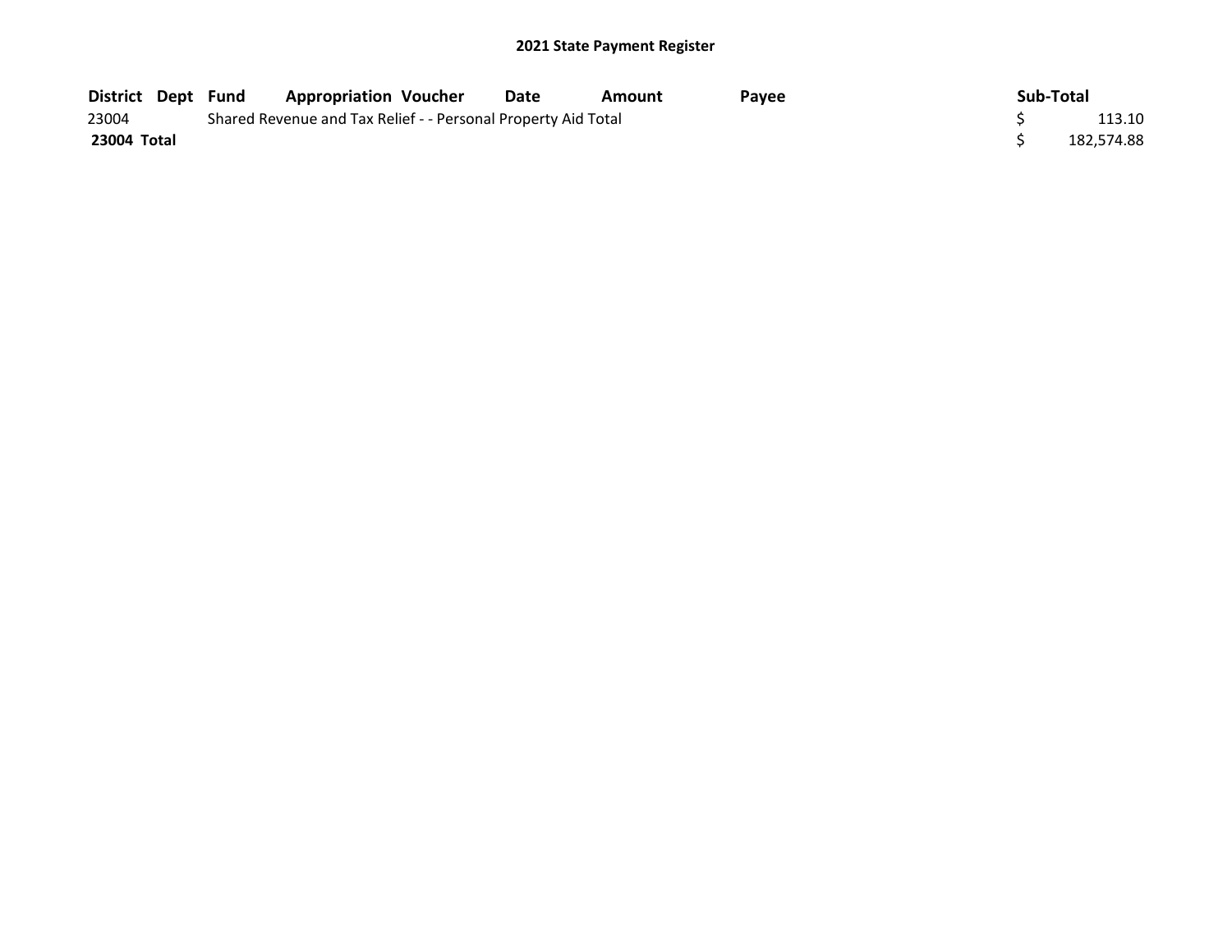## 2021 State Payment Register

| District | Dept | Fund | Appropriation | Voucher | Date | Amount | Payee | Sub-Total |
|---|---|---|---|---|---|---|---|---|
| 23004 | | Shared Revenue and Tax Relief - - Personal Property Aid Total | | | | | | $ 113.10 |
| **23004 Total** | | | | | | | | $ 182,574.88 |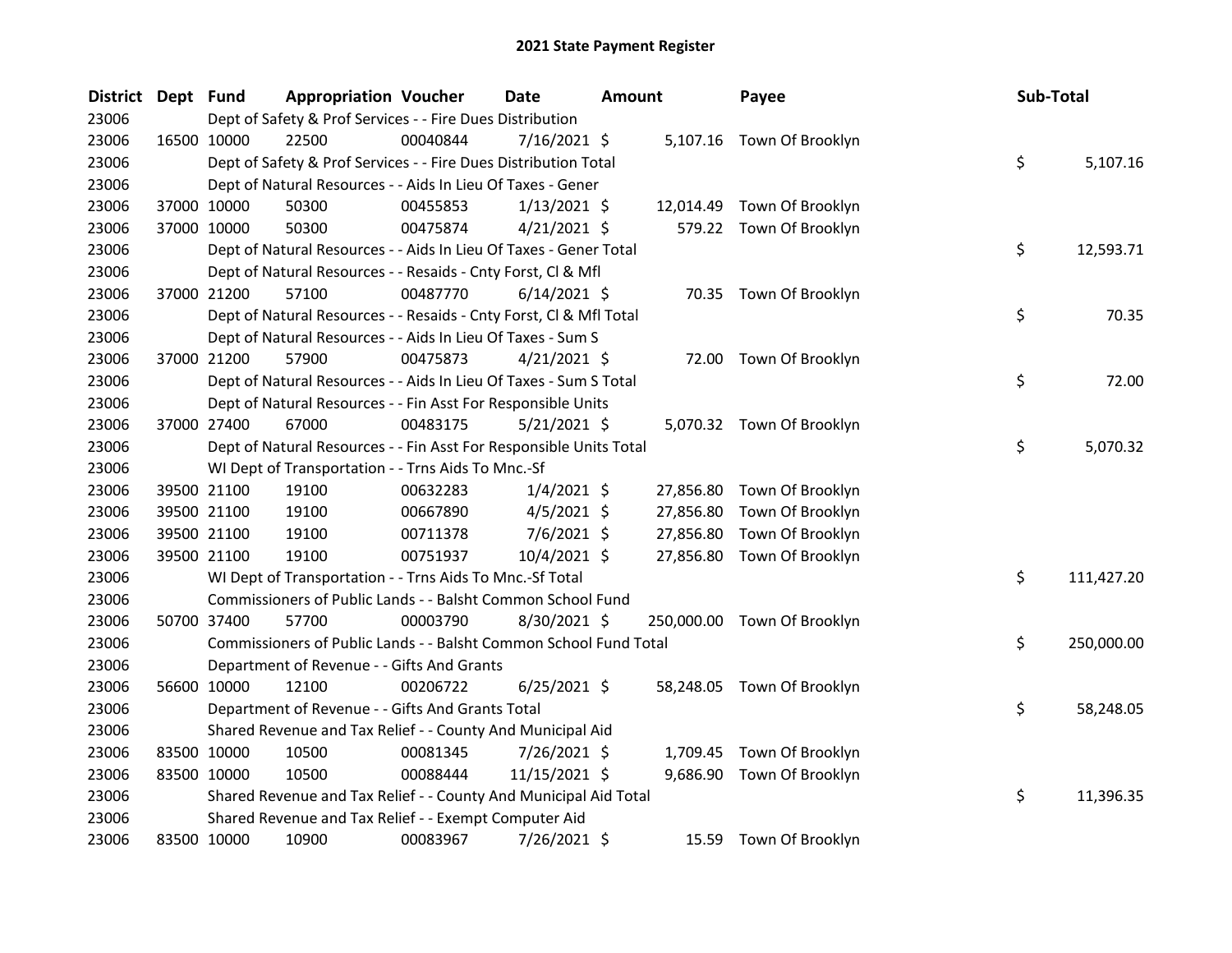# 2021 State Payment Register

| District | Dept | Fund | Appropriation | Voucher | Date | Amount | Payee | Sub-Total |
|---|---|---|---|---|---|---|---|---|
| 23006 | | Dept of Safety & Prof Services - - Fire Dues Distribution | | | | | | |
| 23006 | 16500 | 10000 | 22500 | 00040844 | 7/16/2021 | $ 5,107.16 | Town Of Brooklyn | |
| 23006 | | Dept of Safety & Prof Services - - Fire Dues Distribution Total | | | | | | $ 5,107.16 |
| 23006 | | Dept of Natural Resources - - Aids In Lieu Of Taxes - Gener | | | | | | |
| 23006 | 37000 | 10000 | 50300 | 00455853 | 1/13/2021 | $ 12,014.49 | Town Of Brooklyn | |
| 23006 | 37000 | 10000 | 50300 | 00475874 | 4/21/2021 | $ 579.22 | Town Of Brooklyn | |
| 23006 | | Dept of Natural Resources - - Aids In Lieu Of Taxes - Gener Total | | | | | | $ 12,593.71 |
| 23006 | | Dept of Natural Resources - - Resaids - Cnty Forst, Cl & Mfl | | | | | | |
| 23006 | 37000 | 21200 | 57100 | 00487770 | 6/14/2021 | $ 70.35 | Town Of Brooklyn | |
| 23006 | | Dept of Natural Resources - - Resaids - Cnty Forst, Cl & Mfl Total | | | | | | $ 70.35 |
| 23006 | | Dept of Natural Resources - - Aids In Lieu Of Taxes - Sum S | | | | | | |
| 23006 | 37000 | 21200 | 57900 | 00475873 | 4/21/2021 | $ 72.00 | Town Of Brooklyn | |
| 23006 | | Dept of Natural Resources - - Aids In Lieu Of Taxes - Sum S Total | | | | | | $ 72.00 |
| 23006 | | Dept of Natural Resources - - Fin Asst For Responsible Units | | | | | | |
| 23006 | 37000 | 27400 | 67000 | 00483175 | 5/21/2021 | $ 5,070.32 | Town Of Brooklyn | |
| 23006 | | Dept of Natural Resources - - Fin Asst For Responsible Units Total | | | | | | $ 5,070.32 |
| 23006 | | WI Dept of Transportation - - Trns Aids To Mnc.-Sf | | | | | | |
| 23006 | 39500 | 21100 | 19100 | 00632283 | 1/4/2021 | $ 27,856.80 | Town Of Brooklyn | |
| 23006 | 39500 | 21100 | 19100 | 00667890 | 4/5/2021 | $ 27,856.80 | Town Of Brooklyn | |
| 23006 | 39500 | 21100 | 19100 | 00711378 | 7/6/2021 | $ 27,856.80 | Town Of Brooklyn | |
| 23006 | 39500 | 21100 | 19100 | 00751937 | 10/4/2021 | $ 27,856.80 | Town Of Brooklyn | |
| 23006 | | WI Dept of Transportation - - Trns Aids To Mnc.-Sf Total | | | | | | $ 111,427.20 |
| 23006 | | Commissioners of Public Lands - - Balsht Common School Fund | | | | | | |
| 23006 | 50700 | 37400 | 57700 | 00003790 | 8/30/2021 | $ 250,000.00 | Town Of Brooklyn | |
| 23006 | | Commissioners of Public Lands - - Balsht Common School Fund Total | | | | | | $ 250,000.00 |
| 23006 | | Department of Revenue - - Gifts And Grants | | | | | | |
| 23006 | 56600 | 10000 | 12100 | 00206722 | 6/25/2021 | $ 58,248.05 | Town Of Brooklyn | |
| 23006 | | Department of Revenue - - Gifts And Grants Total | | | | | | $ 58,248.05 |
| 23006 | | Shared Revenue and Tax Relief - - County And Municipal Aid | | | | | | |
| 23006 | 83500 | 10000 | 10500 | 00081345 | 7/26/2021 | $ 1,709.45 | Town Of Brooklyn | |
| 23006 | 83500 | 10000 | 10500 | 00088444 | 11/15/2021 | $ 9,686.90 | Town Of Brooklyn | |
| 23006 | | Shared Revenue and Tax Relief - - County And Municipal Aid Total | | | | | | $ 11,396.35 |
| 23006 | | Shared Revenue and Tax Relief - - Exempt Computer Aid | | | | | | |
| 23006 | 83500 | 10000 | 10900 | 00083967 | 7/26/2021 | $ 15.59 | Town Of Brooklyn | |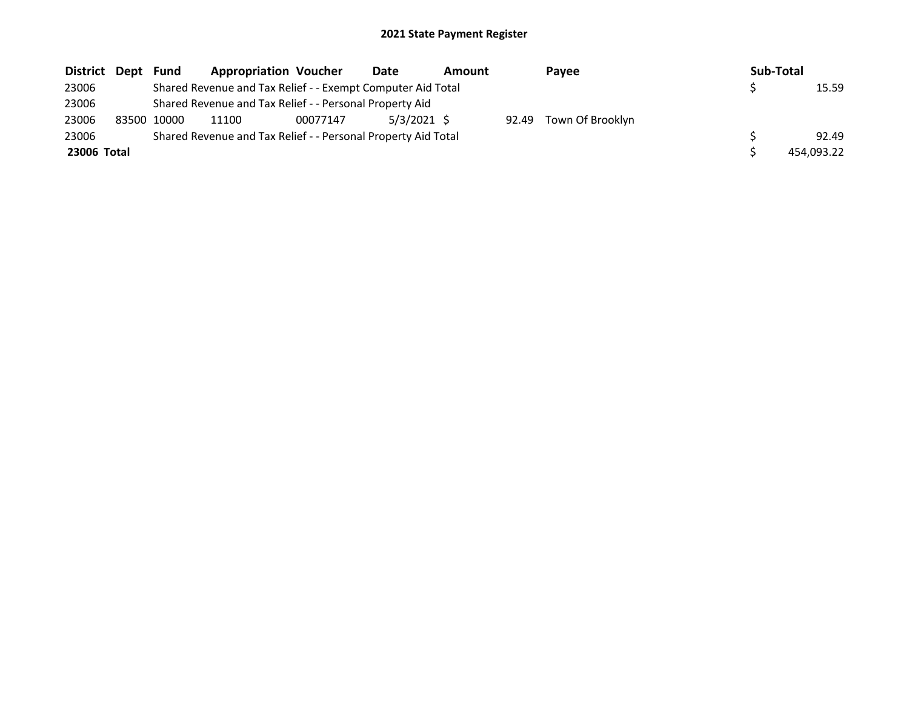## 2021 State Payment Register

| District | Dept | Fund | Appropriation | Voucher | Date | Amount | Payee | Sub-Total |
|---|---|---|---|---|---|---|---|---|
| 23006 | | Shared Revenue and Tax Relief - - Exempt Computer Aid Total | | | | | | $ 15.59 |
| 23006 | | Shared Revenue and Tax Relief - - Personal Property Aid | | | | | | |
| 23006 | 83500 | 10000 | 11100 | 00077147 | 5/3/2021 | $ 92.49 | Town Of Brooklyn | |
| 23006 | | Shared Revenue and Tax Relief - - Personal Property Aid Total | | | | | | $ 92.49 |
| **23006 Total** | | | | | | | | $ 454,093.22 |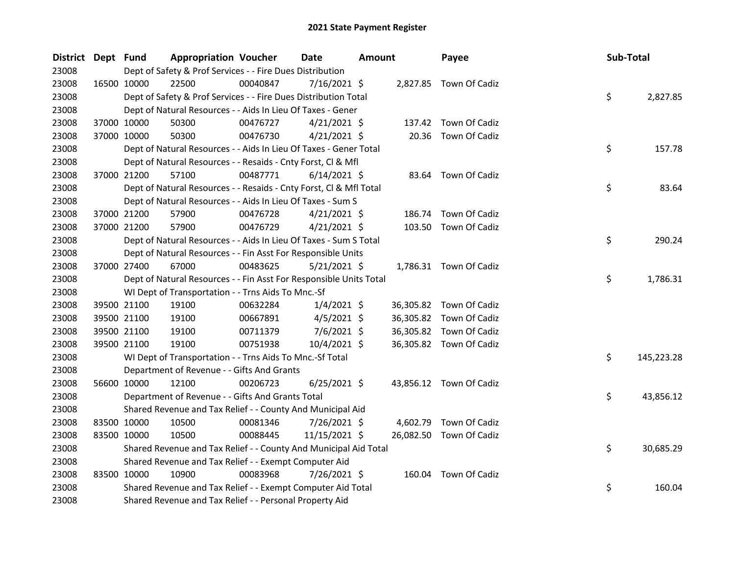# 2021 State Payment Register

| District | Dept | Fund | Appropriation | Voucher | Date | Amount | Payee | Sub-Total |
|---|---|---|---|---|---|---|---|---|
| 23008 | | | Dept of Safety & Prof Services - - Fire Dues Distribution | | | | | |
| 23008 | 16500 | 10000 | 22500 | 00040847 | 7/16/2021 | $ 2,827.85 | Town Of Cadiz | |
| 23008 | | | Dept of Safety & Prof Services - - Fire Dues Distribution Total | | | | | $ 2,827.85 |
| 23008 | | | Dept of Natural Resources - - Aids In Lieu Of Taxes - Gener | | | | | |
| 23008 | 37000 | 10000 | 50300 | 00476727 | 4/21/2021 | $ 137.42 | Town Of Cadiz | |
| 23008 | 37000 | 10000 | 50300 | 00476730 | 4/21/2021 | $ 20.36 | Town Of Cadiz | |
| 23008 | | | Dept of Natural Resources - - Aids In Lieu Of Taxes - Gener Total | | | | | $ 157.78 |
| 23008 | | | Dept of Natural Resources - - Resaids - Cnty Forst, Cl & Mfl | | | | | |
| 23008 | 37000 | 21200 | 57100 | 00487771 | 6/14/2021 | $ 83.64 | Town Of Cadiz | |
| 23008 | | | Dept of Natural Resources - - Resaids - Cnty Forst, Cl & Mfl Total | | | | | $ 83.64 |
| 23008 | | | Dept of Natural Resources - - Aids In Lieu Of Taxes - Sum S | | | | | |
| 23008 | 37000 | 21200 | 57900 | 00476728 | 4/21/2021 | $ 186.74 | Town Of Cadiz | |
| 23008 | 37000 | 21200 | 57900 | 00476729 | 4/21/2021 | $ 103.50 | Town Of Cadiz | |
| 23008 | | | Dept of Natural Resources - - Aids In Lieu Of Taxes - Sum S Total | | | | | $ 290.24 |
| 23008 | | | Dept of Natural Resources - - Fin Asst For Responsible Units | | | | | |
| 23008 | 37000 | 27400 | 67000 | 00483625 | 5/21/2021 | $ 1,786.31 | Town Of Cadiz | |
| 23008 | | | Dept of Natural Resources - - Fin Asst For Responsible Units Total | | | | | $ 1,786.31 |
| 23008 | | | WI Dept of Transportation - - Trns Aids To Mnc.-Sf | | | | | |
| 23008 | 39500 | 21100 | 19100 | 00632284 | 1/4/2021 | $ 36,305.82 | Town Of Cadiz | |
| 23008 | 39500 | 21100 | 19100 | 00667891 | 4/5/2021 | $ 36,305.82 | Town Of Cadiz | |
| 23008 | 39500 | 21100 | 19100 | 00711379 | 7/6/2021 | $ 36,305.82 | Town Of Cadiz | |
| 23008 | 39500 | 21100 | 19100 | 00751938 | 10/4/2021 | $ 36,305.82 | Town Of Cadiz | |
| 23008 | | | WI Dept of Transportation - - Trns Aids To Mnc.-Sf Total | | | | | $ 145,223.28 |
| 23008 | | | Department of Revenue - - Gifts And Grants | | | | | |
| 23008 | 56600 | 10000 | 12100 | 00206723 | 6/25/2021 | $ 43,856.12 | Town Of Cadiz | |
| 23008 | | | Department of Revenue - - Gifts And Grants Total | | | | | $ 43,856.12 |
| 23008 | | | Shared Revenue and Tax Relief - - County And Municipal Aid | | | | | |
| 23008 | 83500 | 10000 | 10500 | 00081346 | 7/26/2021 | $ 4,602.79 | Town Of Cadiz | |
| 23008 | 83500 | 10000 | 10500 | 00088445 | 11/15/2021 | $ 26,082.50 | Town Of Cadiz | |
| 23008 | | | Shared Revenue and Tax Relief - - County And Municipal Aid Total | | | | | $ 30,685.29 |
| 23008 | | | Shared Revenue and Tax Relief - - Exempt Computer Aid | | | | | |
| 23008 | 83500 | 10000 | 10900 | 00083968 | 7/26/2021 | $ 160.04 | Town Of Cadiz | |
| 23008 | | | Shared Revenue and Tax Relief - - Exempt Computer Aid Total | | | | | $ 160.04 |
| 23008 | | | Shared Revenue and Tax Relief - - Personal Property Aid | | | | | |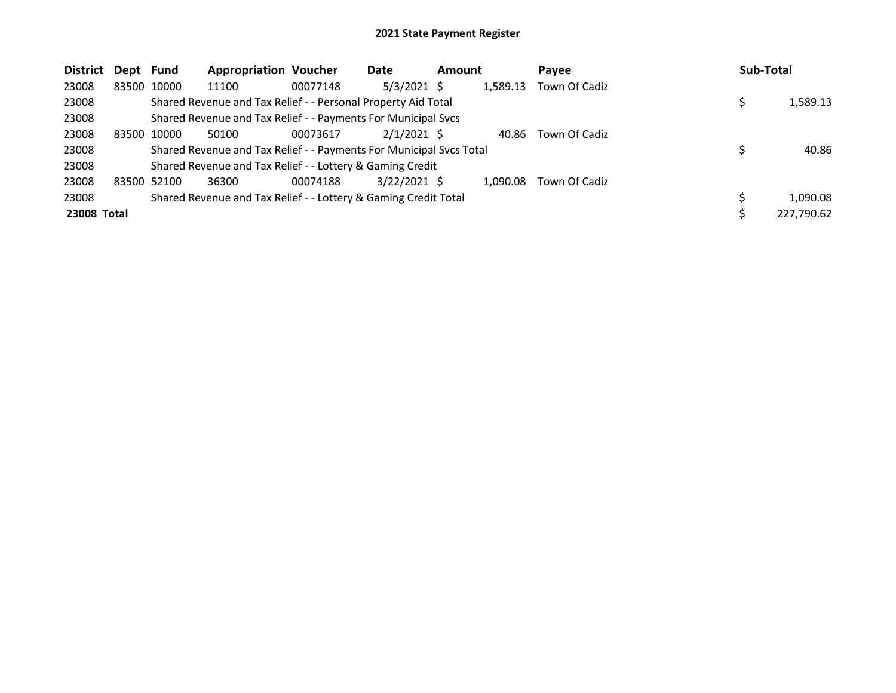## 2021 State Payment Register

| District | Dept | Fund | Appropriation | Voucher | Date | Amount | Payee | Sub-Total |
|---|---|---|---|---|---|---|---|---|
| 23008 | 83500 | 10000 | 11100 | 00077148 | 5/3/2021 | $ 1,589.13 | Town Of Cadiz | |
| 23008 | | Shared Revenue and Tax Relief - - Personal Property Aid Total | | | | | | $ 1,589.13 |
| 23008 | | Shared Revenue and Tax Relief - - Payments For Municipal Svcs | | | | | | |
| 23008 | 83500 | 10000 | 50100 | 00073617 | 2/1/2021 | $ 40.86 | Town Of Cadiz | |
| 23008 | | Shared Revenue and Tax Relief - - Payments For Municipal Svcs Total | | | | | | $ 40.86 |
| 23008 | | Shared Revenue and Tax Relief - - Lottery & Gaming Credit | | | | | | |
| 23008 | 83500 | 52100 | 36300 | 00074188 | 3/22/2021 | $ 1,090.08 | Town Of Cadiz | |
| 23008 | | Shared Revenue and Tax Relief - - Lottery & Gaming Credit Total | | | | | | $ 1,090.08 |
| **23008 Total** | | | | | | | | $ 227,790.62 |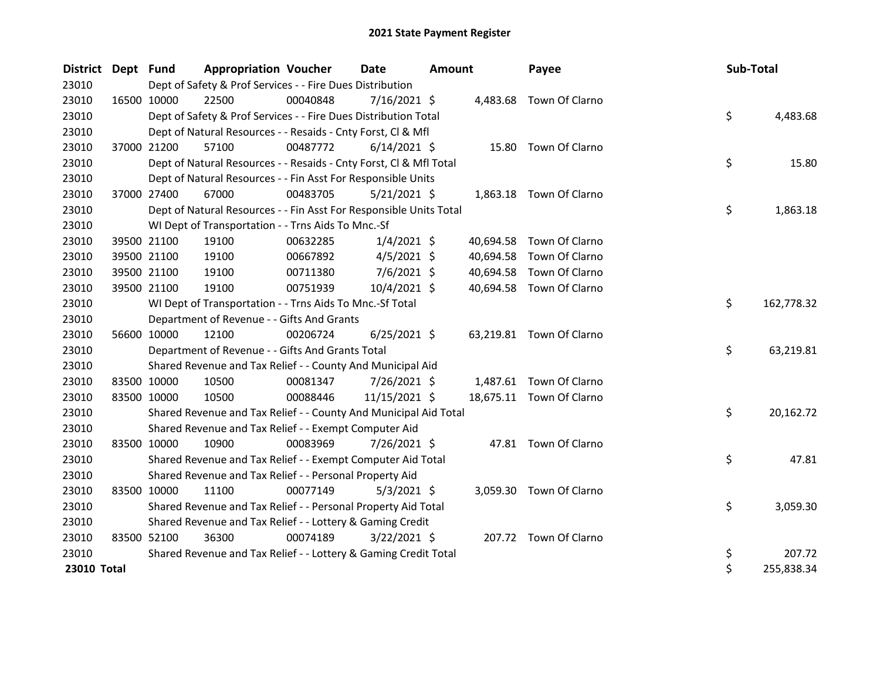## 2021 State Payment Register

| District | Dept | Fund | Appropriation | Voucher | Date | Amount | Payee | Sub-Total |
|---|---|---|---|---|---|---|---|---|
| 23010 | | Dept of Safety & Prof Services - - Fire Dues Distribution | | | | | | |
| 23010 | 16500 | 10000 | 22500 | 00040848 | 7/16/2021 | $ 4,483.68 | Town Of Clarno | |
| 23010 | | Dept of Safety & Prof Services - - Fire Dues Distribution Total | | | | | | $ 4,483.68 |
| 23010 | | Dept of Natural Resources - - Resaids - Cnty Forst, Cl & Mfl | | | | | | |
| 23010 | 37000 | 21200 | 57100 | 00487772 | 6/14/2021 | $ 15.80 | Town Of Clarno | |
| 23010 | | Dept of Natural Resources - - Resaids - Cnty Forst, Cl & Mfl Total | | | | | | $ 15.80 |
| 23010 | | Dept of Natural Resources - - Fin Asst For Responsible Units | | | | | | |
| 23010 | 37000 | 27400 | 67000 | 00483705 | 5/21/2021 | $ 1,863.18 | Town Of Clarno | |
| 23010 | | Dept of Natural Resources - - Fin Asst For Responsible Units Total | | | | | | $ 1,863.18 |
| 23010 | | WI Dept of Transportation - - Trns Aids To Mnc.-Sf | | | | | | |
| 23010 | 39500 | 21100 | 19100 | 00632285 | 1/4/2021 | $ 40,694.58 | Town Of Clarno | |
| 23010 | 39500 | 21100 | 19100 | 00667892 | 4/5/2021 | $ 40,694.58 | Town Of Clarno | |
| 23010 | 39500 | 21100 | 19100 | 00711380 | 7/6/2021 | $ 40,694.58 | Town Of Clarno | |
| 23010 | 39500 | 21100 | 19100 | 00751939 | 10/4/2021 | $ 40,694.58 | Town Of Clarno | |
| 23010 | | WI Dept of Transportation - - Trns Aids To Mnc.-Sf Total | | | | | | $ 162,778.32 |
| 23010 | | Department of Revenue - - Gifts And Grants | | | | | | |
| 23010 | 56600 | 10000 | 12100 | 00206724 | 6/25/2021 | $ 63,219.81 | Town Of Clarno | |
| 23010 | | Department of Revenue - - Gifts And Grants Total | | | | | | $ 63,219.81 |
| 23010 | | Shared Revenue and Tax Relief - - County And Municipal Aid | | | | | | |
| 23010 | 83500 | 10000 | 10500 | 00081347 | 7/26/2021 | $ 1,487.61 | Town Of Clarno | |
| 23010 | 83500 | 10000 | 10500 | 00088446 | 11/15/2021 | $ 18,675.11 | Town Of Clarno | |
| 23010 | | Shared Revenue and Tax Relief - - County And Municipal Aid Total | | | | | | $ 20,162.72 |
| 23010 | | Shared Revenue and Tax Relief - - Exempt Computer Aid | | | | | | |
| 23010 | 83500 | 10000 | 10900 | 00083969 | 7/26/2021 | $ 47.81 | Town Of Clarno | |
| 23010 | | Shared Revenue and Tax Relief - - Exempt Computer Aid Total | | | | | | $ 47.81 |
| 23010 | | Shared Revenue and Tax Relief - - Personal Property Aid | | | | | | |
| 23010 | 83500 | 10000 | 11100 | 00077149 | 5/3/2021 | $ 3,059.30 | Town Of Clarno | |
| 23010 | | Shared Revenue and Tax Relief - - Personal Property Aid Total | | | | | | $ 3,059.30 |
| 23010 | | Shared Revenue and Tax Relief - - Lottery & Gaming Credit | | | | | | |
| 23010 | 83500 | 52100 | 36300 | 00074189 | 3/22/2021 | $ 207.72 | Town Of Clarno | |
| 23010 | | Shared Revenue and Tax Relief - - Lottery & Gaming Credit Total | | | | | | $ 207.72 |
| **23010 Total** | | | | | | | | $ 255,838.34 |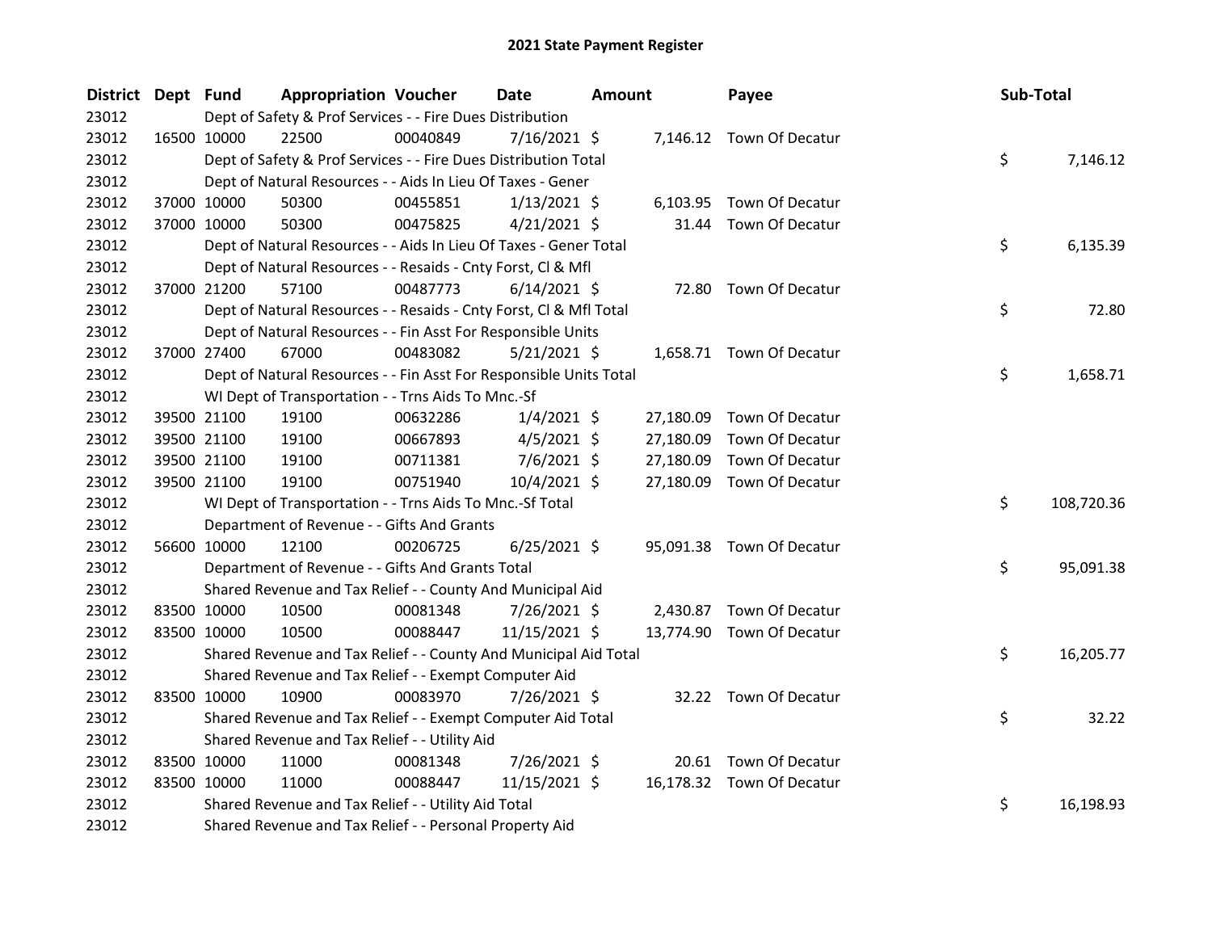# 2021 State Payment Register

| District | Dept | Fund | Appropriation | Voucher | Date | Amount | Payee | Sub-Total |
|---|---|---|---|---|---|---|---|---|
| 23012 | | Dept of Safety & Prof Services - - Fire Dues Distribution | | | | | | |
| 23012 | 16500 | 10000 | 22500 | 00040849 | 7/16/2021 | $ 7,146.12 | Town Of Decatur | |
| 23012 | | Dept of Safety & Prof Services - - Fire Dues Distribution Total | | | | | | $ 7,146.12 |
| 23012 | | Dept of Natural Resources - - Aids In Lieu Of Taxes - Gener | | | | | | |
| 23012 | 37000 | 10000 | 50300 | 00455851 | 1/13/2021 | $ 6,103.95 | Town Of Decatur | |
| 23012 | 37000 | 10000 | 50300 | 00475825 | 4/21/2021 | $ 31.44 | Town Of Decatur | |
| 23012 | | Dept of Natural Resources - - Aids In Lieu Of Taxes - Gener Total | | | | | | $ 6,135.39 |
| 23012 | | Dept of Natural Resources - - Resaids - Cnty Forst, Cl & Mfl | | | | | | |
| 23012 | 37000 | 21200 | 57100 | 00487773 | 6/14/2021 | $ 72.80 | Town Of Decatur | |
| 23012 | | Dept of Natural Resources - - Resaids - Cnty Forst, Cl & Mfl Total | | | | | | $ 72.80 |
| 23012 | | Dept of Natural Resources - - Fin Asst For Responsible Units | | | | | | |
| 23012 | 37000 | 27400 | 67000 | 00483082 | 5/21/2021 | $ 1,658.71 | Town Of Decatur | |
| 23012 | | Dept of Natural Resources - - Fin Asst For Responsible Units Total | | | | | | $ 1,658.71 |
| 23012 | | WI Dept of Transportation - - Trns Aids To Mnc.-Sf | | | | | | |
| 23012 | 39500 | 21100 | 19100 | 00632286 | 1/4/2021 | $ 27,180.09 | Town Of Decatur | |
| 23012 | 39500 | 21100 | 19100 | 00667893 | 4/5/2021 | $ 27,180.09 | Town Of Decatur | |
| 23012 | 39500 | 21100 | 19100 | 00711381 | 7/6/2021 | $ 27,180.09 | Town Of Decatur | |
| 23012 | 39500 | 21100 | 19100 | 00751940 | 10/4/2021 | $ 27,180.09 | Town Of Decatur | |
| 23012 | | WI Dept of Transportation - - Trns Aids To Mnc.-Sf Total | | | | | | $ 108,720.36 |
| 23012 | | Department of Revenue - - Gifts And Grants | | | | | | |
| 23012 | 56600 | 10000 | 12100 | 00206725 | 6/25/2021 | $ 95,091.38 | Town Of Decatur | |
| 23012 | | Department of Revenue - - Gifts And Grants Total | | | | | | $ 95,091.38 |
| 23012 | | Shared Revenue and Tax Relief - - County And Municipal Aid | | | | | | |
| 23012 | 83500 | 10000 | 10500 | 00081348 | 7/26/2021 | $ 2,430.87 | Town Of Decatur | |
| 23012 | 83500 | 10000 | 10500 | 00088447 | 11/15/2021 | $ 13,774.90 | Town Of Decatur | |
| 23012 | | Shared Revenue and Tax Relief - - County And Municipal Aid Total | | | | | | $ 16,205.77 |
| 23012 | | Shared Revenue and Tax Relief - - Exempt Computer Aid | | | | | | |
| 23012 | 83500 | 10000 | 10900 | 00083970 | 7/26/2021 | $ 32.22 | Town Of Decatur | |
| 23012 | | Shared Revenue and Tax Relief - - Exempt Computer Aid Total | | | | | | $ 32.22 |
| 23012 | | Shared Revenue and Tax Relief - - Utility Aid | | | | | | |
| 23012 | 83500 | 10000 | 11000 | 00081348 | 7/26/2021 | $ 20.61 | Town Of Decatur | |
| 23012 | 83500 | 10000 | 11000 | 00088447 | 11/15/2021 | $ 16,178.32 | Town Of Decatur | |
| 23012 | | Shared Revenue and Tax Relief - - Utility Aid Total | | | | | | $ 16,198.93 |
| 23012 | | Shared Revenue and Tax Relief - - Personal Property Aid | | | | | | |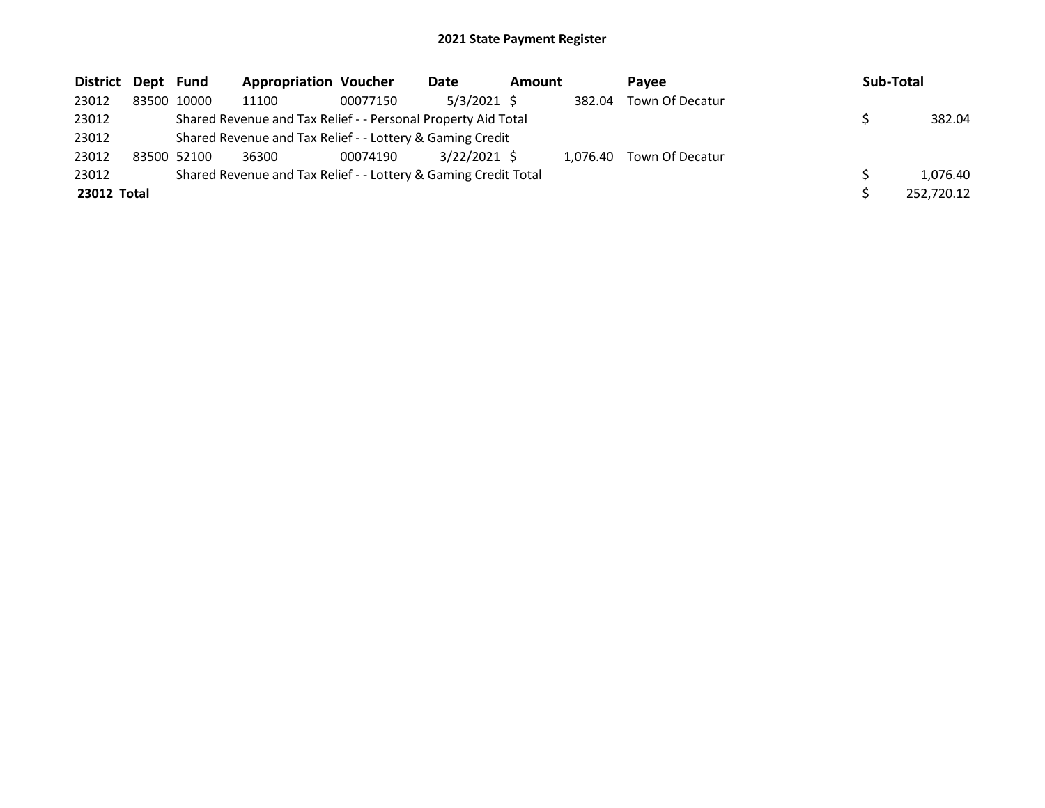# 2021 State Payment Register

| District | Dept | Fund | Appropriation | Voucher | Date | Amount | Payee | Sub-Total |
|---|---|---|---|---|---|---|---|---|
| 23012 | 83500 | 10000 | 11100 | 00077150 | 5/3/2021 | $ 382.04 | Town Of Decatur | |
| 23012 | | Shared Revenue and Tax Relief - - Personal Property Aid Total | | | | | | $ 382.04 |
| 23012 | | Shared Revenue and Tax Relief - - Lottery & Gaming Credit | | | | | | |
| 23012 | 83500 | 52100 | 36300 | 00074190 | 3/22/2021 | $ 1,076.40 | Town Of Decatur | |
| 23012 | | Shared Revenue and Tax Relief - - Lottery & Gaming Credit Total | | | | | | $ 1,076.40 |
| **23012 Total** | | | | | | | | $ 252,720.12 |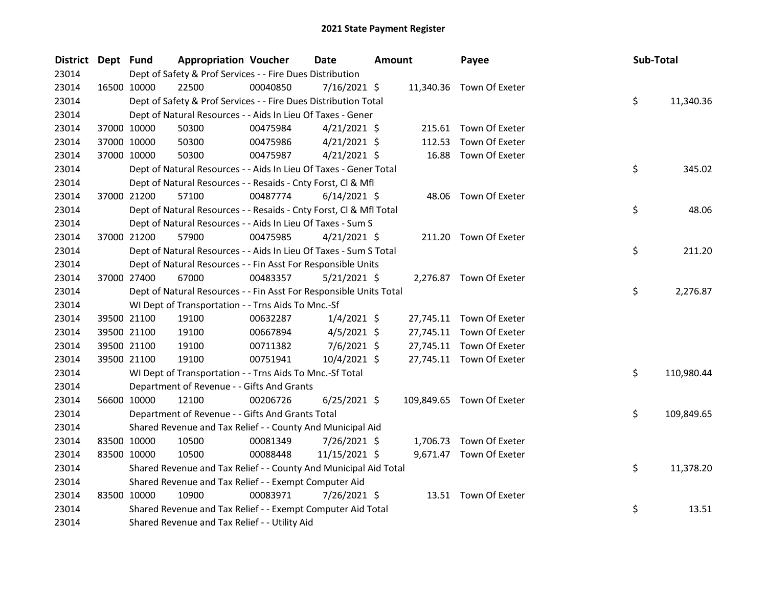# 2021 State Payment Register

| District | Dept | Fund | Appropriation | Voucher | Date | Amount | Payee | Sub-Total |
|---|---|---|---|---|---|---|---|---|
| 23014 | | Dept of Safety & Prof Services - - Fire Dues Distribution | | | | | | |
| 23014 | 16500 | 10000 | 22500 | 00040850 | 7/16/2021 | $ 11,340.36 | Town Of Exeter | |
| 23014 | | Dept of Safety & Prof Services - - Fire Dues Distribution Total | | | | | | $ 11,340.36 |
| 23014 | | Dept of Natural Resources - - Aids In Lieu Of Taxes - Gener | | | | | | |
| 23014 | 37000 | 10000 | 50300 | 00475984 | 4/21/2021 | $ 215.61 | Town Of Exeter | |
| 23014 | 37000 | 10000 | 50300 | 00475986 | 4/21/2021 | $ 112.53 | Town Of Exeter | |
| 23014 | 37000 | 10000 | 50300 | 00475987 | 4/21/2021 | $ 16.88 | Town Of Exeter | |
| 23014 | | Dept of Natural Resources - - Aids In Lieu Of Taxes - Gener Total | | | | | | $ 345.02 |
| 23014 | | Dept of Natural Resources - - Resaids - Cnty Forst, Cl & Mfl | | | | | | |
| 23014 | 37000 | 21200 | 57100 | 00487774 | 6/14/2021 | $ 48.06 | Town Of Exeter | |
| 23014 | | Dept of Natural Resources - - Resaids - Cnty Forst, Cl & Mfl Total | | | | | | $ 48.06 |
| 23014 | | Dept of Natural Resources - - Aids In Lieu Of Taxes - Sum S | | | | | | |
| 23014 | 37000 | 21200 | 57900 | 00475985 | 4/21/2021 | $ 211.20 | Town Of Exeter | |
| 23014 | | Dept of Natural Resources - - Aids In Lieu Of Taxes - Sum S Total | | | | | | $ 211.20 |
| 23014 | | Dept of Natural Resources - - Fin Asst For Responsible Units | | | | | | |
| 23014 | 37000 | 27400 | 67000 | 00483357 | 5/21/2021 | $ 2,276.87 | Town Of Exeter | |
| 23014 | | Dept of Natural Resources - - Fin Asst For Responsible Units Total | | | | | | $ 2,276.87 |
| 23014 | | WI Dept of Transportation - - Trns Aids To Mnc.-Sf | | | | | | |
| 23014 | 39500 | 21100 | 19100 | 00632287 | 1/4/2021 | $ 27,745.11 | Town Of Exeter | |
| 23014 | 39500 | 21100 | 19100 | 00667894 | 4/5/2021 | $ 27,745.11 | Town Of Exeter | |
| 23014 | 39500 | 21100 | 19100 | 00711382 | 7/6/2021 | $ 27,745.11 | Town Of Exeter | |
| 23014 | 39500 | 21100 | 19100 | 00751941 | 10/4/2021 | $ 27,745.11 | Town Of Exeter | |
| 23014 | | WI Dept of Transportation - - Trns Aids To Mnc.-Sf Total | | | | | | $ 110,980.44 |
| 23014 | | Department of Revenue - - Gifts And Grants | | | | | | |
| 23014 | 56600 | 10000 | 12100 | 00206726 | 6/25/2021 | $ 109,849.65 | Town Of Exeter | |
| 23014 | | Department of Revenue - - Gifts And Grants Total | | | | | | $ 109,849.65 |
| 23014 | | Shared Revenue and Tax Relief - - County And Municipal Aid | | | | | | |
| 23014 | 83500 | 10000 | 10500 | 00081349 | 7/26/2021 | $ 1,706.73 | Town Of Exeter | |
| 23014 | 83500 | 10000 | 10500 | 00088448 | 11/15/2021 | $ 9,671.47 | Town Of Exeter | |
| 23014 | | Shared Revenue and Tax Relief - - County And Municipal Aid Total | | | | | | $ 11,378.20 |
| 23014 | | Shared Revenue and Tax Relief - - Exempt Computer Aid | | | | | | |
| 23014 | 83500 | 10000 | 10900 | 00083971 | 7/26/2021 | $ 13.51 | Town Of Exeter | |
| 23014 | | Shared Revenue and Tax Relief - - Exempt Computer Aid Total | | | | | | $ 13.51 |
| 23014 | | Shared Revenue and Tax Relief - - Utility Aid | | | | | | |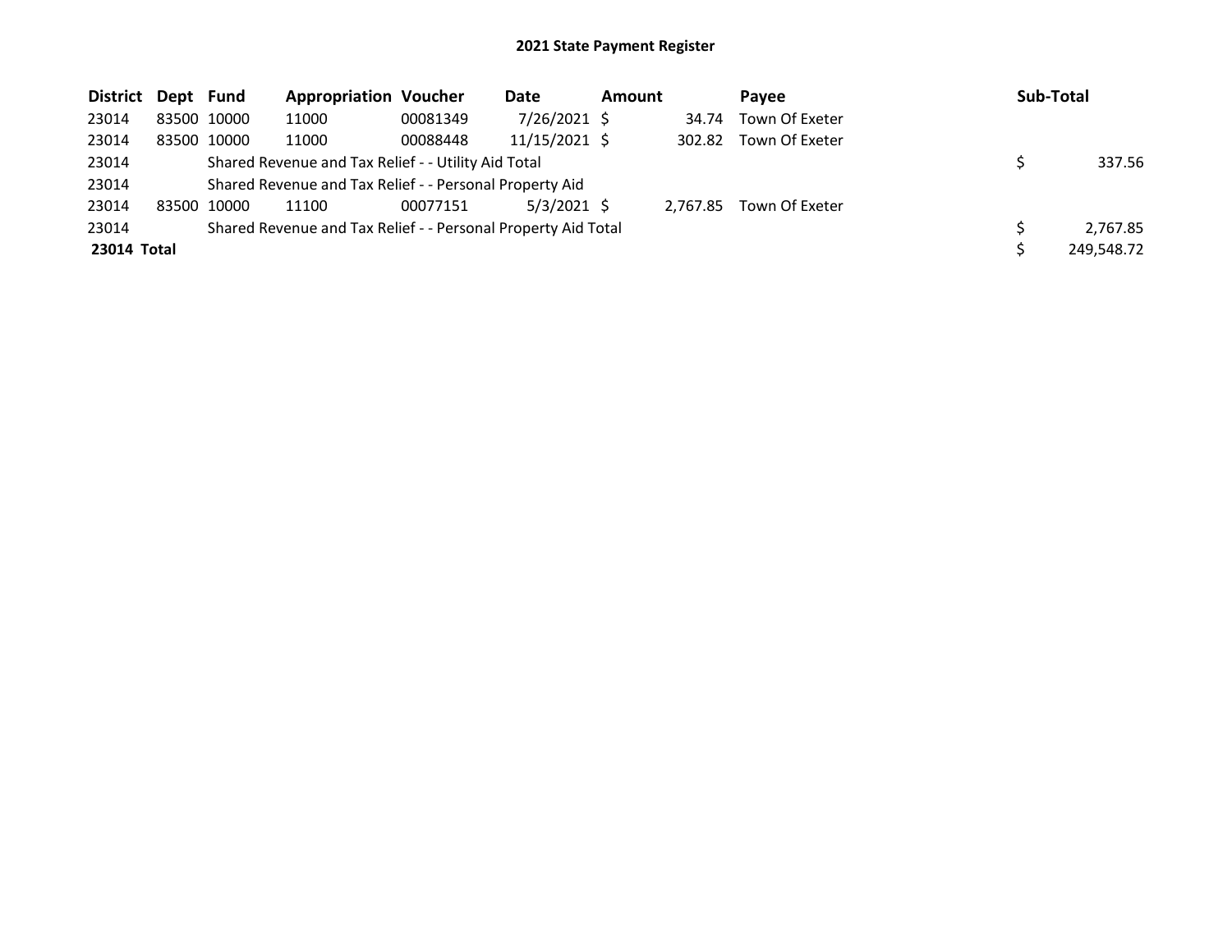## 2021 State Payment Register

| District | Dept | Fund | Appropriation | Voucher | Date | Amount | Payee | Sub-Total |
|---|---|---|---|---|---|---|---|---|
| 23014 | 83500 | 10000 | 11000 | 00081349 | 7/26/2021 | $ 34.74 | Town Of Exeter | |
| 23014 | 83500 | 10000 | 11000 | 00088448 | 11/15/2021 | $ 302.82 | Town Of Exeter | |
| 23014 | | Shared Revenue and Tax Relief - - Utility Aid Total | | | | | | $ 337.56 |
| 23014 | | Shared Revenue and Tax Relief - - Personal Property Aid | | | | | | |
| 23014 | 83500 | 10000 | 11100 | 00077151 | 5/3/2021 | $ 2,767.85 | Town Of Exeter | |
| 23014 | | Shared Revenue and Tax Relief - - Personal Property Aid Total | | | | | | $ 2,767.85 |
| **23014 Total** | | | | | | | | $ 249,548.72 |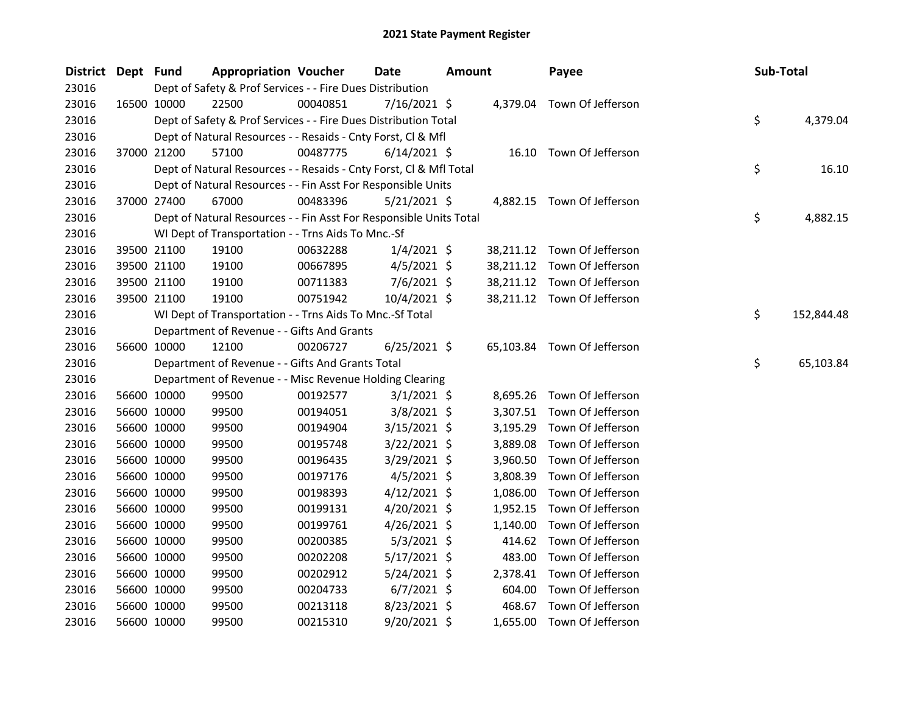# 2021 State Payment Register

| District | Dept | Fund | Appropriation | Voucher | Date | Amount | Payee | Sub-Total |
|---|---|---|---|---|---|---|---|---|
| 23016 | | Dept of Safety & Prof Services - - Fire Dues Distribution | | | | | | |
| 23016 | 16500 | 10000 | 22500 | 00040851 | 7/16/2021 | $ 4,379.04 | Town Of Jefferson | |
| 23016 | | Dept of Safety & Prof Services - - Fire Dues Distribution Total | | | | | | $ 4,379.04 |
| 23016 | | Dept of Natural Resources - - Resaids - Cnty Forst, Cl & Mfl | | | | | | |
| 23016 | 37000 | 21200 | 57100 | 00487775 | 6/14/2021 | $ 16.10 | Town Of Jefferson | |
| 23016 | | Dept of Natural Resources - - Resaids - Cnty Forst, Cl & Mfl Total | | | | | | $ 16.10 |
| 23016 | | Dept of Natural Resources - - Fin Asst For Responsible Units | | | | | | |
| 23016 | 37000 | 27400 | 67000 | 00483396 | 5/21/2021 | $ 4,882.15 | Town Of Jefferson | |
| 23016 | | Dept of Natural Resources - - Fin Asst For Responsible Units Total | | | | | | $ 4,882.15 |
| 23016 | | WI Dept of Transportation - - Trns Aids To Mnc.-Sf | | | | | | |
| 23016 | 39500 | 21100 | 19100 | 00632288 | 1/4/2021 | $ 38,211.12 | Town Of Jefferson | |
| 23016 | 39500 | 21100 | 19100 | 00667895 | 4/5/2021 | $ 38,211.12 | Town Of Jefferson | |
| 23016 | 39500 | 21100 | 19100 | 00711383 | 7/6/2021 | $ 38,211.12 | Town Of Jefferson | |
| 23016 | 39500 | 21100 | 19100 | 00751942 | 10/4/2021 | $ 38,211.12 | Town Of Jefferson | |
| 23016 | | WI Dept of Transportation - - Trns Aids To Mnc.-Sf Total | | | | | | $ 152,844.48 |
| 23016 | | Department of Revenue - - Gifts And Grants | | | | | | |
| 23016 | 56600 | 10000 | 12100 | 00206727 | 6/25/2021 | $ 65,103.84 | Town Of Jefferson | |
| 23016 | | Department of Revenue - - Gifts And Grants Total | | | | | | $ 65,103.84 |
| 23016 | | Department of Revenue - - Misc Revenue Holding Clearing | | | | | | |
| 23016 | 56600 | 10000 | 99500 | 00192577 | 3/1/2021 | $ 8,695.26 | Town Of Jefferson | |
| 23016 | 56600 | 10000 | 99500 | 00194051 | 3/8/2021 | $ 3,307.51 | Town Of Jefferson | |
| 23016 | 56600 | 10000 | 99500 | 00194904 | 3/15/2021 | $ 3,195.29 | Town Of Jefferson | |
| 23016 | 56600 | 10000 | 99500 | 00195748 | 3/22/2021 | $ 3,889.08 | Town Of Jefferson | |
| 23016 | 56600 | 10000 | 99500 | 00196435 | 3/29/2021 | $ 3,960.50 | Town Of Jefferson | |
| 23016 | 56600 | 10000 | 99500 | 00197176 | 4/5/2021 | $ 3,808.39 | Town Of Jefferson | |
| 23016 | 56600 | 10000 | 99500 | 00198393 | 4/12/2021 | $ 1,086.00 | Town Of Jefferson | |
| 23016 | 56600 | 10000 | 99500 | 00199131 | 4/20/2021 | $ 1,952.15 | Town Of Jefferson | |
| 23016 | 56600 | 10000 | 99500 | 00199761 | 4/26/2021 | $ 1,140.00 | Town Of Jefferson | |
| 23016 | 56600 | 10000 | 99500 | 00200385 | 5/3/2021 | $ 414.62 | Town Of Jefferson | |
| 23016 | 56600 | 10000 | 99500 | 00202208 | 5/17/2021 | $ 483.00 | Town Of Jefferson | |
| 23016 | 56600 | 10000 | 99500 | 00202912 | 5/24/2021 | $ 2,378.41 | Town Of Jefferson | |
| 23016 | 56600 | 10000 | 99500 | 00204733 | 6/7/2021 | $ 604.00 | Town Of Jefferson | |
| 23016 | 56600 | 10000 | 99500 | 00213118 | 8/23/2021 | $ 468.67 | Town Of Jefferson | |
| 23016 | 56600 | 10000 | 99500 | 00215310 | 9/20/2021 | $ 1,655.00 | Town Of Jefferson | |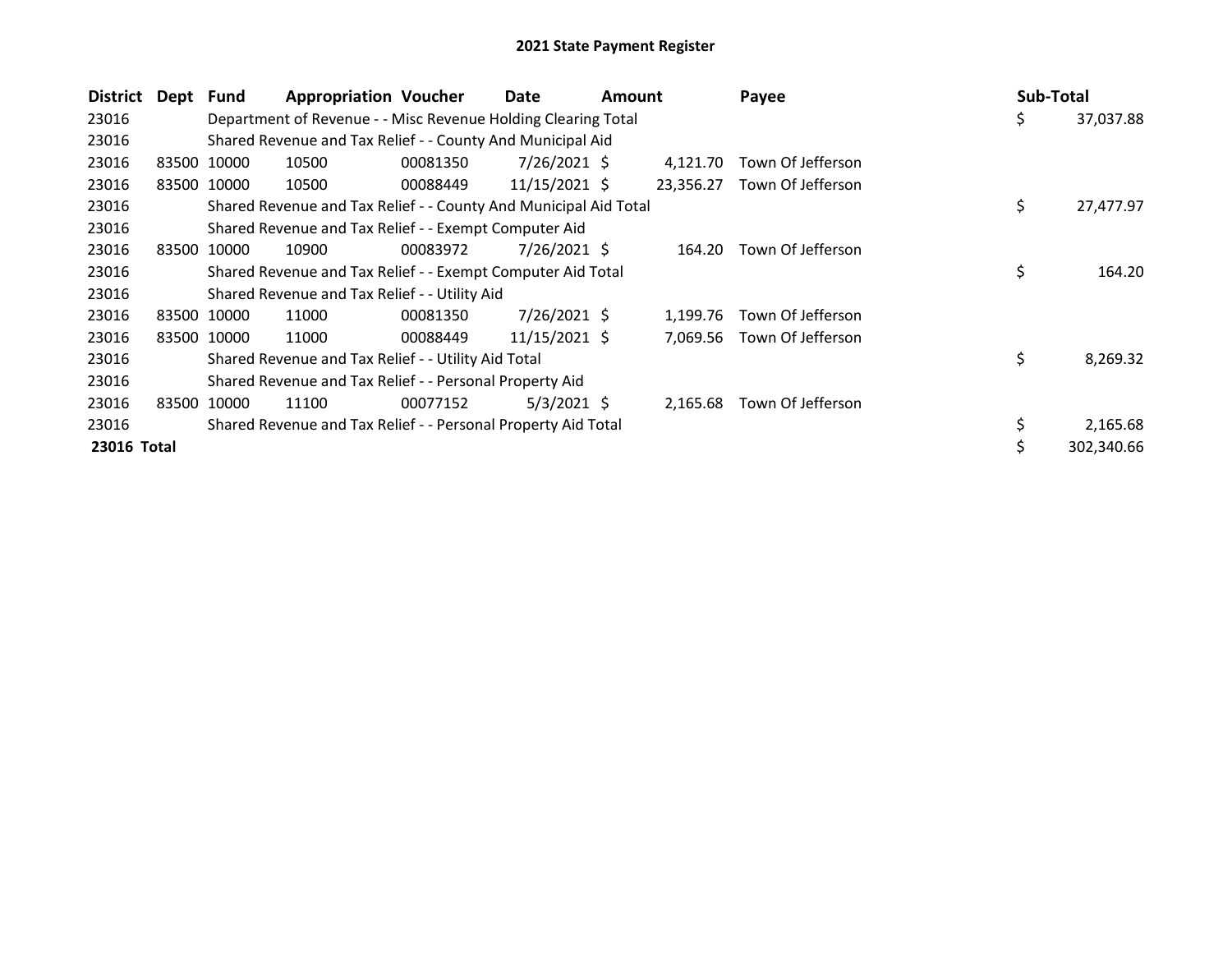# 2021 State Payment Register

| District | Dept | Fund | Appropriation | Voucher | Date | Amount | Payee | Sub-Total |
|---|---|---|---|---|---|---|---|---|
| 23016 | | Department of Revenue - - Misc Revenue Holding Clearing Total | | | | | | $ 37,037.88 |
| 23016 | | Shared Revenue and Tax Relief - - County And Municipal Aid | | | | | | |
| 23016 | 83500 | 10000 | 10500 | 00081350 | 7/26/2021 | $ 4,121.70 | Town Of Jefferson | |
| 23016 | 83500 | 10000 | 10500 | 00088449 | 11/15/2021 | $ 23,356.27 | Town Of Jefferson | |
| 23016 | | Shared Revenue and Tax Relief - - County And Municipal Aid Total | | | | | | $ 27,477.97 |
| 23016 | | Shared Revenue and Tax Relief - - Exempt Computer Aid | | | | | | |
| 23016 | 83500 | 10000 | 10900 | 00083972 | 7/26/2021 | $ 164.20 | Town Of Jefferson | |
| 23016 | | Shared Revenue and Tax Relief - - Exempt Computer Aid Total | | | | | | $ 164.20 |
| 23016 | | Shared Revenue and Tax Relief - - Utility Aid | | | | | | |
| 23016 | 83500 | 10000 | 11000 | 00081350 | 7/26/2021 | $ 1,199.76 | Town Of Jefferson | |
| 23016 | 83500 | 10000 | 11000 | 00088449 | 11/15/2021 | $ 7,069.56 | Town Of Jefferson | |
| 23016 | | Shared Revenue and Tax Relief - - Utility Aid Total | | | | | | $ 8,269.32 |
| 23016 | | Shared Revenue and Tax Relief - - Personal Property Aid | | | | | | |
| 23016 | 83500 | 10000 | 11100 | 00077152 | 5/3/2021 | $ 2,165.68 | Town Of Jefferson | |
| 23016 | | Shared Revenue and Tax Relief - - Personal Property Aid Total | | | | | | $ 2,165.68 |
| **23016 Total** | | | | | | | | $ 302,340.66 |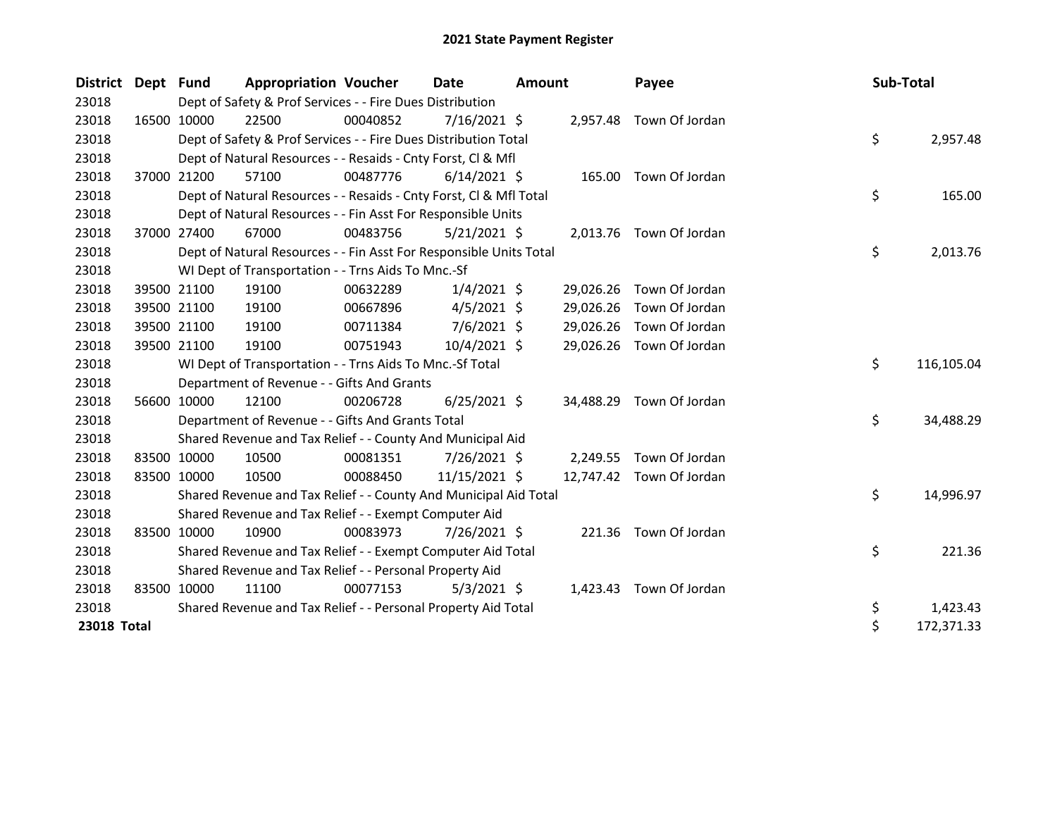# 2021 State Payment Register

| District | Dept | Fund | Appropriation | Voucher | Date | Amount | Payee | Sub-Total |
|---|---|---|---|---|---|---|---|---|
| 23018 | | Dept of Safety & Prof Services - - Fire Dues Distribution | | | | | | |
| 23018 | 16500 | 10000 | 22500 | 00040852 | 7/16/2021 | $ 2,957.48 | Town Of Jordan | |
| 23018 | | Dept of Safety & Prof Services - - Fire Dues Distribution Total | | | | | | $ 2,957.48 |
| 23018 | | Dept of Natural Resources - - Resaids - Cnty Forst, Cl & Mfl | | | | | | |
| 23018 | 37000 | 21200 | 57100 | 00487776 | 6/14/2021 | $ 165.00 | Town Of Jordan | |
| 23018 | | Dept of Natural Resources - - Resaids - Cnty Forst, Cl & Mfl Total | | | | | | $ 165.00 |
| 23018 | | Dept of Natural Resources - - Fin Asst For Responsible Units | | | | | | |
| 23018 | 37000 | 27400 | 67000 | 00483756 | 5/21/2021 | $ 2,013.76 | Town Of Jordan | |
| 23018 | | Dept of Natural Resources - - Fin Asst For Responsible Units Total | | | | | | $ 2,013.76 |
| 23018 | | WI Dept of Transportation - - Trns Aids To Mnc.-Sf | | | | | | |
| 23018 | 39500 | 21100 | 19100 | 00632289 | 1/4/2021 | $ 29,026.26 | Town Of Jordan | |
| 23018 | 39500 | 21100 | 19100 | 00667896 | 4/5/2021 | $ 29,026.26 | Town Of Jordan | |
| 23018 | 39500 | 21100 | 19100 | 00711384 | 7/6/2021 | $ 29,026.26 | Town Of Jordan | |
| 23018 | 39500 | 21100 | 19100 | 00751943 | 10/4/2021 | $ 29,026.26 | Town Of Jordan | |
| 23018 | | WI Dept of Transportation - - Trns Aids To Mnc.-Sf Total | | | | | | $ 116,105.04 |
| 23018 | | Department of Revenue - - Gifts And Grants | | | | | | |
| 23018 | 56600 | 10000 | 12100 | 00206728 | 6/25/2021 | $ 34,488.29 | Town Of Jordan | |
| 23018 | | Department of Revenue - - Gifts And Grants Total | | | | | | $ 34,488.29 |
| 23018 | | Shared Revenue and Tax Relief - - County And Municipal Aid | | | | | | |
| 23018 | 83500 | 10000 | 10500 | 00081351 | 7/26/2021 | $ 2,249.55 | Town Of Jordan | |
| 23018 | 83500 | 10000 | 10500 | 00088450 | 11/15/2021 | $ 12,747.42 | Town Of Jordan | |
| 23018 | | Shared Revenue and Tax Relief - - County And Municipal Aid Total | | | | | | $ 14,996.97 |
| 23018 | | Shared Revenue and Tax Relief - - Exempt Computer Aid | | | | | | |
| 23018 | 83500 | 10000 | 10900 | 00083973 | 7/26/2021 | $ 221.36 | Town Of Jordan | |
| 23018 | | Shared Revenue and Tax Relief - - Exempt Computer Aid Total | | | | | | $ 221.36 |
| 23018 | | Shared Revenue and Tax Relief - - Personal Property Aid | | | | | | |
| 23018 | 83500 | 10000 | 11100 | 00077153 | 5/3/2021 | $ 1,423.43 | Town Of Jordan | |
| 23018 | | Shared Revenue and Tax Relief - - Personal Property Aid Total | | | | | | $ 1,423.43 |
| **23018 Total** | | | | | | | | $ 172,371.33 |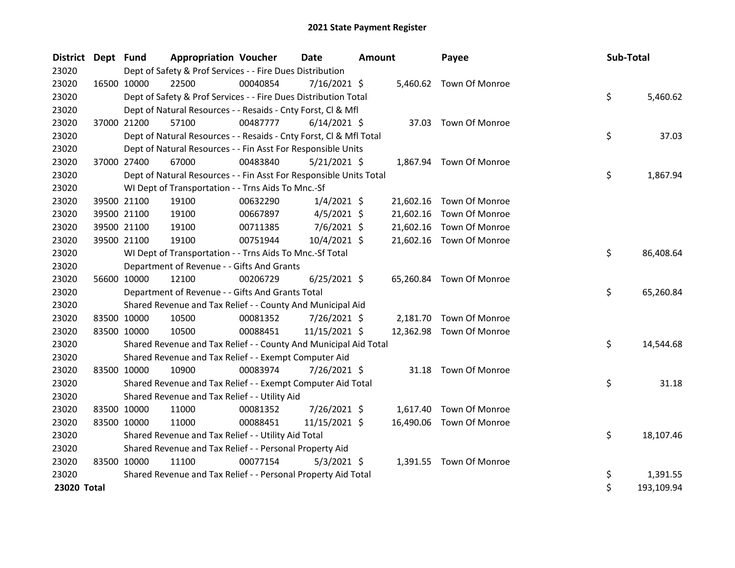# 2021 State Payment Register

| District | Dept | Fund | Appropriation | Voucher | Date | Amount | Payee | Sub-Total |
|---|---|---|---|---|---|---|---|---|
| 23020 | | | Dept of Safety & Prof Services - - Fire Dues Distribution | | | | | |
| 23020 | 16500 | 10000 | 22500 | 00040854 | 7/16/2021 | $ 5,460.62 | Town Of Monroe | |
| 23020 | | | Dept of Safety & Prof Services - - Fire Dues Distribution Total | | | | | $ 5,460.62 |
| 23020 | | | Dept of Natural Resources - - Resaids - Cnty Forst, Cl & Mfl | | | | | |
| 23020 | 37000 | 21200 | 57100 | 00487777 | 6/14/2021 | $ 37.03 | Town Of Monroe | |
| 23020 | | | Dept of Natural Resources - - Resaids - Cnty Forst, Cl & Mfl Total | | | | | $ 37.03 |
| 23020 | | | Dept of Natural Resources - - Fin Asst For Responsible Units | | | | | |
| 23020 | 37000 | 27400 | 67000 | 00483840 | 5/21/2021 | $ 1,867.94 | Town Of Monroe | |
| 23020 | | | Dept of Natural Resources - - Fin Asst For Responsible Units Total | | | | | $ 1,867.94 |
| 23020 | | | WI Dept of Transportation - - Trns Aids To Mnc.-Sf | | | | | |
| 23020 | 39500 | 21100 | 19100 | 00632290 | 1/4/2021 | $ 21,602.16 | Town Of Monroe | |
| 23020 | 39500 | 21100 | 19100 | 00667897 | 4/5/2021 | $ 21,602.16 | Town Of Monroe | |
| 23020 | 39500 | 21100 | 19100 | 00711385 | 7/6/2021 | $ 21,602.16 | Town Of Monroe | |
| 23020 | 39500 | 21100 | 19100 | 00751944 | 10/4/2021 | $ 21,602.16 | Town Of Monroe | |
| 23020 | | | WI Dept of Transportation - - Trns Aids To Mnc.-Sf Total | | | | | $ 86,408.64 |
| 23020 | | | Department of Revenue - - Gifts And Grants | | | | | |
| 23020 | 56600 | 10000 | 12100 | 00206729 | 6/25/2021 | $ 65,260.84 | Town Of Monroe | |
| 23020 | | | Department of Revenue - - Gifts And Grants Total | | | | | $ 65,260.84 |
| 23020 | | | Shared Revenue and Tax Relief - - County And Municipal Aid | | | | | |
| 23020 | 83500 | 10000 | 10500 | 00081352 | 7/26/2021 | $ 2,181.70 | Town Of Monroe | |
| 23020 | 83500 | 10000 | 10500 | 00088451 | 11/15/2021 | $ 12,362.98 | Town Of Monroe | |
| 23020 | | | Shared Revenue and Tax Relief - - County And Municipal Aid Total | | | | | $ 14,544.68 |
| 23020 | | | Shared Revenue and Tax Relief - - Exempt Computer Aid | | | | | |
| 23020 | 83500 | 10000 | 10900 | 00083974 | 7/26/2021 | $ 31.18 | Town Of Monroe | |
| 23020 | | | Shared Revenue and Tax Relief - - Exempt Computer Aid Total | | | | | $ 31.18 |
| 23020 | | | Shared Revenue and Tax Relief - - Utility Aid | | | | | |
| 23020 | 83500 | 10000 | 11000 | 00081352 | 7/26/2021 | $ 1,617.40 | Town Of Monroe | |
| 23020 | 83500 | 10000 | 11000 | 00088451 | 11/15/2021 | $ 16,490.06 | Town Of Monroe | |
| 23020 | | | Shared Revenue and Tax Relief - - Utility Aid Total | | | | | $ 18,107.46 |
| 23020 | | | Shared Revenue and Tax Relief - - Personal Property Aid | | | | | |
| 23020 | 83500 | 10000 | 11100 | 00077154 | 5/3/2021 | $ 1,391.55 | Town Of Monroe | |
| 23020 | | | Shared Revenue and Tax Relief - - Personal Property Aid Total | | | | | $ 1,391.55 |
| **23020 Total** | | | | | | | | $ 193,109.94 |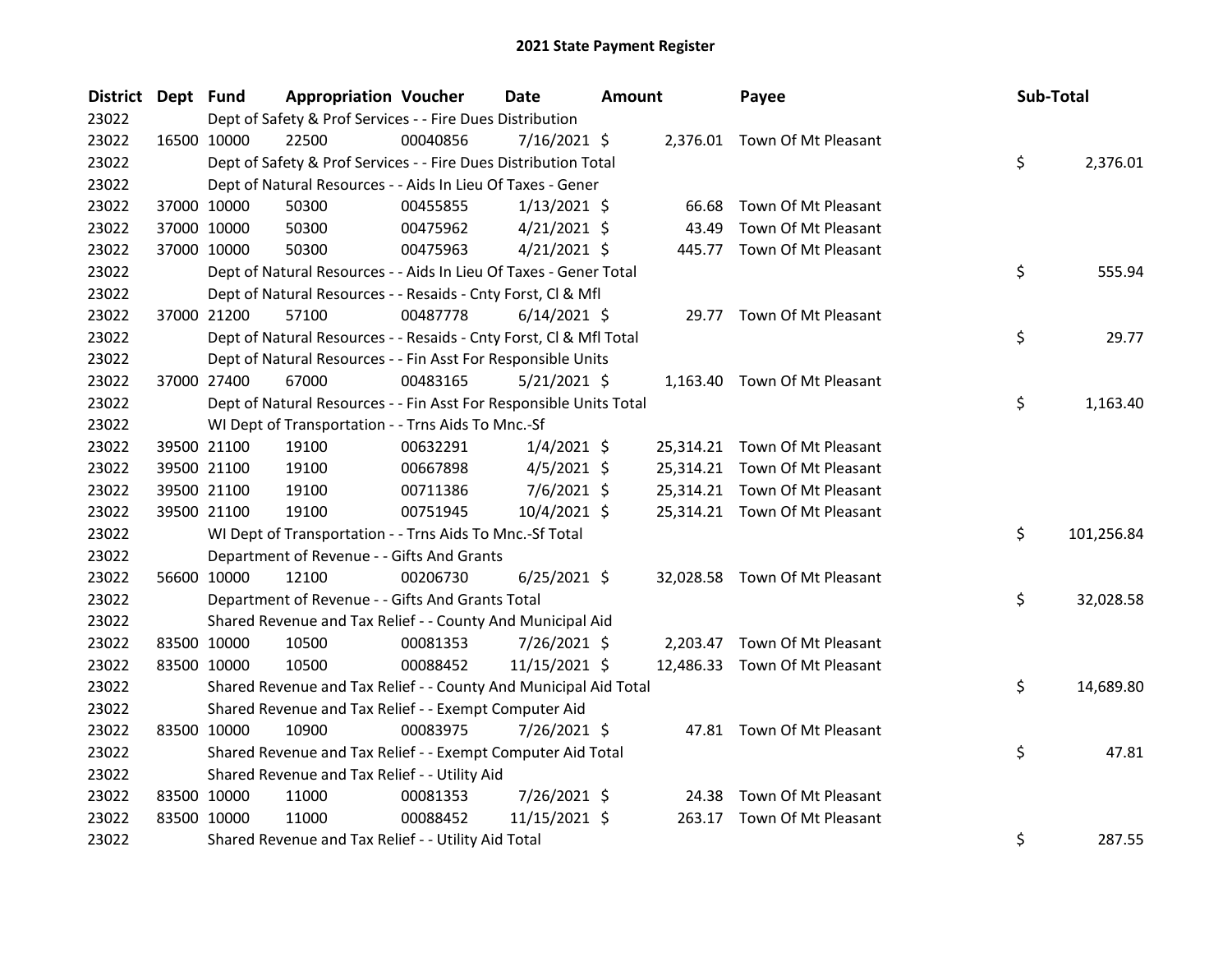# 2021 State Payment Register

| District | Dept | Fund | Appropriation | Voucher | Date | Amount | Payee | Sub-Total |
|---|---|---|---|---|---|---|---|---|
| 23022 | | Dept of Safety & Prof Services - - Fire Dues Distribution | | | | | | |
| 23022 | 16500 | 10000 | 22500 | 00040856 | 7/16/2021 | $ 2,376.01 | Town Of Mt Pleasant | |
| 23022 | | Dept of Safety & Prof Services - - Fire Dues Distribution Total | | | | | | $ 2,376.01 |
| 23022 | | Dept of Natural Resources - - Aids In Lieu Of Taxes - Gener | | | | | | |
| 23022 | 37000 | 10000 | 50300 | 00455855 | 1/13/2021 | $ 66.68 | Town Of Mt Pleasant | |
| 23022 | 37000 | 10000 | 50300 | 00475962 | 4/21/2021 | $ 43.49 | Town Of Mt Pleasant | |
| 23022 | 37000 | 10000 | 50300 | 00475963 | 4/21/2021 | $ 445.77 | Town Of Mt Pleasant | |
| 23022 | | Dept of Natural Resources - - Aids In Lieu Of Taxes - Gener Total | | | | | | $ 555.94 |
| 23022 | | Dept of Natural Resources - - Resaids - Cnty Forst, Cl & Mfl | | | | | | |
| 23022 | 37000 | 21200 | 57100 | 00487778 | 6/14/2021 | $ 29.77 | Town Of Mt Pleasant | |
| 23022 | | Dept of Natural Resources - - Resaids - Cnty Forst, Cl & Mfl Total | | | | | | $ 29.77 |
| 23022 | | Dept of Natural Resources - - Fin Asst For Responsible Units | | | | | | |
| 23022 | 37000 | 27400 | 67000 | 00483165 | 5/21/2021 | $ 1,163.40 | Town Of Mt Pleasant | |
| 23022 | | Dept of Natural Resources - - Fin Asst For Responsible Units Total | | | | | | $ 1,163.40 |
| 23022 | | WI Dept of Transportation - - Trns Aids To Mnc.-Sf | | | | | | |
| 23022 | 39500 | 21100 | 19100 | 00632291 | 1/4/2021 | $ 25,314.21 | Town Of Mt Pleasant | |
| 23022 | 39500 | 21100 | 19100 | 00667898 | 4/5/2021 | $ 25,314.21 | Town Of Mt Pleasant | |
| 23022 | 39500 | 21100 | 19100 | 00711386 | 7/6/2021 | $ 25,314.21 | Town Of Mt Pleasant | |
| 23022 | 39500 | 21100 | 19100 | 00751945 | 10/4/2021 | $ 25,314.21 | Town Of Mt Pleasant | |
| 23022 | | WI Dept of Transportation - - Trns Aids To Mnc.-Sf Total | | | | | | $ 101,256.84 |
| 23022 | | Department of Revenue - - Gifts And Grants | | | | | | |
| 23022 | 56600 | 10000 | 12100 | 00206730 | 6/25/2021 | $ 32,028.58 | Town Of Mt Pleasant | |
| 23022 | | Department of Revenue - - Gifts And Grants Total | | | | | | $ 32,028.58 |
| 23022 | | Shared Revenue and Tax Relief - - County And Municipal Aid | | | | | | |
| 23022 | 83500 | 10000 | 10500 | 00081353 | 7/26/2021 | $ 2,203.47 | Town Of Mt Pleasant | |
| 23022 | 83500 | 10000 | 10500 | 00088452 | 11/15/2021 | $ 12,486.33 | Town Of Mt Pleasant | |
| 23022 | | Shared Revenue and Tax Relief - - County And Municipal Aid Total | | | | | | $ 14,689.80 |
| 23022 | | Shared Revenue and Tax Relief - - Exempt Computer Aid | | | | | | |
| 23022 | 83500 | 10000 | 10900 | 00083975 | 7/26/2021 | $ 47.81 | Town Of Mt Pleasant | |
| 23022 | | Shared Revenue and Tax Relief - - Exempt Computer Aid Total | | | | | | $ 47.81 |
| 23022 | | Shared Revenue and Tax Relief - - Utility Aid | | | | | | |
| 23022 | 83500 | 10000 | 11000 | 00081353 | 7/26/2021 | $ 24.38 | Town Of Mt Pleasant | |
| 23022 | 83500 | 10000 | 11000 | 00088452 | 11/15/2021 | $ 263.17 | Town Of Mt Pleasant | |
| 23022 | | Shared Revenue and Tax Relief - - Utility Aid Total | | | | | | $ 287.55 |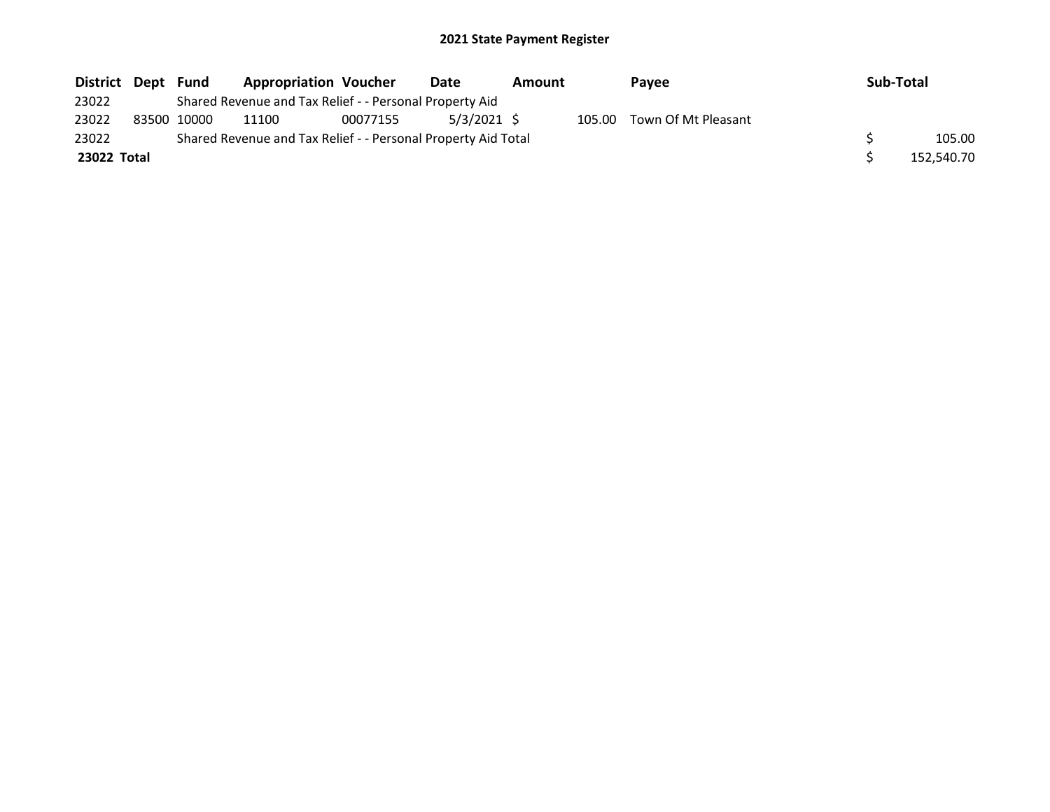# 2021 State Payment Register

| District | Dept | Fund | Appropriation | Voucher | Date | Amount | Payee | Sub-Total |
|---|---|---|---|---|---|---|---|---|
| 23022 | | Shared Revenue and Tax Relief - - Personal Property Aid | | | | | | |
| 23022 | 83500 | 10000 | 11100 | 00077155 | 5/3/2021 | $ 105.00 | Town Of Mt Pleasant | |
| 23022 | | Shared Revenue and Tax Relief - - Personal Property Aid Total | | | | | | $ 105.00 |
| **23022 Total** | | | | | | | | $ 152,540.70 |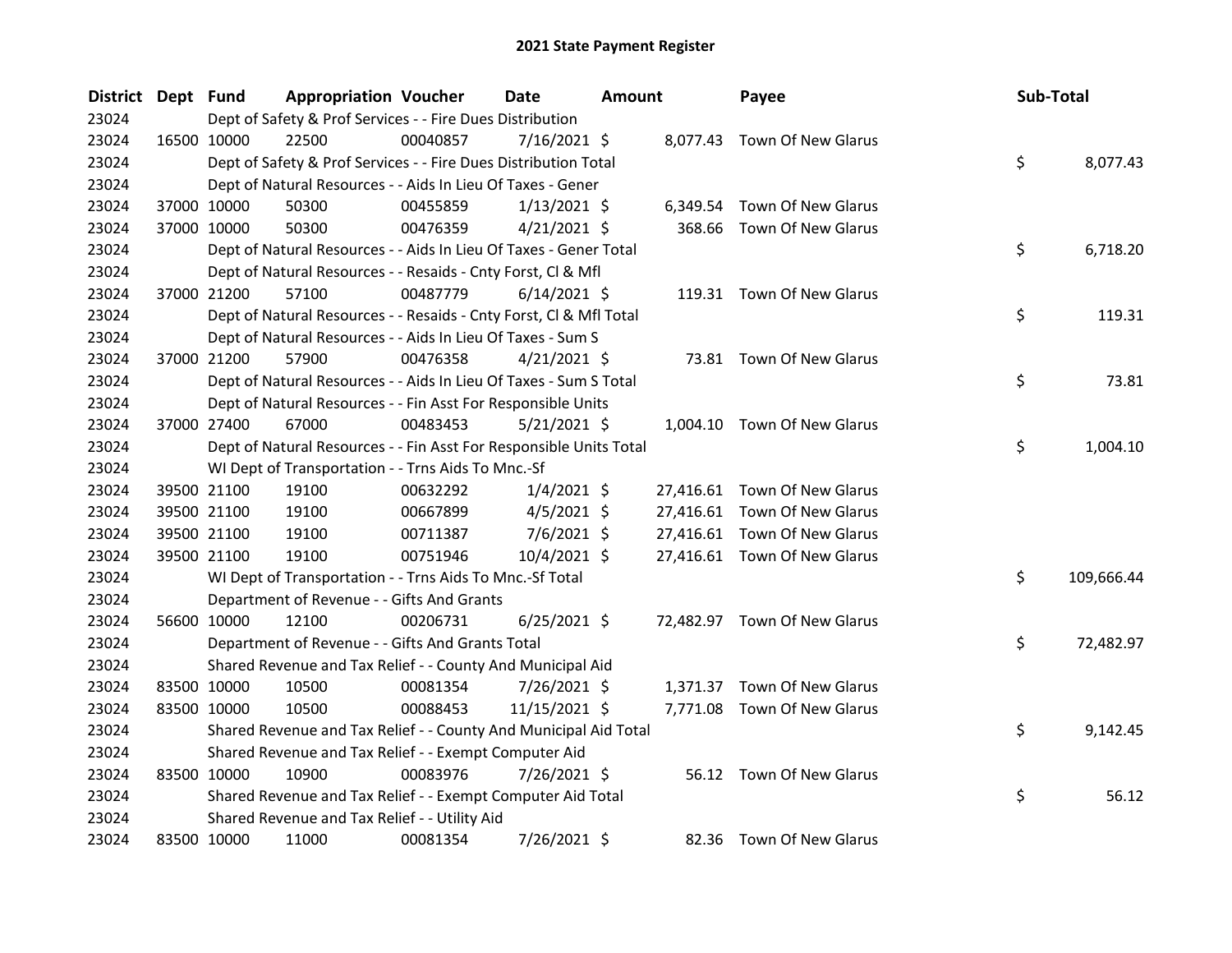## 2021 State Payment Register

| District | Dept | Fund | Appropriation | Voucher | Date | Amount | Payee | Sub-Total |
|---|---|---|---|---|---|---|---|---|
| 23024 | | Dept of Safety & Prof Services - - Fire Dues Distribution | | | | | | |
| 23024 | 16500 | 10000 | 22500 | 00040857 | 7/16/2021 | $ 8,077.43 | Town Of New Glarus | |
| 23024 | | Dept of Safety & Prof Services - - Fire Dues Distribution Total | | | | | | $ 8,077.43 |
| 23024 | | Dept of Natural Resources - - Aids In Lieu Of Taxes - Gener | | | | | | |
| 23024 | 37000 | 10000 | 50300 | 00455859 | 1/13/2021 | $ 6,349.54 | Town Of New Glarus | |
| 23024 | 37000 | 10000 | 50300 | 00476359 | 4/21/2021 | $ 368.66 | Town Of New Glarus | |
| 23024 | | Dept of Natural Resources - - Aids In Lieu Of Taxes - Gener Total | | | | | | $ 6,718.20 |
| 23024 | | Dept of Natural Resources - - Resaids - Cnty Forst, Cl & Mfl | | | | | | |
| 23024 | 37000 | 21200 | 57100 | 00487779 | 6/14/2021 | $ 119.31 | Town Of New Glarus | |
| 23024 | | Dept of Natural Resources - - Resaids - Cnty Forst, Cl & Mfl Total | | | | | | $ 119.31 |
| 23024 | | Dept of Natural Resources - - Aids In Lieu Of Taxes - Sum S | | | | | | |
| 23024 | 37000 | 21200 | 57900 | 00476358 | 4/21/2021 | $ 73.81 | Town Of New Glarus | |
| 23024 | | Dept of Natural Resources - - Aids In Lieu Of Taxes - Sum S Total | | | | | | $ 73.81 |
| 23024 | | Dept of Natural Resources - - Fin Asst For Responsible Units | | | | | | |
| 23024 | 37000 | 27400 | 67000 | 00483453 | 5/21/2021 | $ 1,004.10 | Town Of New Glarus | |
| 23024 | | Dept of Natural Resources - - Fin Asst For Responsible Units Total | | | | | | $ 1,004.10 |
| 23024 | | WI Dept of Transportation - - Trns Aids To Mnc.-Sf | | | | | | |
| 23024 | 39500 | 21100 | 19100 | 00632292 | 1/4/2021 | $ 27,416.61 | Town Of New Glarus | |
| 23024 | 39500 | 21100 | 19100 | 00667899 | 4/5/2021 | $ 27,416.61 | Town Of New Glarus | |
| 23024 | 39500 | 21100 | 19100 | 00711387 | 7/6/2021 | $ 27,416.61 | Town Of New Glarus | |
| 23024 | 39500 | 21100 | 19100 | 00751946 | 10/4/2021 | $ 27,416.61 | Town Of New Glarus | |
| 23024 | | WI Dept of Transportation - - Trns Aids To Mnc.-Sf Total | | | | | | $ 109,666.44 |
| 23024 | | Department of Revenue - - Gifts And Grants | | | | | | |
| 23024 | 56600 | 10000 | 12100 | 00206731 | 6/25/2021 | $ 72,482.97 | Town Of New Glarus | |
| 23024 | | Department of Revenue - - Gifts And Grants Total | | | | | | $ 72,482.97 |
| 23024 | | Shared Revenue and Tax Relief - - County And Municipal Aid | | | | | | |
| 23024 | 83500 | 10000 | 10500 | 00081354 | 7/26/2021 | $ 1,371.37 | Town Of New Glarus | |
| 23024 | 83500 | 10000 | 10500 | 00088453 | 11/15/2021 | $ 7,771.08 | Town Of New Glarus | |
| 23024 | | Shared Revenue and Tax Relief - - County And Municipal Aid Total | | | | | | $ 9,142.45 |
| 23024 | | Shared Revenue and Tax Relief - - Exempt Computer Aid | | | | | | |
| 23024 | 83500 | 10000 | 10900 | 00083976 | 7/26/2021 | $ 56.12 | Town Of New Glarus | |
| 23024 | | Shared Revenue and Tax Relief - - Exempt Computer Aid Total | | | | | | $ 56.12 |
| 23024 | | Shared Revenue and Tax Relief - - Utility Aid | | | | | | |
| 23024 | 83500 | 10000 | 11000 | 00081354 | 7/26/2021 | $ 82.36 | Town Of New Glarus | |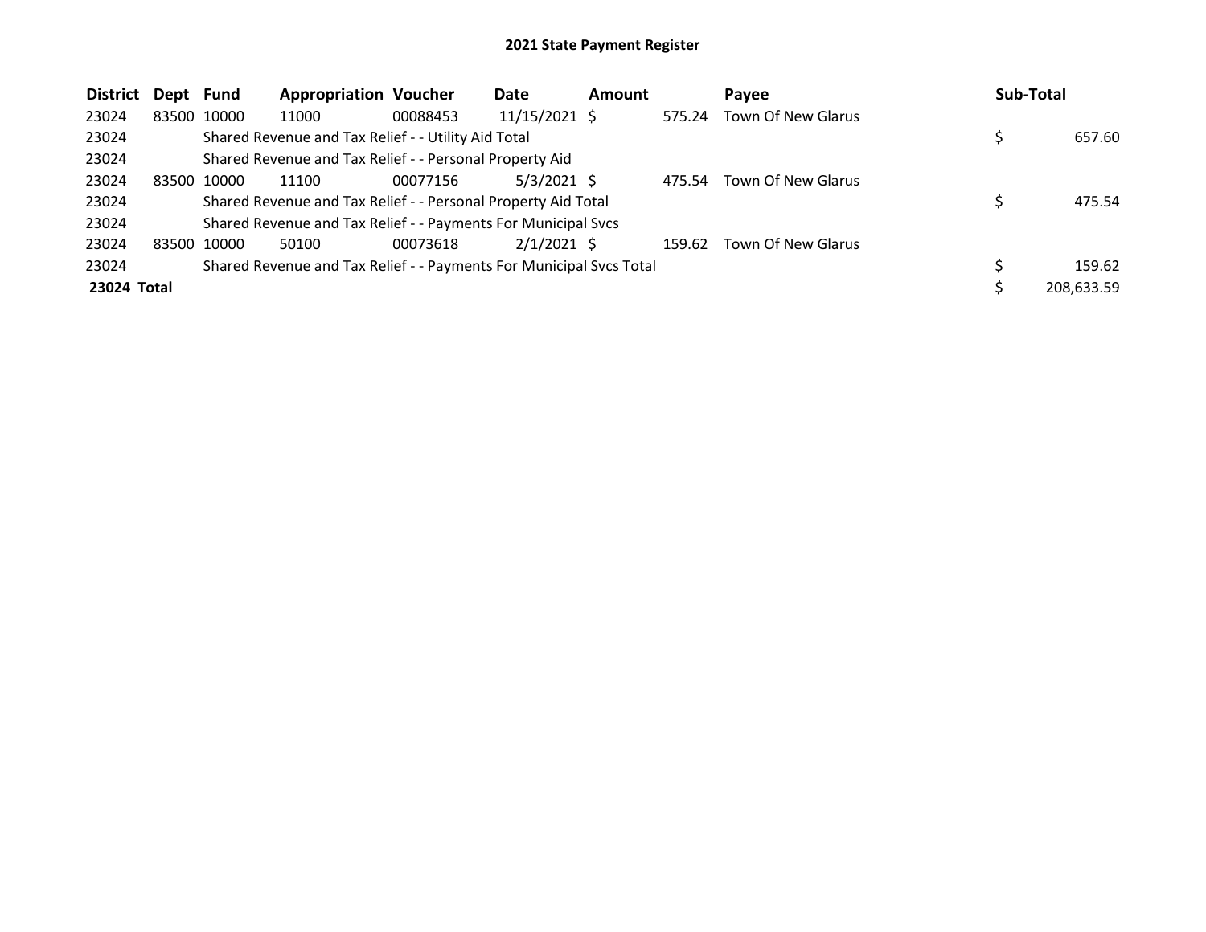# 2021 State Payment Register

| District | Dept | Fund | Appropriation | Voucher | Date | Amount | Payee | Sub-Total |
|---|---|---|---|---|---|---|---|---|
| 23024 | 83500 | 10000 | 11000 | 00088453 | 11/15/2021 | $ 575.24 | Town Of New Glarus | |
| 23024 | | Shared Revenue and Tax Relief - - Utility Aid Total | | | | | | $ 657.60 |
| 23024 | | Shared Revenue and Tax Relief - - Personal Property Aid | | | | | | |
| 23024 | 83500 | 10000 | 11100 | 00077156 | 5/3/2021 | $ 475.54 | Town Of New Glarus | |
| 23024 | | Shared Revenue and Tax Relief - - Personal Property Aid Total | | | | | | $ 475.54 |
| 23024 | | Shared Revenue and Tax Relief - - Payments For Municipal Svcs | | | | | | |
| 23024 | 83500 | 10000 | 50100 | 00073618 | 2/1/2021 | $ 159.62 | Town Of New Glarus | |
| 23024 | | Shared Revenue and Tax Relief - - Payments For Municipal Svcs Total | | | | | | $ 159.62 |
| **23024 Total** | | | | | | | | $ 208,633.59 |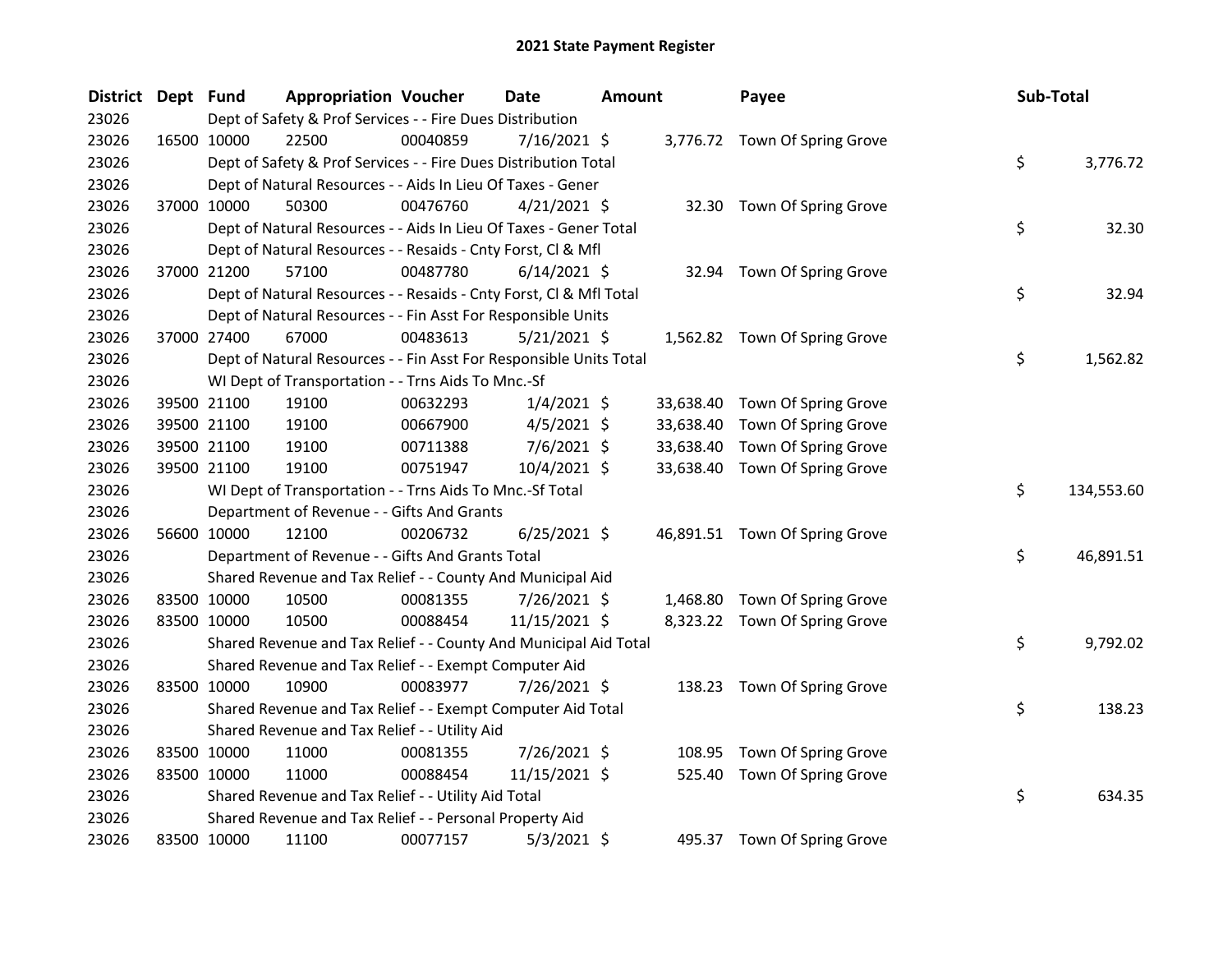# 2021 State Payment Register

| District | Dept | Fund | Appropriation | Voucher | Date | Amount | Payee | Sub-Total |
|---|---|---|---|---|---|---|---|---|
| 23026 | | Dept of Safety & Prof Services - - Fire Dues Distribution | | | | | | |
| 23026 | 16500 | 10000 | 22500 | 00040859 | 7/16/2021 | $ 3,776.72 | Town Of Spring Grove | |
| 23026 | | Dept of Safety & Prof Services - - Fire Dues Distribution Total | | | | | | $ 3,776.72 |
| 23026 | | Dept of Natural Resources - - Aids In Lieu Of Taxes - Gener | | | | | | |
| 23026 | 37000 | 10000 | 50300 | 00476760 | 4/21/2021 | $ 32.30 | Town Of Spring Grove | |
| 23026 | | Dept of Natural Resources - - Aids In Lieu Of Taxes - Gener Total | | | | | | $ 32.30 |
| 23026 | | Dept of Natural Resources - - Resaids - Cnty Forst, Cl & Mfl | | | | | | |
| 23026 | 37000 | 21200 | 57100 | 00487780 | 6/14/2021 | $ 32.94 | Town Of Spring Grove | |
| 23026 | | Dept of Natural Resources - - Resaids - Cnty Forst, Cl & Mfl Total | | | | | | $ 32.94 |
| 23026 | | Dept of Natural Resources - - Fin Asst For Responsible Units | | | | | | |
| 23026 | 37000 | 27400 | 67000 | 00483613 | 5/21/2021 | $ 1,562.82 | Town Of Spring Grove | |
| 23026 | | Dept of Natural Resources - - Fin Asst For Responsible Units Total | | | | | | $ 1,562.82 |
| 23026 | | WI Dept of Transportation - - Trns Aids To Mnc.-Sf | | | | | | |
| 23026 | 39500 | 21100 | 19100 | 00632293 | 1/4/2021 | $ 33,638.40 | Town Of Spring Grove | |
| 23026 | 39500 | 21100 | 19100 | 00667900 | 4/5/2021 | $ 33,638.40 | Town Of Spring Grove | |
| 23026 | 39500 | 21100 | 19100 | 00711388 | 7/6/2021 | $ 33,638.40 | Town Of Spring Grove | |
| 23026 | 39500 | 21100 | 19100 | 00751947 | 10/4/2021 | $ 33,638.40 | Town Of Spring Grove | |
| 23026 | | WI Dept of Transportation - - Trns Aids To Mnc.-Sf Total | | | | | | $ 134,553.60 |
| 23026 | | Department of Revenue - - Gifts And Grants | | | | | | |
| 23026 | 56600 | 10000 | 12100 | 00206732 | 6/25/2021 | $ 46,891.51 | Town Of Spring Grove | |
| 23026 | | Department of Revenue - - Gifts And Grants Total | | | | | | $ 46,891.51 |
| 23026 | | Shared Revenue and Tax Relief - - County And Municipal Aid | | | | | | |
| 23026 | 83500 | 10000 | 10500 | 00081355 | 7/26/2021 | $ 1,468.80 | Town Of Spring Grove | |
| 23026 | 83500 | 10000 | 10500 | 00088454 | 11/15/2021 | $ 8,323.22 | Town Of Spring Grove | |
| 23026 | | Shared Revenue and Tax Relief - - County And Municipal Aid Total | | | | | | $ 9,792.02 |
| 23026 | | Shared Revenue and Tax Relief - - Exempt Computer Aid | | | | | | |
| 23026 | 83500 | 10000 | 10900 | 00083977 | 7/26/2021 | $ 138.23 | Town Of Spring Grove | |
| 23026 | | Shared Revenue and Tax Relief - - Exempt Computer Aid Total | | | | | | $ 138.23 |
| 23026 | | Shared Revenue and Tax Relief - - Utility Aid | | | | | | |
| 23026 | 83500 | 10000 | 11000 | 00081355 | 7/26/2021 | $ 108.95 | Town Of Spring Grove | |
| 23026 | 83500 | 10000 | 11000 | 00088454 | 11/15/2021 | $ 525.40 | Town Of Spring Grove | |
| 23026 | | Shared Revenue and Tax Relief - - Utility Aid Total | | | | | | $ 634.35 |
| 23026 | | Shared Revenue and Tax Relief - - Personal Property Aid | | | | | | |
| 23026 | 83500 | 10000 | 11100 | 00077157 | 5/3/2021 | $ 495.37 | Town Of Spring Grove | |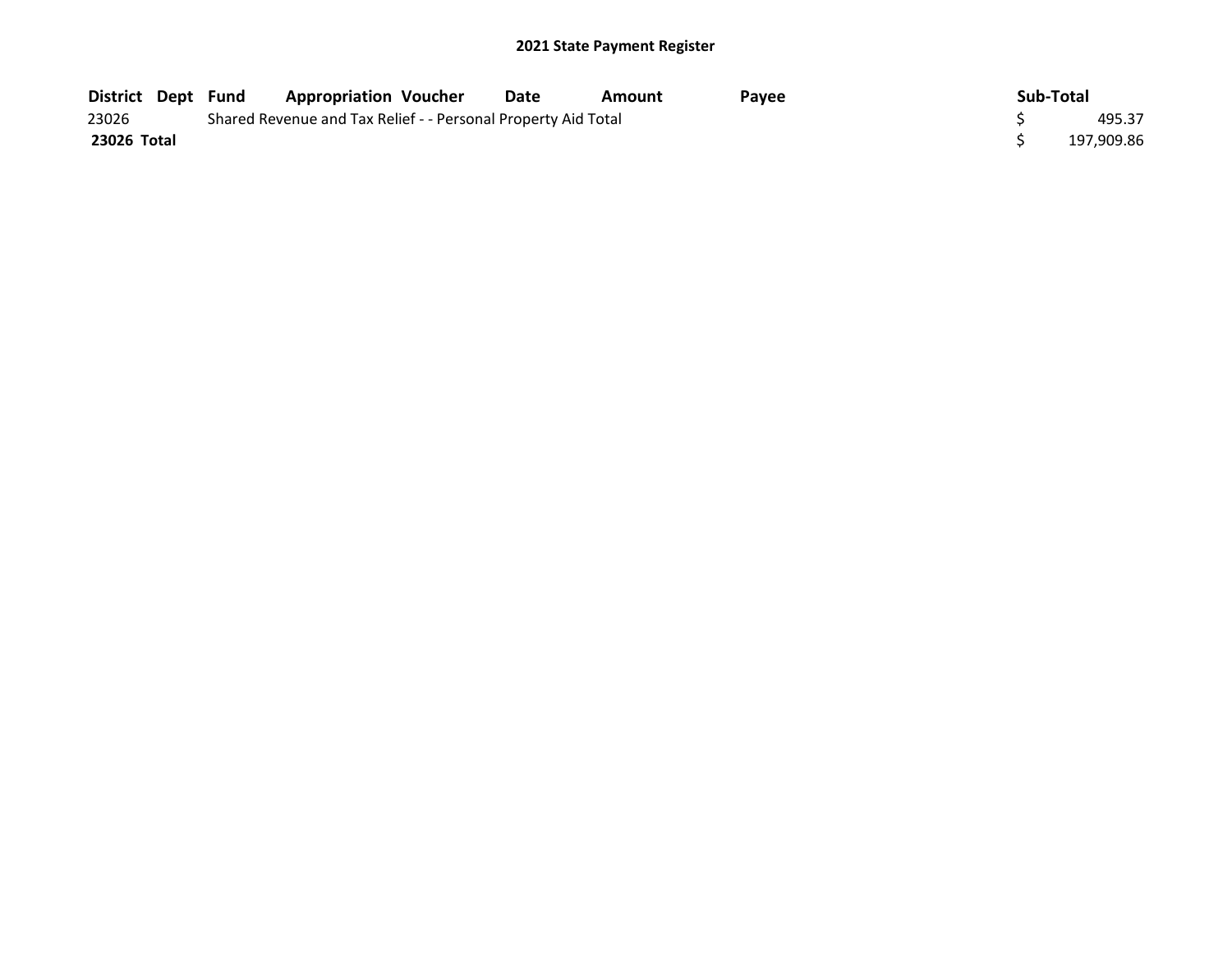**2021 State Payment Register**

| District | Dept | Fund | Appropriation | Voucher | Date | Amount | Payee | Sub-Total |
|---|---|---|---|---|---|---|---|---|
| 23026 | | Shared Revenue and Tax Relief - - Personal Property Aid Total | | | | | | $ 495.37 |
| **23026 Total** | | | | | | | | $ 197,909.86 |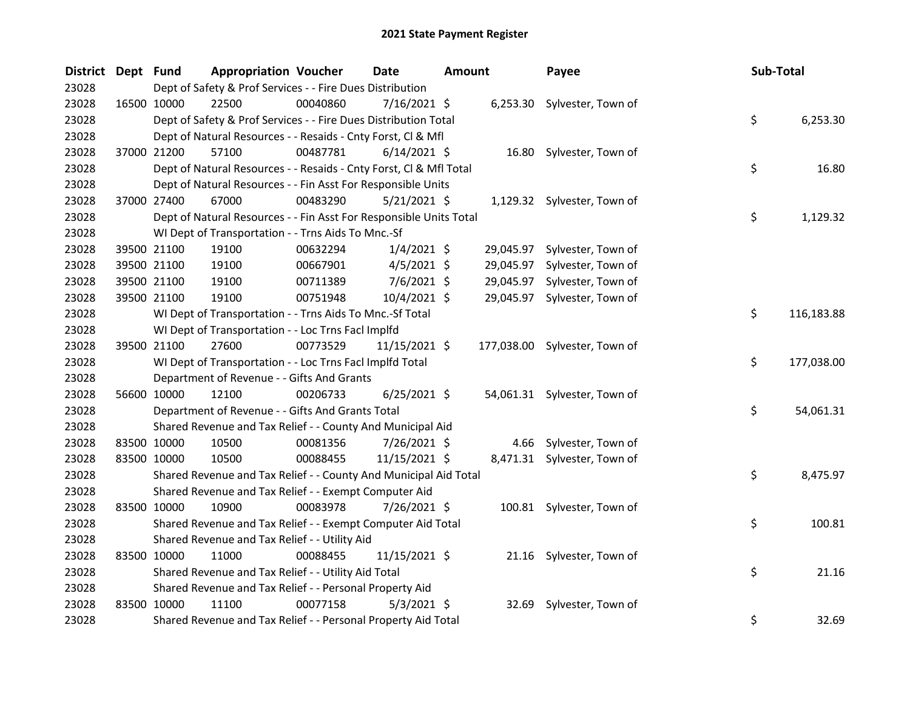# 2021 State Payment Register

| District | Dept | Fund | Appropriation | Voucher | Date | Amount | Payee | Sub-Total |
|---|---|---|---|---|---|---|---|---|
| 23028 | | Dept of Safety & Prof Services - - Fire Dues Distribution | | | | | | |
| 23028 | 16500 | 10000 | 22500 | 00040860 | 7/16/2021 | $ 6,253.30 | Sylvester, Town of | |
| 23028 | | Dept of Safety & Prof Services - - Fire Dues Distribution Total | | | | | | $ 6,253.30 |
| 23028 | | Dept of Natural Resources - - Resaids - Cnty Forst, Cl & Mfl | | | | | | |
| 23028 | 37000 | 21200 | 57100 | 00487781 | 6/14/2021 | $ 16.80 | Sylvester, Town of | |
| 23028 | | Dept of Natural Resources - - Resaids - Cnty Forst, Cl & Mfl Total | | | | | | $ 16.80 |
| 23028 | | Dept of Natural Resources - - Fin Asst For Responsible Units | | | | | | |
| 23028 | 37000 | 27400 | 67000 | 00483290 | 5/21/2021 | $ 1,129.32 | Sylvester, Town of | |
| 23028 | | Dept of Natural Resources - - Fin Asst For Responsible Units Total | | | | | | $ 1,129.32 |
| 23028 | | WI Dept of Transportation - - Trns Aids To Mnc.-Sf | | | | | | |
| 23028 | 39500 | 21100 | 19100 | 00632294 | 1/4/2021 | $ 29,045.97 | Sylvester, Town of | |
| 23028 | 39500 | 21100 | 19100 | 00667901 | 4/5/2021 | $ 29,045.97 | Sylvester, Town of | |
| 23028 | 39500 | 21100 | 19100 | 00711389 | 7/6/2021 | $ 29,045.97 | Sylvester, Town of | |
| 23028 | 39500 | 21100 | 19100 | 00751948 | 10/4/2021 | $ 29,045.97 | Sylvester, Town of | |
| 23028 | | WI Dept of Transportation - - Trns Aids To Mnc.-Sf Total | | | | | | $ 116,183.88 |
| 23028 | | WI Dept of Transportation - - Loc Trns Facl Implfd | | | | | | |
| 23028 | 39500 | 21100 | 27600 | 00773529 | 11/15/2021 | $ 177,038.00 | Sylvester, Town of | |
| 23028 | | WI Dept of Transportation - - Loc Trns Facl Implfd Total | | | | | | $ 177,038.00 |
| 23028 | | Department of Revenue - - Gifts And Grants | | | | | | |
| 23028 | 56600 | 10000 | 12100 | 00206733 | 6/25/2021 | $ 54,061.31 | Sylvester, Town of | |
| 23028 | | Department of Revenue - - Gifts And Grants Total | | | | | | $ 54,061.31 |
| 23028 | | Shared Revenue and Tax Relief - - County And Municipal Aid | | | | | | |
| 23028 | 83500 | 10000 | 10500 | 00081356 | 7/26/2021 | $ 4.66 | Sylvester, Town of | |
| 23028 | 83500 | 10000 | 10500 | 00088455 | 11/15/2021 | $ 8,471.31 | Sylvester, Town of | |
| 23028 | | Shared Revenue and Tax Relief - - County And Municipal Aid Total | | | | | | $ 8,475.97 |
| 23028 | | Shared Revenue and Tax Relief - - Exempt Computer Aid | | | | | | |
| 23028 | 83500 | 10000 | 10900 | 00083978 | 7/26/2021 | $ 100.81 | Sylvester, Town of | |
| 23028 | | Shared Revenue and Tax Relief - - Exempt Computer Aid Total | | | | | | $ 100.81 |
| 23028 | | Shared Revenue and Tax Relief - - Utility Aid | | | | | | |
| 23028 | 83500 | 10000 | 11000 | 00088455 | 11/15/2021 | $ 21.16 | Sylvester, Town of | |
| 23028 | | Shared Revenue and Tax Relief - - Utility Aid Total | | | | | | $ 21.16 |
| 23028 | | Shared Revenue and Tax Relief - - Personal Property Aid | | | | | | |
| 23028 | 83500 | 10000 | 11100 | 00077158 | 5/3/2021 | $ 32.69 | Sylvester, Town of | |
| 23028 | | Shared Revenue and Tax Relief - - Personal Property Aid Total | | | | | | $ 32.69 |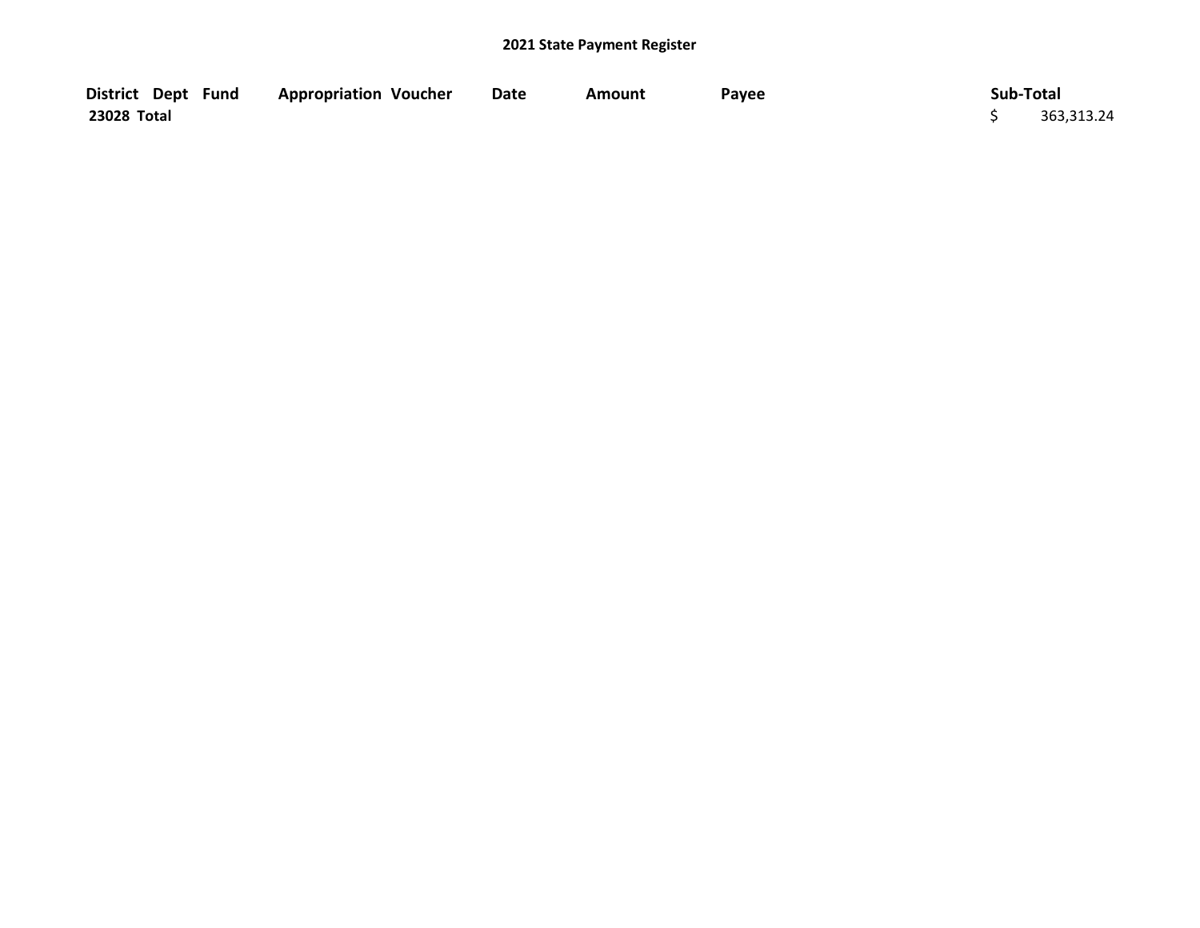## 2021 State Payment Register

| District | Dept | Fund | Appropriation | Voucher | Date | Amount | Payee | Sub-Total |
|---|---|---|---|---|---|---|---|---|
| 23028 Total | | | | | | | | $ 363,313.24 |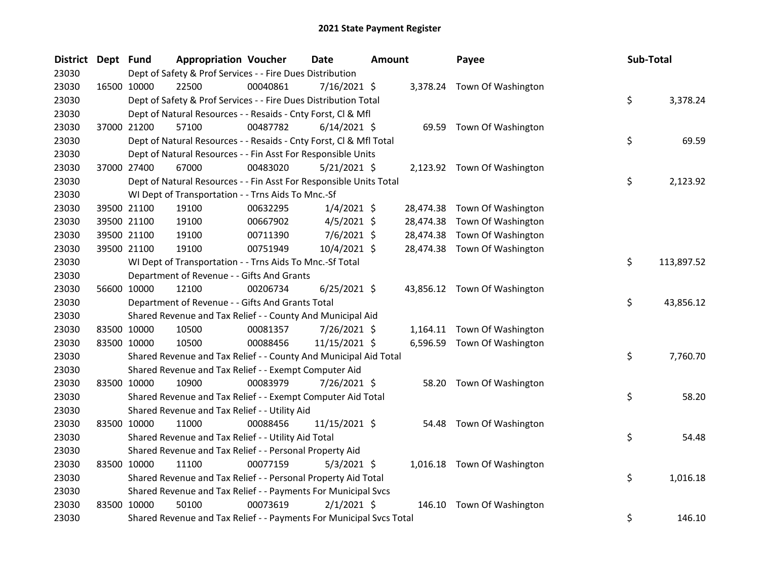# 2021 State Payment Register

| District | Dept | Fund | Appropriation | Voucher | Date | Amount | Payee | Sub-Total |
|---|---|---|---|---|---|---|---|---|
| 23030 | | Dept of Safety & Prof Services - - Fire Dues Distribution | | | | | | |
| 23030 | 16500 | 10000 | 22500 | 00040861 | 7/16/2021 | $ 3,378.24 | Town Of Washington | |
| 23030 | | Dept of Safety & Prof Services - - Fire Dues Distribution Total | | | | | | $ 3,378.24 |
| 23030 | | Dept of Natural Resources - - Resaids - Cnty Forst, Cl & Mfl | | | | | | |
| 23030 | 37000 | 21200 | 57100 | 00487782 | 6/14/2021 | $ 69.59 | Town Of Washington | |
| 23030 | | Dept of Natural Resources - - Resaids - Cnty Forst, Cl & Mfl Total | | | | | | $ 69.59 |
| 23030 | | Dept of Natural Resources - - Fin Asst For Responsible Units | | | | | | |
| 23030 | 37000 | 27400 | 67000 | 00483020 | 5/21/2021 | $ 2,123.92 | Town Of Washington | |
| 23030 | | Dept of Natural Resources - - Fin Asst For Responsible Units Total | | | | | | $ 2,123.92 |
| 23030 | | WI Dept of Transportation - - Trns Aids To Mnc.-Sf | | | | | | |
| 23030 | 39500 | 21100 | 19100 | 00632295 | 1/4/2021 | $ 28,474.38 | Town Of Washington | |
| 23030 | 39500 | 21100 | 19100 | 00667902 | 4/5/2021 | $ 28,474.38 | Town Of Washington | |
| 23030 | 39500 | 21100 | 19100 | 00711390 | 7/6/2021 | $ 28,474.38 | Town Of Washington | |
| 23030 | 39500 | 21100 | 19100 | 00751949 | 10/4/2021 | $ 28,474.38 | Town Of Washington | |
| 23030 | | WI Dept of Transportation - - Trns Aids To Mnc.-Sf Total | | | | | | $ 113,897.52 |
| 23030 | | Department of Revenue - - Gifts And Grants | | | | | | |
| 23030 | 56600 | 10000 | 12100 | 00206734 | 6/25/2021 | $ 43,856.12 | Town Of Washington | |
| 23030 | | Department of Revenue - - Gifts And Grants Total | | | | | | $ 43,856.12 |
| 23030 | | Shared Revenue and Tax Relief - - County And Municipal Aid | | | | | | |
| 23030 | 83500 | 10000 | 10500 | 00081357 | 7/26/2021 | $ 1,164.11 | Town Of Washington | |
| 23030 | 83500 | 10000 | 10500 | 00088456 | 11/15/2021 | $ 6,596.59 | Town Of Washington | |
| 23030 | | Shared Revenue and Tax Relief - - County And Municipal Aid Total | | | | | | $ 7,760.70 |
| 23030 | | Shared Revenue and Tax Relief - - Exempt Computer Aid | | | | | | |
| 23030 | 83500 | 10000 | 10900 | 00083979 | 7/26/2021 | $ 58.20 | Town Of Washington | |
| 23030 | | Shared Revenue and Tax Relief - - Exempt Computer Aid Total | | | | | | $ 58.20 |
| 23030 | | Shared Revenue and Tax Relief - - Utility Aid | | | | | | |
| 23030 | 83500 | 10000 | 11000 | 00088456 | 11/15/2021 | $ 54.48 | Town Of Washington | |
| 23030 | | Shared Revenue and Tax Relief - - Utility Aid Total | | | | | | $ 54.48 |
| 23030 | | Shared Revenue and Tax Relief - - Personal Property Aid | | | | | | |
| 23030 | 83500 | 10000 | 11100 | 00077159 | 5/3/2021 | $ 1,016.18 | Town Of Washington | |
| 23030 | | Shared Revenue and Tax Relief - - Personal Property Aid Total | | | | | | $ 1,016.18 |
| 23030 | | Shared Revenue and Tax Relief - - Payments For Municipal Svcs | | | | | | |
| 23030 | 83500 | 10000 | 50100 | 00073619 | 2/1/2021 | $ 146.10 | Town Of Washington | |
| 23030 | | Shared Revenue and Tax Relief - - Payments For Municipal Svcs Total | | | | | | $ 146.10 |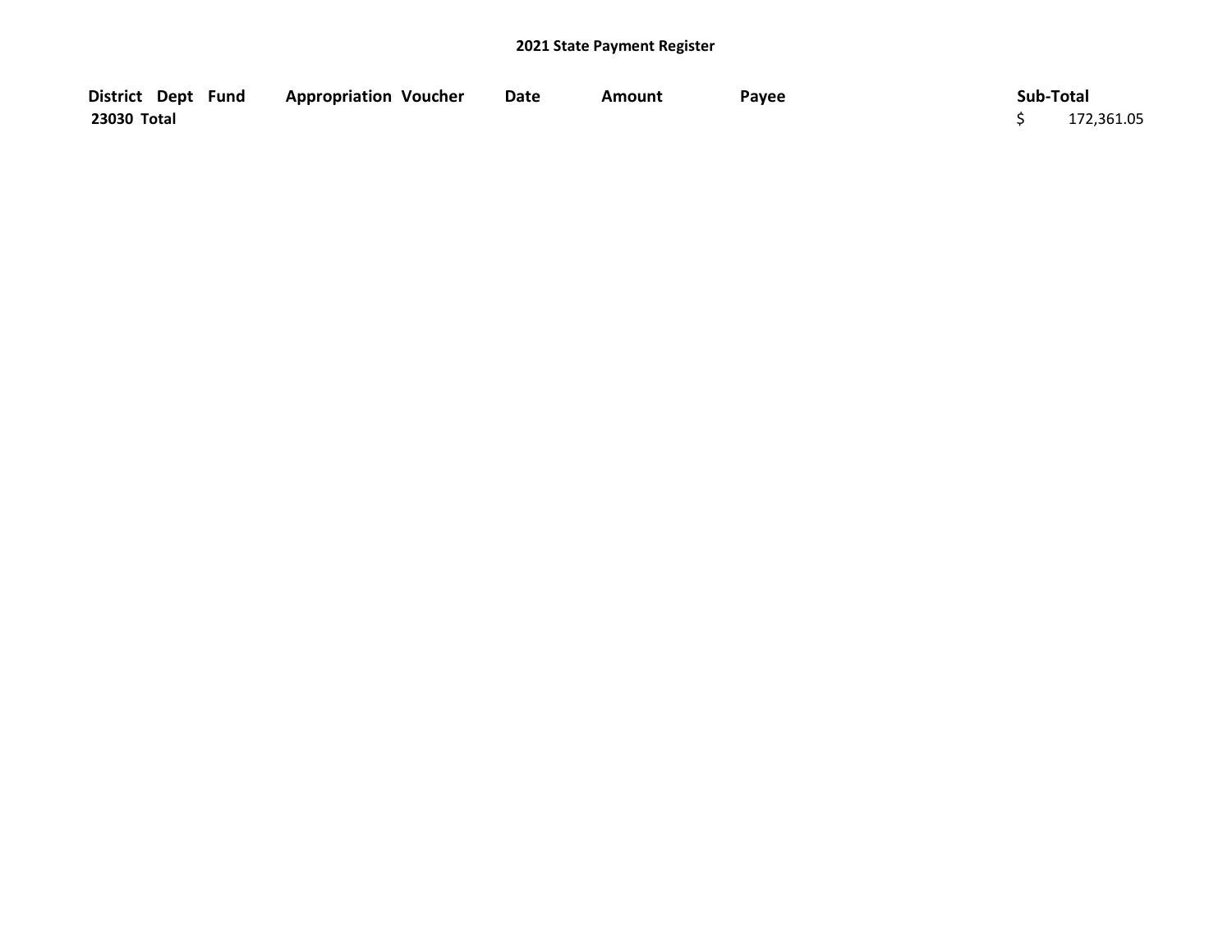## 2021 State Payment Register

| District | Dept | Fund | Appropriation | Voucher | Date | Amount | Payee | Sub-Total |
|---|---|---|---|---|---|---|---|---|
| 23030 Total | | | | | | | | $ 172,361.05 |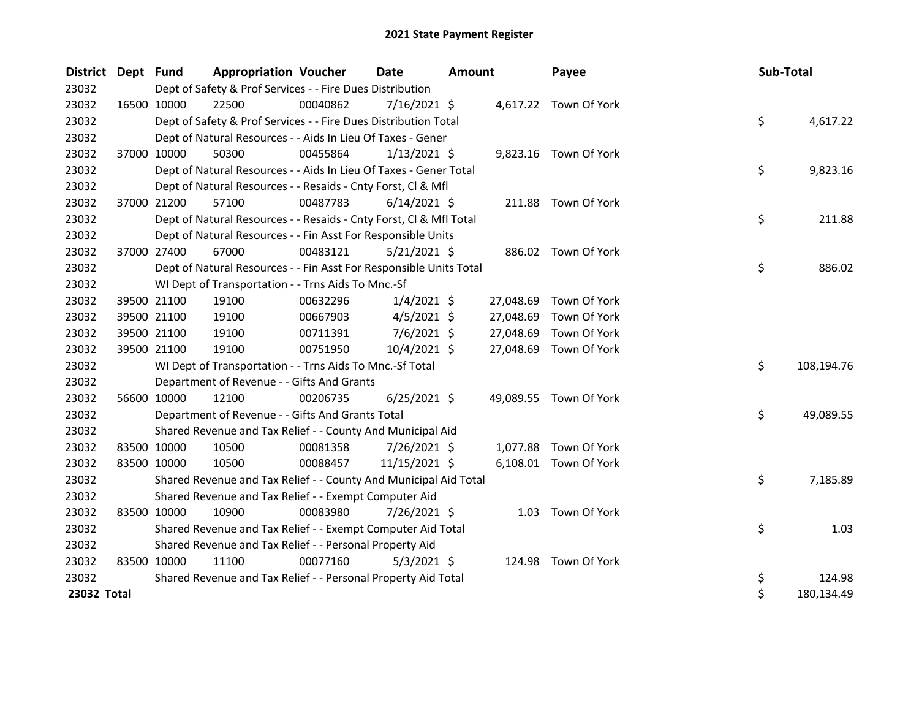# 2021 State Payment Register

| District | Dept | Fund | Appropriation | Voucher | Date | Amount | Payee | Sub-Total |
|---|---|---|---|---|---|---|---|---|
| 23032 | | Dept of Safety & Prof Services - - Fire Dues Distribution | | | | | | |
| 23032 | 16500 | 10000 | 22500 | 00040862 | 7/16/2021 | $ 4,617.22 | Town Of York | |
| 23032 | | Dept of Safety & Prof Services - - Fire Dues Distribution Total | | | | | | $ 4,617.22 |
| 23032 | | Dept of Natural Resources - - Aids In Lieu Of Taxes - Gener | | | | | | |
| 23032 | 37000 | 10000 | 50300 | 00455864 | 1/13/2021 | $ 9,823.16 | Town Of York | |
| 23032 | | Dept of Natural Resources - - Aids In Lieu Of Taxes - Gener Total | | | | | | $ 9,823.16 |
| 23032 | | Dept of Natural Resources - - Resaids - Cnty Forst, Cl & Mfl | | | | | | |
| 23032 | 37000 | 21200 | 57100 | 00487783 | 6/14/2021 | $ 211.88 | Town Of York | |
| 23032 | | Dept of Natural Resources - - Resaids - Cnty Forst, Cl & Mfl Total | | | | | | $ 211.88 |
| 23032 | | Dept of Natural Resources - - Fin Asst For Responsible Units | | | | | | |
| 23032 | 37000 | 27400 | 67000 | 00483121 | 5/21/2021 | $ 886.02 | Town Of York | |
| 23032 | | Dept of Natural Resources - - Fin Asst For Responsible Units Total | | | | | | $ 886.02 |
| 23032 | | WI Dept of Transportation - - Trns Aids To Mnc.-Sf | | | | | | |
| 23032 | 39500 | 21100 | 19100 | 00632296 | 1/4/2021 | $ 27,048.69 | Town Of York | |
| 23032 | 39500 | 21100 | 19100 | 00667903 | 4/5/2021 | $ 27,048.69 | Town Of York | |
| 23032 | 39500 | 21100 | 19100 | 00711391 | 7/6/2021 | $ 27,048.69 | Town Of York | |
| 23032 | 39500 | 21100 | 19100 | 00751950 | 10/4/2021 | $ 27,048.69 | Town Of York | |
| 23032 | | WI Dept of Transportation - - Trns Aids To Mnc.-Sf Total | | | | | | $ 108,194.76 |
| 23032 | | Department of Revenue - - Gifts And Grants | | | | | | |
| 23032 | 56600 | 10000 | 12100 | 00206735 | 6/25/2021 | $ 49,089.55 | Town Of York | |
| 23032 | | Department of Revenue - - Gifts And Grants Total | | | | | | $ 49,089.55 |
| 23032 | | Shared Revenue and Tax Relief - - County And Municipal Aid | | | | | | |
| 23032 | 83500 | 10000 | 10500 | 00081358 | 7/26/2021 | $ 1,077.88 | Town Of York | |
| 23032 | 83500 | 10000 | 10500 | 00088457 | 11/15/2021 | $ 6,108.01 | Town Of York | |
| 23032 | | Shared Revenue and Tax Relief - - County And Municipal Aid Total | | | | | | $ 7,185.89 |
| 23032 | | Shared Revenue and Tax Relief - - Exempt Computer Aid | | | | | | |
| 23032 | 83500 | 10000 | 10900 | 00083980 | 7/26/2021 | $ 1.03 | Town Of York | |
| 23032 | | Shared Revenue and Tax Relief - - Exempt Computer Aid Total | | | | | | $ 1.03 |
| 23032 | | Shared Revenue and Tax Relief - - Personal Property Aid | | | | | | |
| 23032 | 83500 | 10000 | 11100 | 00077160 | 5/3/2021 | $ 124.98 | Town Of York | |
| 23032 | | Shared Revenue and Tax Relief - - Personal Property Aid Total | | | | | | $ 124.98 |
| **23032 Total** | | | | | | | | $ 180,134.49 |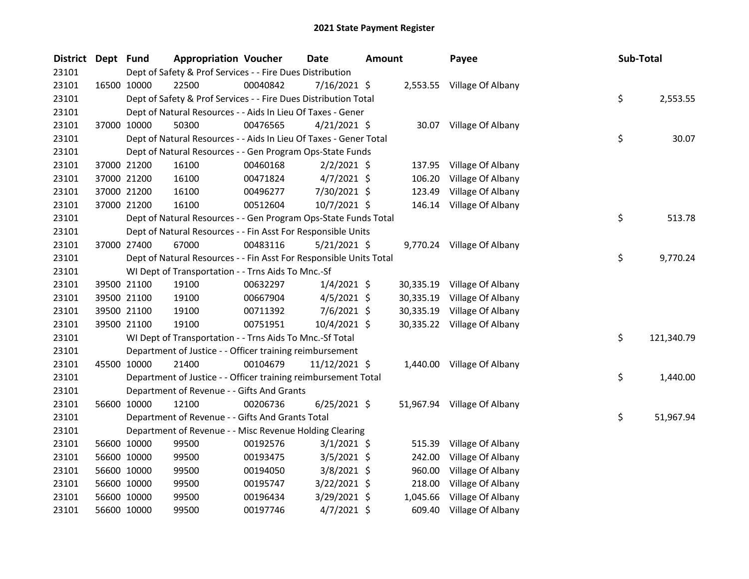# 2021 State Payment Register

| District | Dept | Fund | Appropriation | Voucher | Date | Amount | Payee | Sub-Total |
|---|---|---|---|---|---|---|---|---|
| 23101 | | | Dept of Safety & Prof Services - - Fire Dues Distribution | | | | | |
| 23101 | 16500 | 10000 | 22500 | 00040842 | 7/16/2021 | $ 2,553.55 | Village Of Albany | |
| 23101 | | | Dept of Safety & Prof Services - - Fire Dues Distribution Total | | | | | $ 2,553.55 |
| 23101 | | | Dept of Natural Resources - - Aids In Lieu Of Taxes - Gener | | | | | |
| 23101 | 37000 | 10000 | 50300 | 00476565 | 4/21/2021 | $ 30.07 | Village Of Albany | |
| 23101 | | | Dept of Natural Resources - - Aids In Lieu Of Taxes - Gener Total | | | | | $ 30.07 |
| 23101 | | | Dept of Natural Resources - - Gen Program Ops-State Funds | | | | | |
| 23101 | 37000 | 21200 | 16100 | 00460168 | 2/2/2021 | $ 137.95 | Village Of Albany | |
| 23101 | 37000 | 21200 | 16100 | 00471824 | 4/7/2021 | $ 106.20 | Village Of Albany | |
| 23101 | 37000 | 21200 | 16100 | 00496277 | 7/30/2021 | $ 123.49 | Village Of Albany | |
| 23101 | 37000 | 21200 | 16100 | 00512604 | 10/7/2021 | $ 146.14 | Village Of Albany | |
| 23101 | | | Dept of Natural Resources - - Gen Program Ops-State Funds Total | | | | | $ 513.78 |
| 23101 | | | Dept of Natural Resources - - Fin Asst For Responsible Units | | | | | |
| 23101 | 37000 | 27400 | 67000 | 00483116 | 5/21/2021 | $ 9,770.24 | Village Of Albany | |
| 23101 | | | Dept of Natural Resources - - Fin Asst For Responsible Units Total | | | | | $ 9,770.24 |
| 23101 | | | WI Dept of Transportation - - Trns Aids To Mnc.-Sf | | | | | |
| 23101 | 39500 | 21100 | 19100 | 00632297 | 1/4/2021 | $ 30,335.19 | Village Of Albany | |
| 23101 | 39500 | 21100 | 19100 | 00667904 | 4/5/2021 | $ 30,335.19 | Village Of Albany | |
| 23101 | 39500 | 21100 | 19100 | 00711392 | 7/6/2021 | $ 30,335.19 | Village Of Albany | |
| 23101 | 39500 | 21100 | 19100 | 00751951 | 10/4/2021 | $ 30,335.22 | Village Of Albany | |
| 23101 | | | WI Dept of Transportation - - Trns Aids To Mnc.-Sf Total | | | | | $ 121,340.79 |
| 23101 | | | Department of Justice - - Officer training reimbursement | | | | | |
| 23101 | 45500 | 10000 | 21400 | 00104679 | 11/12/2021 | $ 1,440.00 | Village Of Albany | |
| 23101 | | | Department of Justice - - Officer training reimbursement Total | | | | | $ 1,440.00 |
| 23101 | | | Department of Revenue - - Gifts And Grants | | | | | |
| 23101 | 56600 | 10000 | 12100 | 00206736 | 6/25/2021 | $ 51,967.94 | Village Of Albany | |
| 23101 | | | Department of Revenue - - Gifts And Grants Total | | | | | $ 51,967.94 |
| 23101 | | | Department of Revenue - - Misc Revenue Holding Clearing | | | | | |
| 23101 | 56600 | 10000 | 99500 | 00192576 | 3/1/2021 | $ 515.39 | Village Of Albany | |
| 23101 | 56600 | 10000 | 99500 | 00193475 | 3/5/2021 | $ 242.00 | Village Of Albany | |
| 23101 | 56600 | 10000 | 99500 | 00194050 | 3/8/2021 | $ 960.00 | Village Of Albany | |
| 23101 | 56600 | 10000 | 99500 | 00195747 | 3/22/2021 | $ 218.00 | Village Of Albany | |
| 23101 | 56600 | 10000 | 99500 | 00196434 | 3/29/2021 | $ 1,045.66 | Village Of Albany | |
| 23101 | 56600 | 10000 | 99500 | 00197746 | 4/7/2021 | $ 609.40 | Village Of Albany | |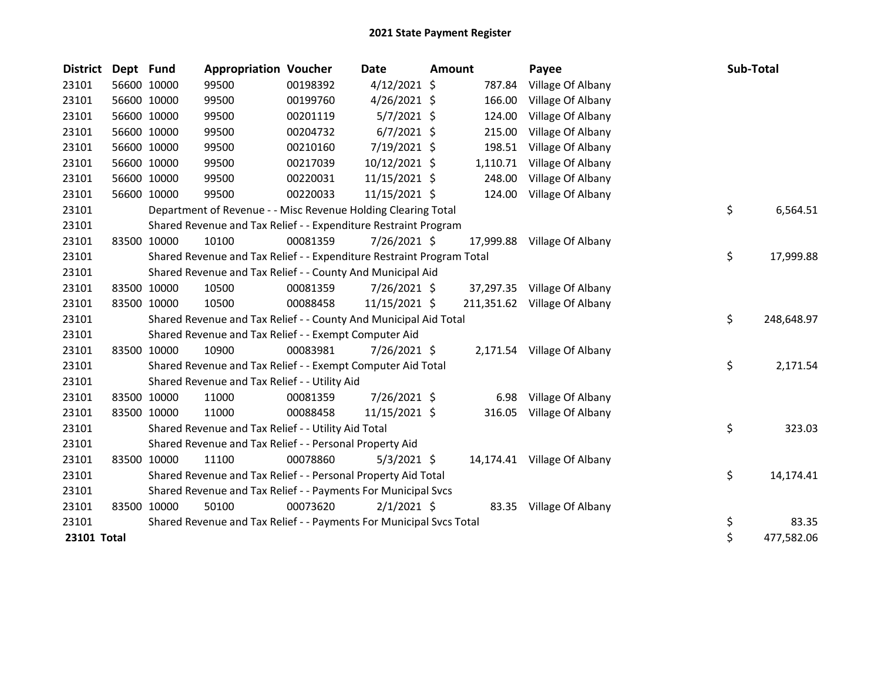# 2021 State Payment Register

| District | Dept | Fund | Appropriation | Voucher | Date | Amount | Payee | Sub-Total |
|---|---|---|---|---|---|---|---|---|
| 23101 | 56600 | 10000 | 99500 | 00198392 | 4/12/2021 | $ 787.84 | Village Of Albany | |
| 23101 | 56600 | 10000 | 99500 | 00199760 | 4/26/2021 | $ 166.00 | Village Of Albany | |
| 23101 | 56600 | 10000 | 99500 | 00201119 | 5/7/2021 | $ 124.00 | Village Of Albany | |
| 23101 | 56600 | 10000 | 99500 | 00204732 | 6/7/2021 | $ 215.00 | Village Of Albany | |
| 23101 | 56600 | 10000 | 99500 | 00210160 | 7/19/2021 | $ 198.51 | Village Of Albany | |
| 23101 | 56600 | 10000 | 99500 | 00217039 | 10/12/2021 | $ 1,110.71 | Village Of Albany | |
| 23101 | 56600 | 10000 | 99500 | 00220031 | 11/15/2021 | $ 248.00 | Village Of Albany | |
| 23101 | 56600 | 10000 | 99500 | 00220033 | 11/15/2021 | $ 124.00 | Village Of Albany | |
| 23101 | | Department of Revenue - - Misc Revenue Holding Clearing Total | | | | | | $ 6,564.51 |
| 23101 | | Shared Revenue and Tax Relief - - Expenditure Restraint Program | | | | | | |
| 23101 | 83500 | 10000 | 10100 | 00081359 | 7/26/2021 | $ 17,999.88 | Village Of Albany | |
| 23101 | | Shared Revenue and Tax Relief - - Expenditure Restraint Program Total | | | | | | $ 17,999.88 |
| 23101 | | Shared Revenue and Tax Relief - - County And Municipal Aid | | | | | | |
| 23101 | 83500 | 10000 | 10500 | 00081359 | 7/26/2021 | $ 37,297.35 | Village Of Albany | |
| 23101 | 83500 | 10000 | 10500 | 00088458 | 11/15/2021 | $ 211,351.62 | Village Of Albany | |
| 23101 | | Shared Revenue and Tax Relief - - County And Municipal Aid Total | | | | | | $ 248,648.97 |
| 23101 | | Shared Revenue and Tax Relief - - Exempt Computer Aid | | | | | | |
| 23101 | 83500 | 10000 | 10900 | 00083981 | 7/26/2021 | $ 2,171.54 | Village Of Albany | |
| 23101 | | Shared Revenue and Tax Relief - - Exempt Computer Aid Total | | | | | | $ 2,171.54 |
| 23101 | | Shared Revenue and Tax Relief - - Utility Aid | | | | | | |
| 23101 | 83500 | 10000 | 11000 | 00081359 | 7/26/2021 | $ 6.98 | Village Of Albany | |
| 23101 | 83500 | 10000 | 11000 | 00088458 | 11/15/2021 | $ 316.05 | Village Of Albany | |
| 23101 | | Shared Revenue and Tax Relief - - Utility Aid Total | | | | | | $ 323.03 |
| 23101 | | Shared Revenue and Tax Relief - - Personal Property Aid | | | | | | |
| 23101 | 83500 | 10000 | 11100 | 00078860 | 5/3/2021 | $ 14,174.41 | Village Of Albany | |
| 23101 | | Shared Revenue and Tax Relief - - Personal Property Aid Total | | | | | | $ 14,174.41 |
| 23101 | | Shared Revenue and Tax Relief - - Payments For Municipal Svcs | | | | | | |
| 23101 | 83500 | 10000 | 50100 | 00073620 | 2/1/2021 | $ 83.35 | Village Of Albany | |
| 23101 | | Shared Revenue and Tax Relief - - Payments For Municipal Svcs Total | | | | | | $ 83.35 |
| **23101 Total** | | | | | | | | $ 477,582.06 |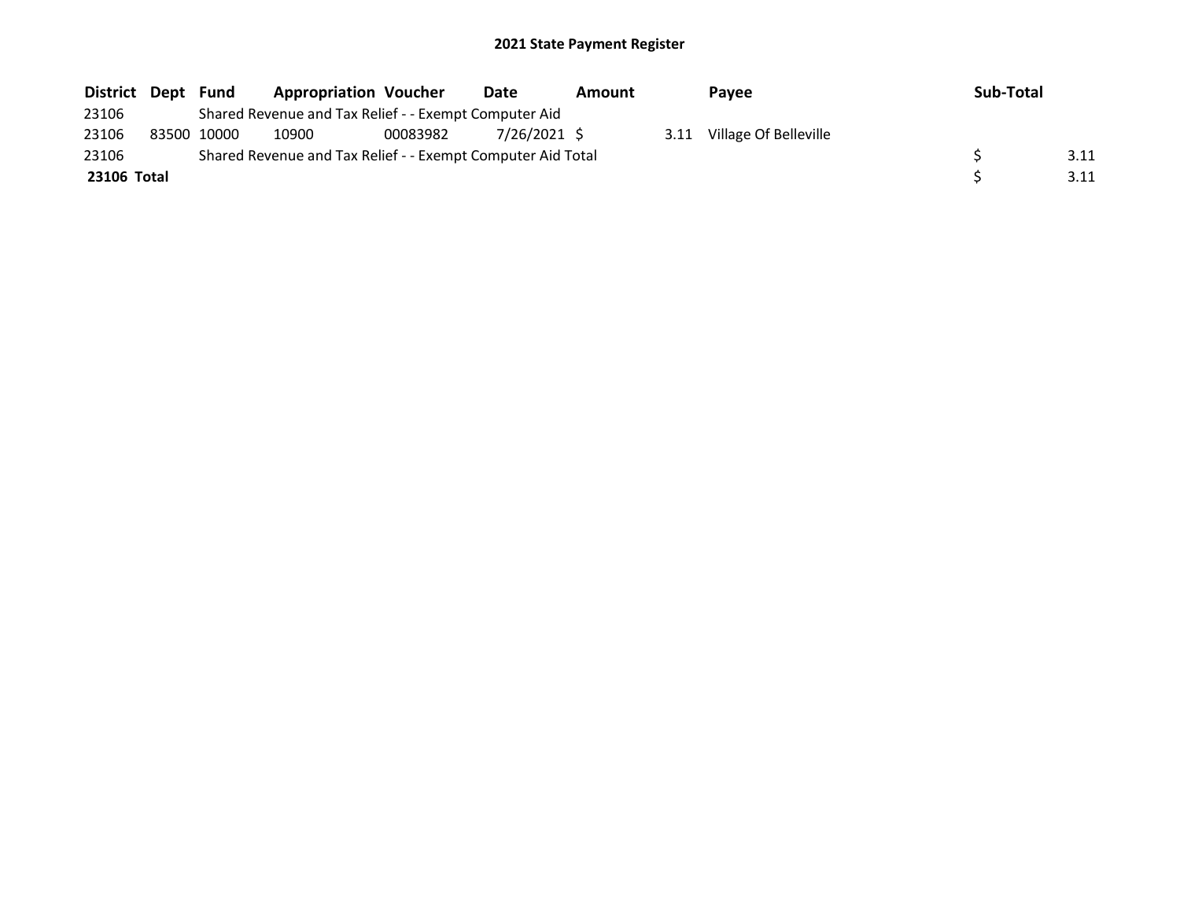## 2021 State Payment Register

| District | Dept | Fund | Appropriation | Voucher | Date | Amount | Payee | Sub-Total |
|---|---|---|---|---|---|---|---|---|
| 23106 | | Shared Revenue and Tax Relief - - Exempt Computer Aid | | | | | | |
| 23106 | 83500 | 10000 | 10900 | 00083982 | 7/26/2021 | $ 3.11 | Village Of Belleville | |
| 23106 | | Shared Revenue and Tax Relief - - Exempt Computer Aid Total | | | | | | $ 3.11 |
| **23106 Total** | | | | | | | | $ 3.11 |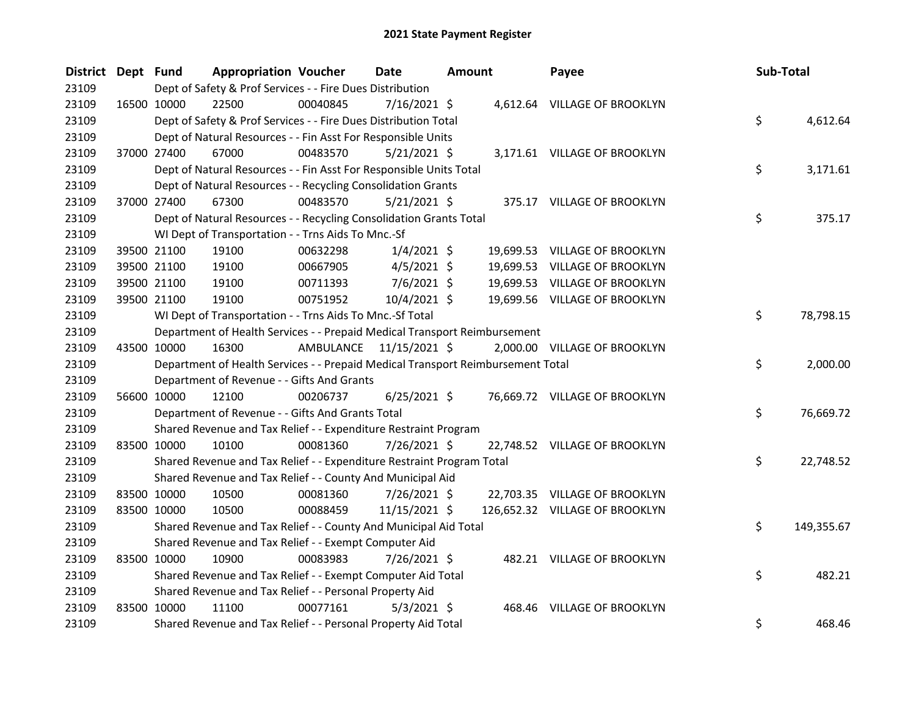# 2021 State Payment Register

| District | Dept | Fund | Appropriation | Voucher | Date | Amount | Payee | Sub-Total |
|---|---|---|---|---|---|---|---|---|
| 23109 | | Dept of Safety & Prof Services - - Fire Dues Distribution | | | | | | |
| 23109 | 16500 | 10000 | 22500 | 00040845 | 7/16/2021 | $ 4,612.64 | VILLAGE OF BROOKLYN | |
| 23109 | | Dept of Safety & Prof Services - - Fire Dues Distribution Total | | | | | | $ 4,612.64 |
| 23109 | | Dept of Natural Resources - - Fin Asst For Responsible Units | | | | | | |
| 23109 | 37000 | 27400 | 67000 | 00483570 | 5/21/2021 | $ 3,171.61 | VILLAGE OF BROOKLYN | |
| 23109 | | Dept of Natural Resources - - Fin Asst For Responsible Units Total | | | | | | $ 3,171.61 |
| 23109 | | Dept of Natural Resources - - Recycling Consolidation Grants | | | | | | |
| 23109 | 37000 | 27400 | 67300 | 00483570 | 5/21/2021 | $ 375.17 | VILLAGE OF BROOKLYN | |
| 23109 | | Dept of Natural Resources - - Recycling Consolidation Grants Total | | | | | | $ 375.17 |
| 23109 | | WI Dept of Transportation - - Trns Aids To Mnc.-Sf | | | | | | |
| 23109 | 39500 | 21100 | 19100 | 00632298 | 1/4/2021 | $ 19,699.53 | VILLAGE OF BROOKLYN | |
| 23109 | 39500 | 21100 | 19100 | 00667905 | 4/5/2021 | $ 19,699.53 | VILLAGE OF BROOKLYN | |
| 23109 | 39500 | 21100 | 19100 | 00711393 | 7/6/2021 | $ 19,699.53 | VILLAGE OF BROOKLYN | |
| 23109 | 39500 | 21100 | 19100 | 00751952 | 10/4/2021 | $ 19,699.56 | VILLAGE OF BROOKLYN | |
| 23109 | | WI Dept of Transportation - - Trns Aids To Mnc.-Sf Total | | | | | | $ 78,798.15 |
| 23109 | | Department of Health Services - - Prepaid Medical Transport Reimbursement | | | | | | |
| 23109 | 43500 | 10000 | 16300 | AMBULANCE | 11/15/2021 | $ 2,000.00 | VILLAGE OF BROOKLYN | |
| 23109 | | Department of Health Services - - Prepaid Medical Transport Reimbursement Total | | | | | | $ 2,000.00 |
| 23109 | | Department of Revenue - - Gifts And Grants | | | | | | |
| 23109 | 56600 | 10000 | 12100 | 00206737 | 6/25/2021 | $ 76,669.72 | VILLAGE OF BROOKLYN | |
| 23109 | | Department of Revenue - - Gifts And Grants Total | | | | | | $ 76,669.72 |
| 23109 | | Shared Revenue and Tax Relief - - Expenditure Restraint Program | | | | | | |
| 23109 | 83500 | 10000 | 10100 | 00081360 | 7/26/2021 | $ 22,748.52 | VILLAGE OF BROOKLYN | |
| 23109 | | Shared Revenue and Tax Relief - - Expenditure Restraint Program Total | | | | | | $ 22,748.52 |
| 23109 | | Shared Revenue and Tax Relief - - County And Municipal Aid | | | | | | |
| 23109 | 83500 | 10000 | 10500 | 00081360 | 7/26/2021 | $ 22,703.35 | VILLAGE OF BROOKLYN | |
| 23109 | 83500 | 10000 | 10500 | 00088459 | 11/15/2021 | $ 126,652.32 | VILLAGE OF BROOKLYN | |
| 23109 | | Shared Revenue and Tax Relief - - County And Municipal Aid Total | | | | | | $ 149,355.67 |
| 23109 | | Shared Revenue and Tax Relief - - Exempt Computer Aid | | | | | | |
| 23109 | 83500 | 10000 | 10900 | 00083983 | 7/26/2021 | $ 482.21 | VILLAGE OF BROOKLYN | |
| 23109 | | Shared Revenue and Tax Relief - - Exempt Computer Aid Total | | | | | | $ 482.21 |
| 23109 | | Shared Revenue and Tax Relief - - Personal Property Aid | | | | | | |
| 23109 | 83500 | 10000 | 11100 | 00077161 | 5/3/2021 | $ 468.46 | VILLAGE OF BROOKLYN | |
| 23109 | | Shared Revenue and Tax Relief - - Personal Property Aid Total | | | | | | $ 468.46 |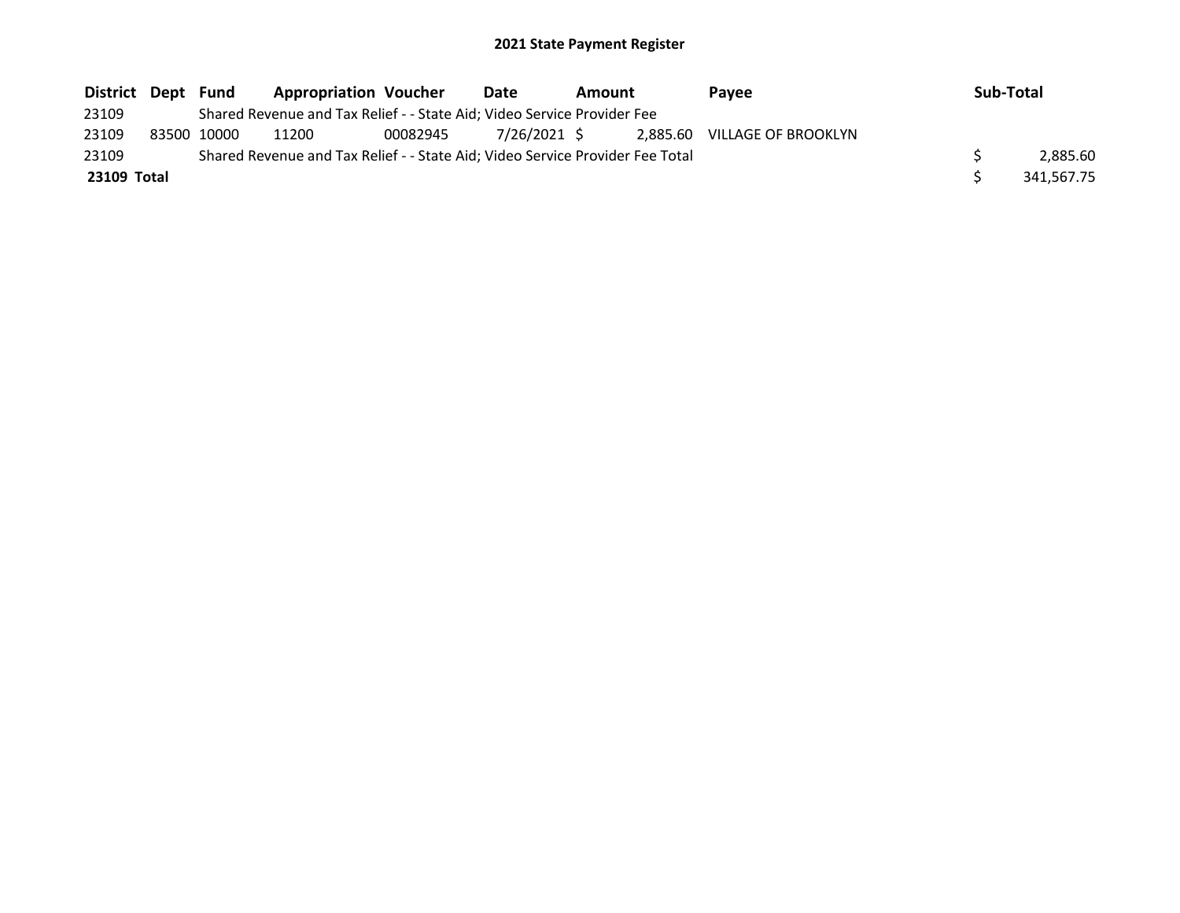## 2021 State Payment Register

| District | Dept | Fund | Appropriation | Voucher | Date | Amount | Payee | Sub-Total |
|---|---|---|---|---|---|---|---|---|
| 23109 | | Shared Revenue and Tax Relief - - State Aid; Video Service Provider Fee | | | | | | |
| 23109 | 83500 | 10000 | 11200 | 00082945 | 7/26/2021 | $ 2,885.60 | VILLAGE OF BROOKLYN | |
| 23109 | | Shared Revenue and Tax Relief - - State Aid; Video Service Provider Fee Total | | | | | | $ 2,885.60 |
| **23109 Total** | | | | | | | | $ 341,567.75 |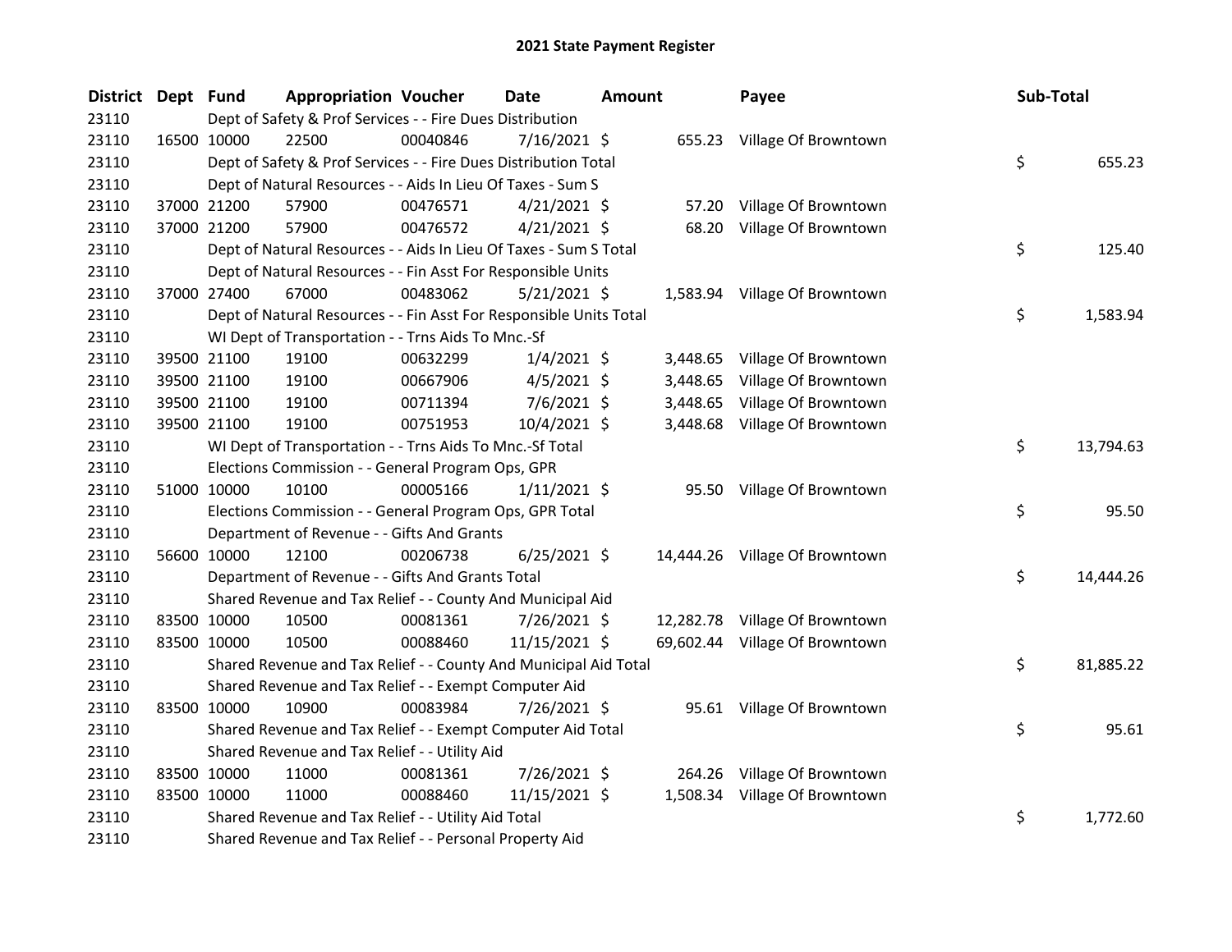# 2021 State Payment Register

| District | Dept | Fund | Appropriation | Voucher | Date | Amount | Payee | Sub-Total |
|---|---|---|---|---|---|---|---|---|
| 23110 | | Dept of Safety & Prof Services - - Fire Dues Distribution | | | | | | |
| 23110 | 16500 | 10000 | 22500 | 00040846 | 7/16/2021 | $ 655.23 | Village Of Browntown | |
| 23110 | | Dept of Safety & Prof Services - - Fire Dues Distribution Total | | | | | | $ 655.23 |
| 23110 | | Dept of Natural Resources - - Aids In Lieu Of Taxes - Sum S | | | | | | |
| 23110 | 37000 | 21200 | 57900 | 00476571 | 4/21/2021 | $ 57.20 | Village Of Browntown | |
| 23110 | 37000 | 21200 | 57900 | 00476572 | 4/21/2021 | $ 68.20 | Village Of Browntown | |
| 23110 | | Dept of Natural Resources - - Aids In Lieu Of Taxes - Sum S Total | | | | | | $ 125.40 |
| 23110 | | Dept of Natural Resources - - Fin Asst For Responsible Units | | | | | | |
| 23110 | 37000 | 27400 | 67000 | 00483062 | 5/21/2021 | $ 1,583.94 | Village Of Browntown | |
| 23110 | | Dept of Natural Resources - - Fin Asst For Responsible Units Total | | | | | | $ 1,583.94 |
| 23110 | | WI Dept of Transportation - - Trns Aids To Mnc.-Sf | | | | | | |
| 23110 | 39500 | 21100 | 19100 | 00632299 | 1/4/2021 | $ 3,448.65 | Village Of Browntown | |
| 23110 | 39500 | 21100 | 19100 | 00667906 | 4/5/2021 | $ 3,448.65 | Village Of Browntown | |
| 23110 | 39500 | 21100 | 19100 | 00711394 | 7/6/2021 | $ 3,448.65 | Village Of Browntown | |
| 23110 | 39500 | 21100 | 19100 | 00751953 | 10/4/2021 | $ 3,448.68 | Village Of Browntown | |
| 23110 | | WI Dept of Transportation - - Trns Aids To Mnc.-Sf Total | | | | | | $ 13,794.63 |
| 23110 | | Elections Commission - - General Program Ops, GPR | | | | | | |
| 23110 | 51000 | 10000 | 10100 | 00005166 | 1/11/2021 | $ 95.50 | Village Of Browntown | |
| 23110 | | Elections Commission - - General Program Ops, GPR Total | | | | | | $ 95.50 |
| 23110 | | Department of Revenue - - Gifts And Grants | | | | | | |
| 23110 | 56600 | 10000 | 12100 | 00206738 | 6/25/2021 | $ 14,444.26 | Village Of Browntown | |
| 23110 | | Department of Revenue - - Gifts And Grants Total | | | | | | $ 14,444.26 |
| 23110 | | Shared Revenue and Tax Relief - - County And Municipal Aid | | | | | | |
| 23110 | 83500 | 10000 | 10500 | 00081361 | 7/26/2021 | $ 12,282.78 | Village Of Browntown | |
| 23110 | 83500 | 10000 | 10500 | 00088460 | 11/15/2021 | $ 69,602.44 | Village Of Browntown | |
| 23110 | | Shared Revenue and Tax Relief - - County And Municipal Aid Total | | | | | | $ 81,885.22 |
| 23110 | | Shared Revenue and Tax Relief - - Exempt Computer Aid | | | | | | |
| 23110 | 83500 | 10000 | 10900 | 00083984 | 7/26/2021 | $ 95.61 | Village Of Browntown | |
| 23110 | | Shared Revenue and Tax Relief - - Exempt Computer Aid Total | | | | | | $ 95.61 |
| 23110 | | Shared Revenue and Tax Relief - - Utility Aid | | | | | | |
| 23110 | 83500 | 10000 | 11000 | 00081361 | 7/26/2021 | $ 264.26 | Village Of Browntown | |
| 23110 | 83500 | 10000 | 11000 | 00088460 | 11/15/2021 | $ 1,508.34 | Village Of Browntown | |
| 23110 | | Shared Revenue and Tax Relief - - Utility Aid Total | | | | | | $ 1,772.60 |
| 23110 | | Shared Revenue and Tax Relief - - Personal Property Aid | | | | | | |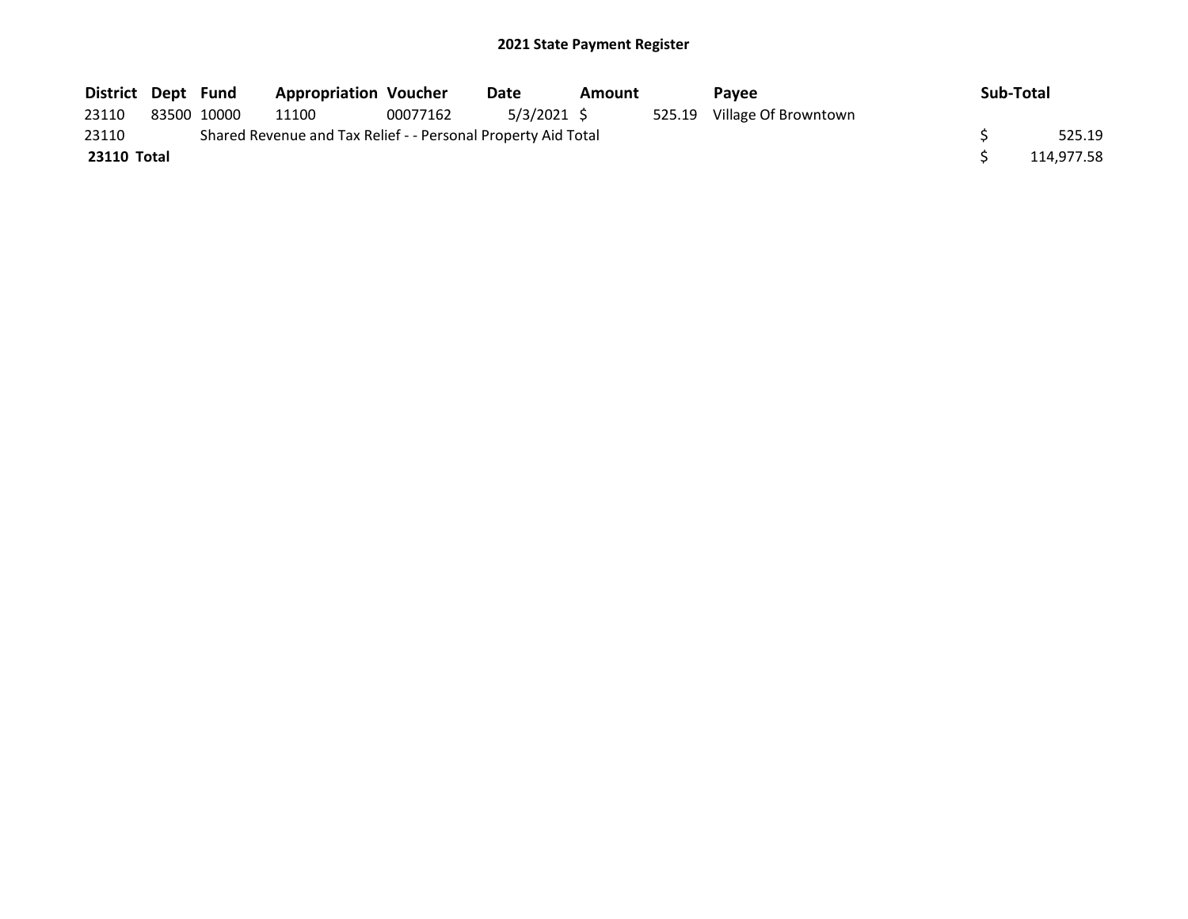## 2021 State Payment Register

| District | Dept | Fund | Appropriation | Voucher | Date | Amount | Payee | Sub-Total |
|---|---|---|---|---|---|---|---|---|
| 23110 | 83500 | 10000 | 11100 | 00077162 | 5/3/2021 | $ 525.19 | Village Of Browntown | |
| 23110 | | Shared Revenue and Tax Relief - - Personal Property Aid Total | | | | | | $ 525.19 |
| **23110 Total** | | | | | | | | $ 114,977.58 |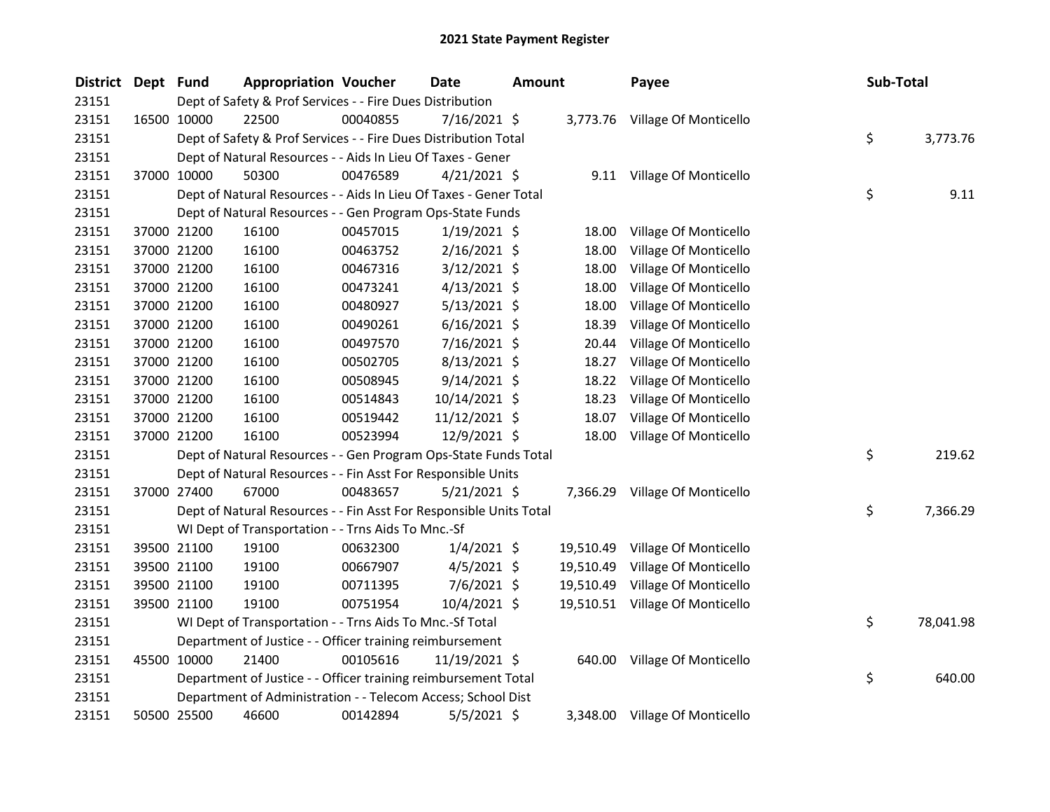# 2021 State Payment Register

| District | Dept | Fund | Appropriation | Voucher | Date | Amount | Payee | Sub-Total |
|---|---|---|---|---|---|---|---|---|
| 23151 | | Dept of Safety & Prof Services - - Fire Dues Distribution | | | | | | |
| 23151 | 16500 | 10000 | 22500 | 00040855 | 7/16/2021 | $ 3,773.76 | Village Of Monticello | |
| 23151 | | Dept of Safety & Prof Services - - Fire Dues Distribution Total | | | | | | $ 3,773.76 |
| 23151 | | Dept of Natural Resources - - Aids In Lieu Of Taxes - Gener | | | | | | |
| 23151 | 37000 | 10000 | 50300 | 00476589 | 4/21/2021 | $ 9.11 | Village Of Monticello | |
| 23151 | | Dept of Natural Resources - - Aids In Lieu Of Taxes - Gener Total | | | | | | $ 9.11 |
| 23151 | | Dept of Natural Resources - - Gen Program Ops-State Funds | | | | | | |
| 23151 | 37000 | 21200 | 16100 | 00457015 | 1/19/2021 | $ 18.00 | Village Of Monticello | |
| 23151 | 37000 | 21200 | 16100 | 00463752 | 2/16/2021 | $ 18.00 | Village Of Monticello | |
| 23151 | 37000 | 21200 | 16100 | 00467316 | 3/12/2021 | $ 18.00 | Village Of Monticello | |
| 23151 | 37000 | 21200 | 16100 | 00473241 | 4/13/2021 | $ 18.00 | Village Of Monticello | |
| 23151 | 37000 | 21200 | 16100 | 00480927 | 5/13/2021 | $ 18.00 | Village Of Monticello | |
| 23151 | 37000 | 21200 | 16100 | 00490261 | 6/16/2021 | $ 18.39 | Village Of Monticello | |
| 23151 | 37000 | 21200 | 16100 | 00497570 | 7/16/2021 | $ 20.44 | Village Of Monticello | |
| 23151 | 37000 | 21200 | 16100 | 00502705 | 8/13/2021 | $ 18.27 | Village Of Monticello | |
| 23151 | 37000 | 21200 | 16100 | 00508945 | 9/14/2021 | $ 18.22 | Village Of Monticello | |
| 23151 | 37000 | 21200 | 16100 | 00514843 | 10/14/2021 | $ 18.23 | Village Of Monticello | |
| 23151 | 37000 | 21200 | 16100 | 00519442 | 11/12/2021 | $ 18.07 | Village Of Monticello | |
| 23151 | 37000 | 21200 | 16100 | 00523994 | 12/9/2021 | $ 18.00 | Village Of Monticello | |
| 23151 | | Dept of Natural Resources - - Gen Program Ops-State Funds Total | | | | | | $ 219.62 |
| 23151 | | Dept of Natural Resources - - Fin Asst For Responsible Units | | | | | | |
| 23151 | 37000 | 27400 | 67000 | 00483657 | 5/21/2021 | $ 7,366.29 | Village Of Monticello | |
| 23151 | | Dept of Natural Resources - - Fin Asst For Responsible Units Total | | | | | | $ 7,366.29 |
| 23151 | | WI Dept of Transportation - - Trns Aids To Mnc.-Sf | | | | | | |
| 23151 | 39500 | 21100 | 19100 | 00632300 | 1/4/2021 | $ 19,510.49 | Village Of Monticello | |
| 23151 | 39500 | 21100 | 19100 | 00667907 | 4/5/2021 | $ 19,510.49 | Village Of Monticello | |
| 23151 | 39500 | 21100 | 19100 | 00711395 | 7/6/2021 | $ 19,510.49 | Village Of Monticello | |
| 23151 | 39500 | 21100 | 19100 | 00751954 | 10/4/2021 | $ 19,510.51 | Village Of Monticello | |
| 23151 | | WI Dept of Transportation - - Trns Aids To Mnc.-Sf Total | | | | | | $ 78,041.98 |
| 23151 | | Department of Justice - - Officer training reimbursement | | | | | | |
| 23151 | 45500 | 10000 | 21400 | 00105616 | 11/19/2021 | $ 640.00 | Village Of Monticello | |
| 23151 | | Department of Justice - - Officer training reimbursement Total | | | | | | $ 640.00 |
| 23151 | | Department of Administration - - Telecom Access; School Dist | | | | | | |
| 23151 | 50500 | 25500 | 46600 | 00142894 | 5/5/2021 | $ 3,348.00 | Village Of Monticello | |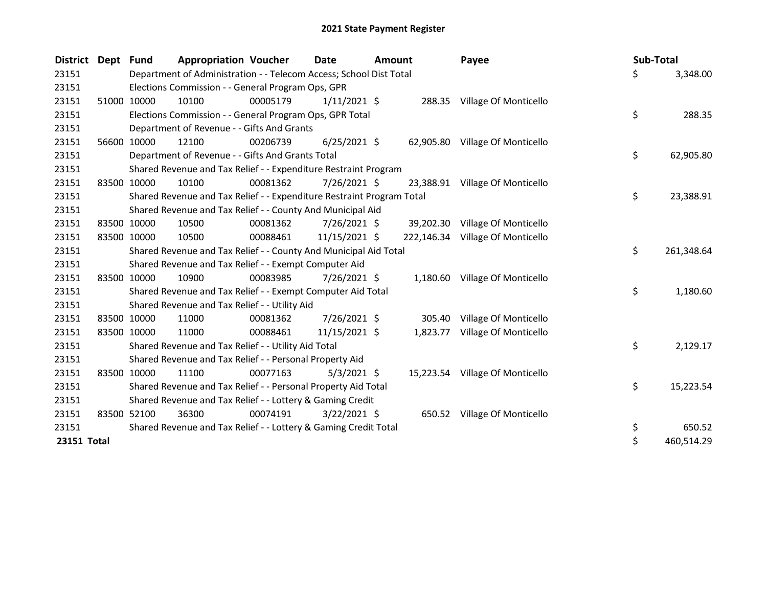# 2021 State Payment Register

| District | Dept | Fund | Appropriation | Voucher | Date | Amount | Payee | Sub-Total |
|---|---|---|---|---|---|---|---|---|
| 23151 | | Department of Administration - - Telecom Access; School Dist Total | | | | | | $ 3,348.00 |
| 23151 | | Elections Commission - - General Program Ops, GPR | | | | | | |
| 23151 | 51000 | 10000 | 10100 | 00005179 | 1/11/2021 | $ 288.35 | Village Of Monticello | |
| 23151 | | Elections Commission - - General Program Ops, GPR Total | | | | | | $ 288.35 |
| 23151 | | Department of Revenue - - Gifts And Grants | | | | | | |
| 23151 | 56600 | 10000 | 12100 | 00206739 | 6/25/2021 | $ 62,905.80 | Village Of Monticello | |
| 23151 | | Department of Revenue - - Gifts And Grants Total | | | | | | $ 62,905.80 |
| 23151 | | Shared Revenue and Tax Relief - - Expenditure Restraint Program | | | | | | |
| 23151 | 83500 | 10000 | 10100 | 00081362 | 7/26/2021 | $ 23,388.91 | Village Of Monticello | |
| 23151 | | Shared Revenue and Tax Relief - - Expenditure Restraint Program Total | | | | | | $ 23,388.91 |
| 23151 | | Shared Revenue and Tax Relief - - County And Municipal Aid | | | | | | |
| 23151 | 83500 | 10000 | 10500 | 00081362 | 7/26/2021 | $ 39,202.30 | Village Of Monticello | |
| 23151 | 83500 | 10000 | 10500 | 00088461 | 11/15/2021 | $ 222,146.34 | Village Of Monticello | |
| 23151 | | Shared Revenue and Tax Relief - - County And Municipal Aid Total | | | | | | $ 261,348.64 |
| 23151 | | Shared Revenue and Tax Relief - - Exempt Computer Aid | | | | | | |
| 23151 | 83500 | 10000 | 10900 | 00083985 | 7/26/2021 | $ 1,180.60 | Village Of Monticello | |
| 23151 | | Shared Revenue and Tax Relief - - Exempt Computer Aid Total | | | | | | $ 1,180.60 |
| 23151 | | Shared Revenue and Tax Relief - - Utility Aid | | | | | | |
| 23151 | 83500 | 10000 | 11000 | 00081362 | 7/26/2021 | $ 305.40 | Village Of Monticello | |
| 23151 | 83500 | 10000 | 11000 | 00088461 | 11/15/2021 | $ 1,823.77 | Village Of Monticello | |
| 23151 | | Shared Revenue and Tax Relief - - Utility Aid Total | | | | | | $ 2,129.17 |
| 23151 | | Shared Revenue and Tax Relief - - Personal Property Aid | | | | | | |
| 23151 | 83500 | 10000 | 11100 | 00077163 | 5/3/2021 | $ 15,223.54 | Village Of Monticello | |
| 23151 | | Shared Revenue and Tax Relief - - Personal Property Aid Total | | | | | | $ 15,223.54 |
| 23151 | | Shared Revenue and Tax Relief - - Lottery & Gaming Credit | | | | | | |
| 23151 | 83500 | 52100 | 36300 | 00074191 | 3/22/2021 | $ 650.52 | Village Of Monticello | |
| 23151 | | Shared Revenue and Tax Relief - - Lottery & Gaming Credit Total | | | | | | $ 650.52 |
| **23151 Total** | | | | | | | | $ 460,514.29 |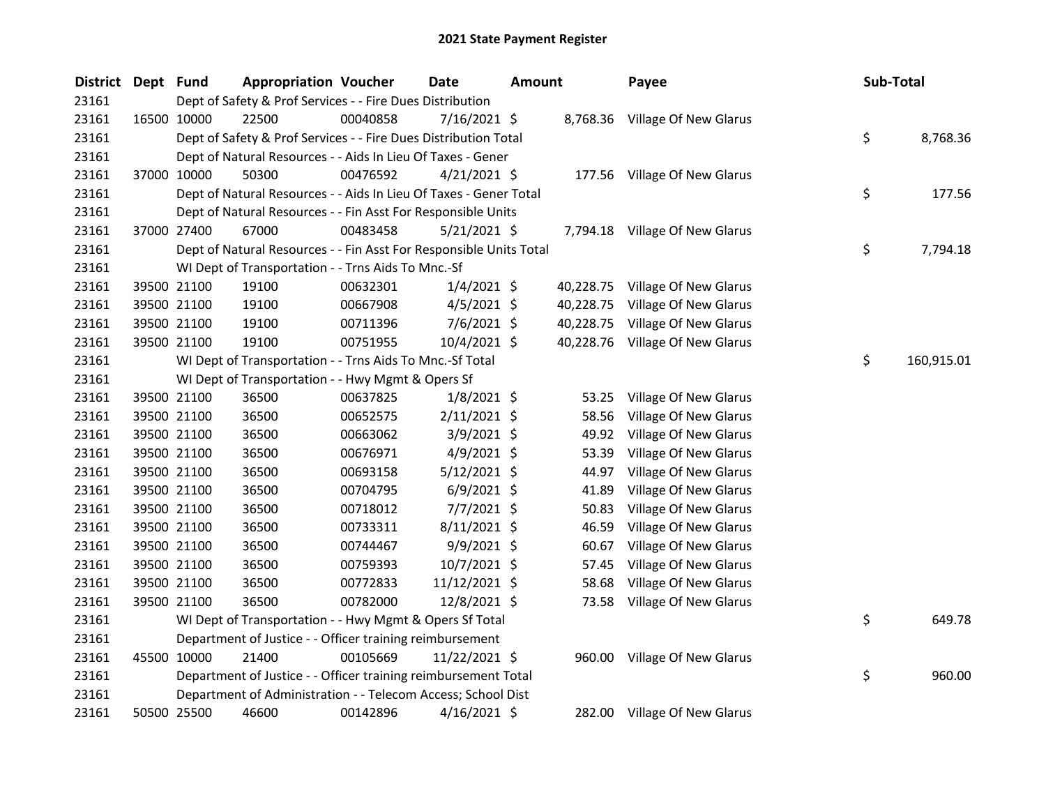# 2021 State Payment Register

| District | Dept | Fund | Appropriation | Voucher | Date | Amount | Payee | Sub-Total |
|---|---|---|---|---|---|---|---|---|
| 23161 | | Dept of Safety & Prof Services - - Fire Dues Distribution | | | | | | |
| 23161 | 16500 | 10000 | 22500 | 00040858 | 7/16/2021 | $ 8,768.36 | Village Of New Glarus | |
| 23161 | | Dept of Safety & Prof Services - - Fire Dues Distribution Total | | | | | | $ 8,768.36 |
| 23161 | | Dept of Natural Resources - - Aids In Lieu Of Taxes - Gener | | | | | | |
| 23161 | 37000 | 10000 | 50300 | 00476592 | 4/21/2021 | $ 177.56 | Village Of New Glarus | |
| 23161 | | Dept of Natural Resources - - Aids In Lieu Of Taxes - Gener Total | | | | | | $ 177.56 |
| 23161 | | Dept of Natural Resources - - Fin Asst For Responsible Units | | | | | | |
| 23161 | 37000 | 27400 | 67000 | 00483458 | 5/21/2021 | $ 7,794.18 | Village Of New Glarus | |
| 23161 | | Dept of Natural Resources - - Fin Asst For Responsible Units Total | | | | | | $ 7,794.18 |
| 23161 | | WI Dept of Transportation - - Trns Aids To Mnc.-Sf | | | | | | |
| 23161 | 39500 | 21100 | 19100 | 00632301 | 1/4/2021 | $ 40,228.75 | Village Of New Glarus | |
| 23161 | 39500 | 21100 | 19100 | 00667908 | 4/5/2021 | $ 40,228.75 | Village Of New Glarus | |
| 23161 | 39500 | 21100 | 19100 | 00711396 | 7/6/2021 | $ 40,228.75 | Village Of New Glarus | |
| 23161 | 39500 | 21100 | 19100 | 00751955 | 10/4/2021 | $ 40,228.76 | Village Of New Glarus | |
| 23161 | | WI Dept of Transportation - - Trns Aids To Mnc.-Sf Total | | | | | | $ 160,915.01 |
| 23161 | | WI Dept of Transportation - - Hwy Mgmt & Opers Sf | | | | | | |
| 23161 | 39500 | 21100 | 36500 | 00637825 | 1/8/2021 | $ 53.25 | Village Of New Glarus | |
| 23161 | 39500 | 21100 | 36500 | 00652575 | 2/11/2021 | $ 58.56 | Village Of New Glarus | |
| 23161 | 39500 | 21100 | 36500 | 00663062 | 3/9/2021 | $ 49.92 | Village Of New Glarus | |
| 23161 | 39500 | 21100 | 36500 | 00676971 | 4/9/2021 | $ 53.39 | Village Of New Glarus | |
| 23161 | 39500 | 21100 | 36500 | 00693158 | 5/12/2021 | $ 44.97 | Village Of New Glarus | |
| 23161 | 39500 | 21100 | 36500 | 00704795 | 6/9/2021 | $ 41.89 | Village Of New Glarus | |
| 23161 | 39500 | 21100 | 36500 | 00718012 | 7/7/2021 | $ 50.83 | Village Of New Glarus | |
| 23161 | 39500 | 21100 | 36500 | 00733311 | 8/11/2021 | $ 46.59 | Village Of New Glarus | |
| 23161 | 39500 | 21100 | 36500 | 00744467 | 9/9/2021 | $ 60.67 | Village Of New Glarus | |
| 23161 | 39500 | 21100 | 36500 | 00759393 | 10/7/2021 | $ 57.45 | Village Of New Glarus | |
| 23161 | 39500 | 21100 | 36500 | 00772833 | 11/12/2021 | $ 58.68 | Village Of New Glarus | |
| 23161 | 39500 | 21100 | 36500 | 00782000 | 12/8/2021 | $ 73.58 | Village Of New Glarus | |
| 23161 | | WI Dept of Transportation - - Hwy Mgmt & Opers Sf Total | | | | | | $ 649.78 |
| 23161 | | Department of Justice - - Officer training reimbursement | | | | | | |
| 23161 | 45500 | 10000 | 21400 | 00105669 | 11/22/2021 | $ 960.00 | Village Of New Glarus | |
| 23161 | | Department of Justice - - Officer training reimbursement Total | | | | | | $ 960.00 |
| 23161 | | Department of Administration - - Telecom Access; School Dist | | | | | | |
| 23161 | 50500 | 25500 | 46600 | 00142896 | 4/16/2021 | $ 282.00 | Village Of New Glarus | |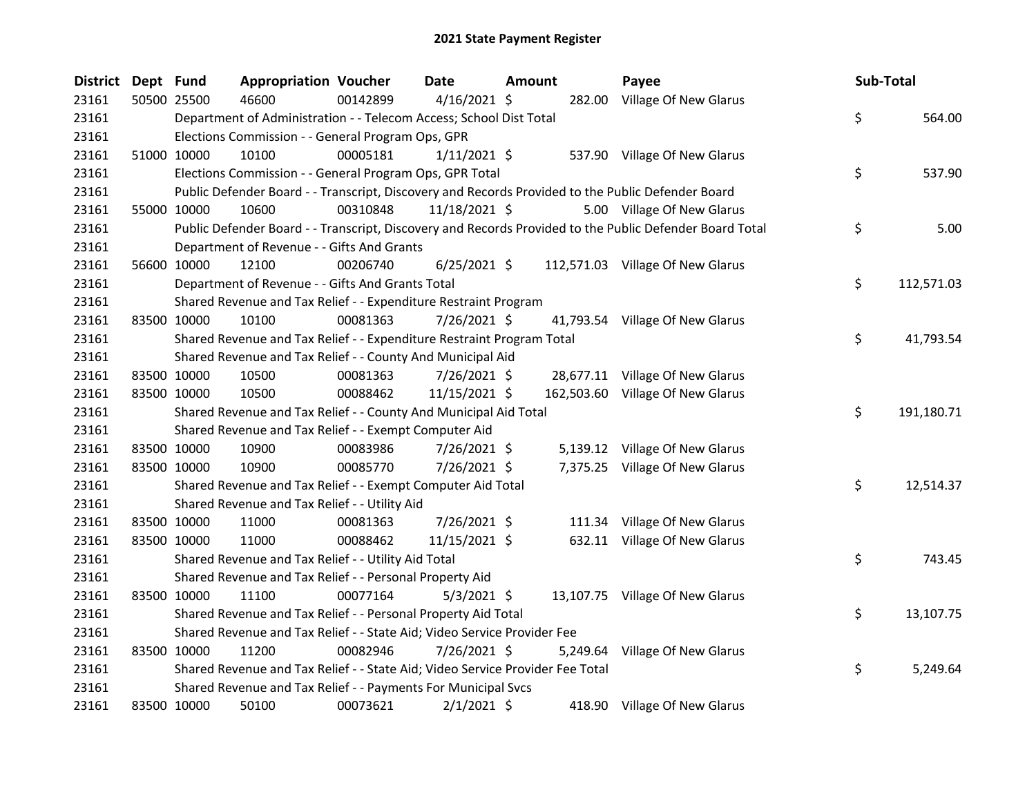# 2021 State Payment Register

| District | Dept | Fund | Appropriation | Voucher | Date | Amount | Payee | Sub-Total |
|---|---|---|---|---|---|---|---|---|
| 23161 | 50500 | 25500 | 46600 | 00142899 | 4/16/2021 | $ 282.00 | Village Of New Glarus | |
| 23161 | | | Department of Administration - - Telecom Access; School Dist Total | | | | | $ 564.00 |
| 23161 | | | Elections Commission - - General Program Ops, GPR | | | | | |
| 23161 | 51000 | 10000 | 10100 | 00005181 | 1/11/2021 | $ 537.90 | Village Of New Glarus | |
| 23161 | | | Elections Commission - - General Program Ops, GPR Total | | | | | $ 537.90 |
| 23161 | | | Public Defender Board - - Transcript, Discovery and Records Provided to the Public Defender Board | | | | | |
| 23161 | 55000 | 10000 | 10600 | 00310848 | 11/18/2021 | $ 5.00 | Village Of New Glarus | |
| 23161 | | | Public Defender Board - - Transcript, Discovery and Records Provided to the Public Defender Board Total | | | | | $ 5.00 |
| 23161 | | | Department of Revenue - - Gifts And Grants | | | | | |
| 23161 | 56600 | 10000 | 12100 | 00206740 | 6/25/2021 | $ 112,571.03 | Village Of New Glarus | |
| 23161 | | | Department of Revenue - - Gifts And Grants Total | | | | | $ 112,571.03 |
| 23161 | | | Shared Revenue and Tax Relief - - Expenditure Restraint Program | | | | | |
| 23161 | 83500 | 10000 | 10100 | 00081363 | 7/26/2021 | $ 41,793.54 | Village Of New Glarus | |
| 23161 | | | Shared Revenue and Tax Relief - - Expenditure Restraint Program Total | | | | | $ 41,793.54 |
| 23161 | | | Shared Revenue and Tax Relief - - County And Municipal Aid | | | | | |
| 23161 | 83500 | 10000 | 10500 | 00081363 | 7/26/2021 | $ 28,677.11 | Village Of New Glarus | |
| 23161 | 83500 | 10000 | 10500 | 00088462 | 11/15/2021 | $ 162,503.60 | Village Of New Glarus | |
| 23161 | | | Shared Revenue and Tax Relief - - County And Municipal Aid Total | | | | | $ 191,180.71 |
| 23161 | | | Shared Revenue and Tax Relief - - Exempt Computer Aid | | | | | |
| 23161 | 83500 | 10000 | 10900 | 00083986 | 7/26/2021 | $ 5,139.12 | Village Of New Glarus | |
| 23161 | 83500 | 10000 | 10900 | 00085770 | 7/26/2021 | $ 7,375.25 | Village Of New Glarus | |
| 23161 | | | Shared Revenue and Tax Relief - - Exempt Computer Aid Total | | | | | $ 12,514.37 |
| 23161 | | | Shared Revenue and Tax Relief - - Utility Aid | | | | | |
| 23161 | 83500 | 10000 | 11000 | 00081363 | 7/26/2021 | $ 111.34 | Village Of New Glarus | |
| 23161 | 83500 | 10000 | 11000 | 00088462 | 11/15/2021 | $ 632.11 | Village Of New Glarus | |
| 23161 | | | Shared Revenue and Tax Relief - - Utility Aid Total | | | | | $ 743.45 |
| 23161 | | | Shared Revenue and Tax Relief - - Personal Property Aid | | | | | |
| 23161 | 83500 | 10000 | 11100 | 00077164 | 5/3/2021 | $ 13,107.75 | Village Of New Glarus | |
| 23161 | | | Shared Revenue and Tax Relief - - Personal Property Aid Total | | | | | $ 13,107.75 |
| 23161 | | | Shared Revenue and Tax Relief - - State Aid; Video Service Provider Fee | | | | | |
| 23161 | 83500 | 10000 | 11200 | 00082946 | 7/26/2021 | $ 5,249.64 | Village Of New Glarus | |
| 23161 | | | Shared Revenue and Tax Relief - - State Aid; Video Service Provider Fee Total | | | | | $ 5,249.64 |
| 23161 | | | Shared Revenue and Tax Relief - - Payments For Municipal Svcs | | | | | |
| 23161 | 83500 | 10000 | 50100 | 00073621 | 2/1/2021 | $ 418.90 | Village Of New Glarus | |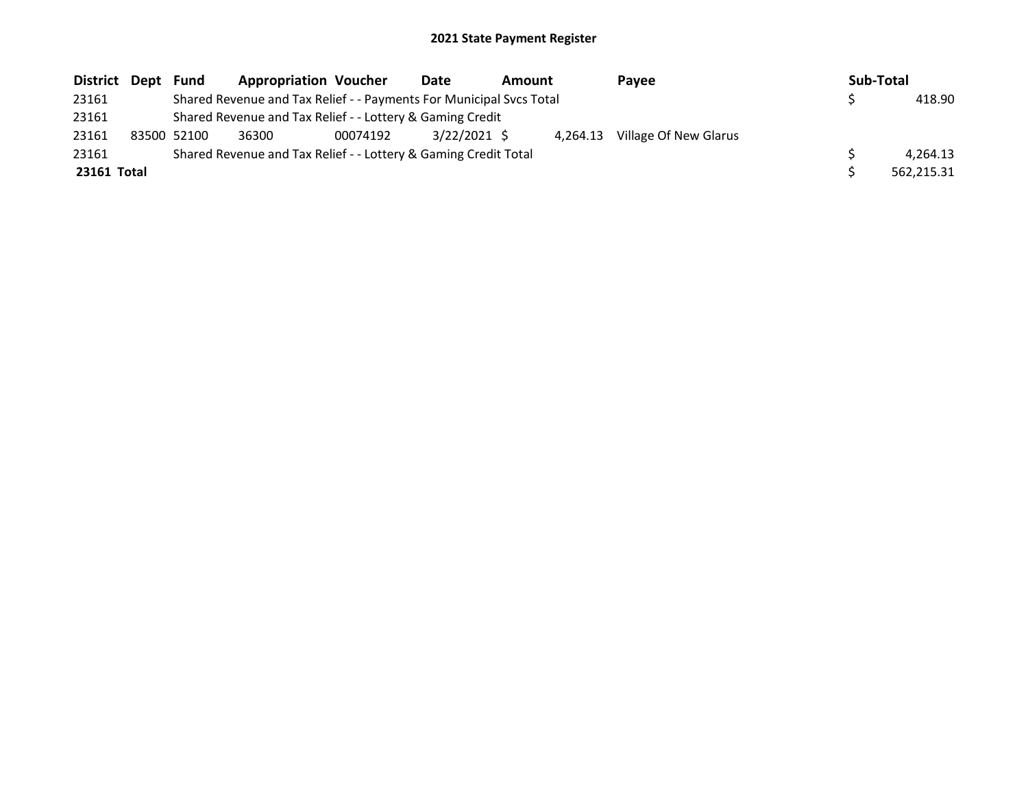## 2021 State Payment Register

| District | Dept | Fund | Appropriation | Voucher | Date | Amount | Payee | Sub-Total |
|---|---|---|---|---|---|---|---|---|
| 23161 | | Shared Revenue and Tax Relief - - Payments For Municipal Svcs Total | | | | | | $ 418.90 |
| 23161 | | Shared Revenue and Tax Relief - - Lottery & Gaming Credit | | | | | | |
| 23161 | 83500 | 52100 | 36300 | 00074192 | 3/22/2021 | $ 4,264.13 | Village Of New Glarus | |
| 23161 | | Shared Revenue and Tax Relief - - Lottery & Gaming Credit Total | | | | | | $ 4,264.13 |
| **23161 Total** | | | | | | | | $ 562,215.31 |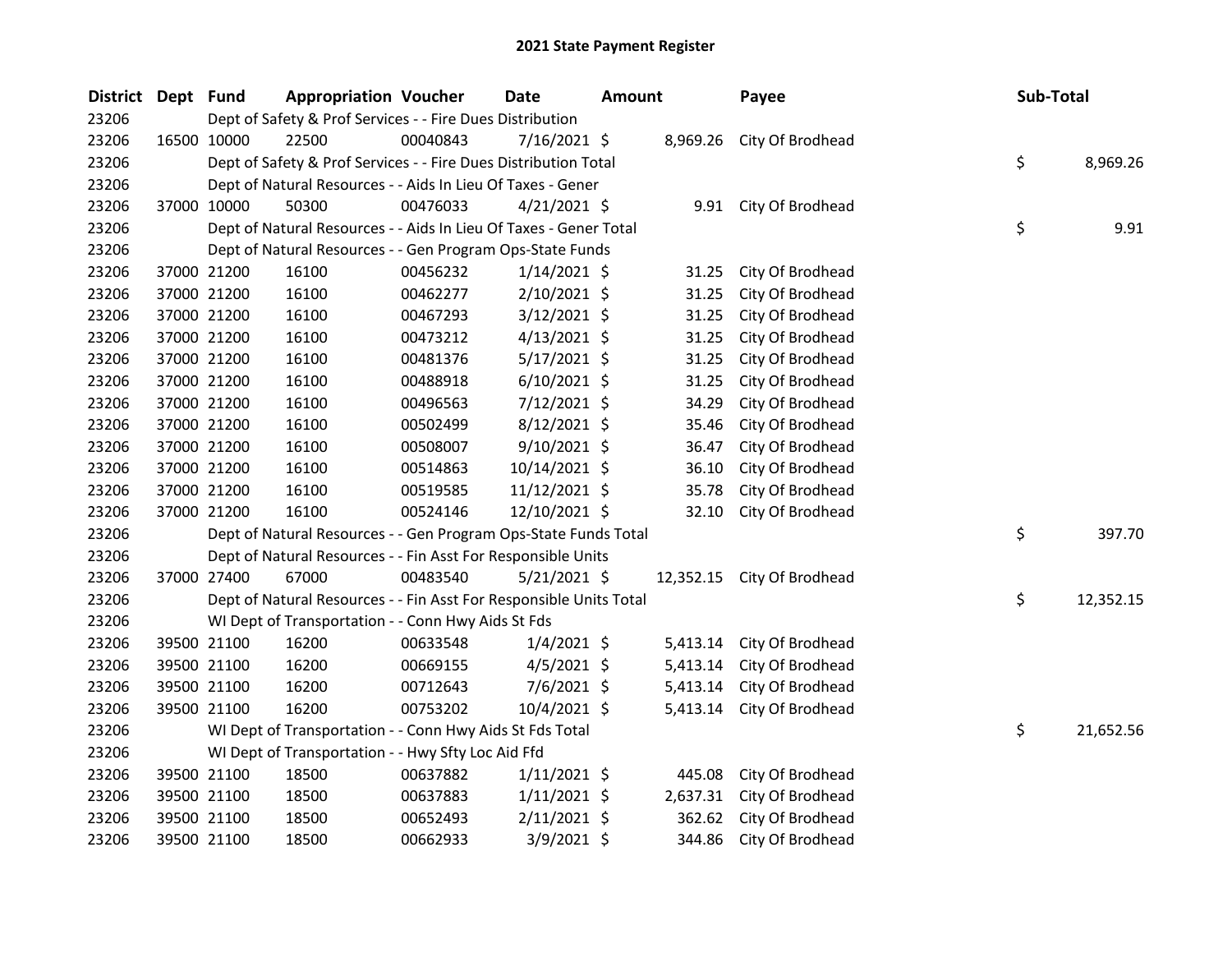# 2021 State Payment Register

| District | Dept | Fund | Appropriation | Voucher | Date | Amount | Payee | Sub-Total |
|---|---|---|---|---|---|---|---|---|
| 23206 | | | Dept of Safety & Prof Services - - Fire Dues Distribution | | | | | |
| 23206 | 16500 | 10000 | 22500 | 00040843 | 7/16/2021 | $ 8,969.26 | City Of Brodhead | |
| 23206 | | | Dept of Safety & Prof Services - - Fire Dues Distribution Total | | | | | $ 8,969.26 |
| 23206 | | | Dept of Natural Resources - - Aids In Lieu Of Taxes - Gener | | | | | |
| 23206 | 37000 | 10000 | 50300 | 00476033 | 4/21/2021 | $ 9.91 | City Of Brodhead | |
| 23206 | | | Dept of Natural Resources - - Aids In Lieu Of Taxes - Gener Total | | | | | $ 9.91 |
| 23206 | | | Dept of Natural Resources - - Gen Program Ops-State Funds | | | | | |
| 23206 | 37000 | 21200 | 16100 | 00456232 | 1/14/2021 | $ 31.25 | City Of Brodhead | |
| 23206 | 37000 | 21200 | 16100 | 00462277 | 2/10/2021 | $ 31.25 | City Of Brodhead | |
| 23206 | 37000 | 21200 | 16100 | 00467293 | 3/12/2021 | $ 31.25 | City Of Brodhead | |
| 23206 | 37000 | 21200 | 16100 | 00473212 | 4/13/2021 | $ 31.25 | City Of Brodhead | |
| 23206 | 37000 | 21200 | 16100 | 00481376 | 5/17/2021 | $ 31.25 | City Of Brodhead | |
| 23206 | 37000 | 21200 | 16100 | 00488918 | 6/10/2021 | $ 31.25 | City Of Brodhead | |
| 23206 | 37000 | 21200 | 16100 | 00496563 | 7/12/2021 | $ 34.29 | City Of Brodhead | |
| 23206 | 37000 | 21200 | 16100 | 00502499 | 8/12/2021 | $ 35.46 | City Of Brodhead | |
| 23206 | 37000 | 21200 | 16100 | 00508007 | 9/10/2021 | $ 36.47 | City Of Brodhead | |
| 23206 | 37000 | 21200 | 16100 | 00514863 | 10/14/2021 | $ 36.10 | City Of Brodhead | |
| 23206 | 37000 | 21200 | 16100 | 00519585 | 11/12/2021 | $ 35.78 | City Of Brodhead | |
| 23206 | 37000 | 21200 | 16100 | 00524146 | 12/10/2021 | $ 32.10 | City Of Brodhead | |
| 23206 | | | Dept of Natural Resources - - Gen Program Ops-State Funds Total | | | | | $ 397.70 |
| 23206 | | | Dept of Natural Resources - - Fin Asst For Responsible Units | | | | | |
| 23206 | 37000 | 27400 | 67000 | 00483540 | 5/21/2021 | $ 12,352.15 | City Of Brodhead | |
| 23206 | | | Dept of Natural Resources - - Fin Asst For Responsible Units Total | | | | | $ 12,352.15 |
| 23206 | | | WI Dept of Transportation - - Conn Hwy Aids St Fds | | | | | |
| 23206 | 39500 | 21100 | 16200 | 00633548 | 1/4/2021 | $ 5,413.14 | City Of Brodhead | |
| 23206 | 39500 | 21100 | 16200 | 00669155 | 4/5/2021 | $ 5,413.14 | City Of Brodhead | |
| 23206 | 39500 | 21100 | 16200 | 00712643 | 7/6/2021 | $ 5,413.14 | City Of Brodhead | |
| 23206 | 39500 | 21100 | 16200 | 00753202 | 10/4/2021 | $ 5,413.14 | City Of Brodhead | |
| 23206 | | | WI Dept of Transportation - - Conn Hwy Aids St Fds Total | | | | | $ 21,652.56 |
| 23206 | | | WI Dept of Transportation - - Hwy Sfty Loc Aid Ffd | | | | | |
| 23206 | 39500 | 21100 | 18500 | 00637882 | 1/11/2021 | $ 445.08 | City Of Brodhead | |
| 23206 | 39500 | 21100 | 18500 | 00637883 | 1/11/2021 | $ 2,637.31 | City Of Brodhead | |
| 23206 | 39500 | 21100 | 18500 | 00652493 | 2/11/2021 | $ 362.62 | City Of Brodhead | |
| 23206 | 39500 | 21100 | 18500 | 00662933 | 3/9/2021 | $ 344.86 | City Of Brodhead | |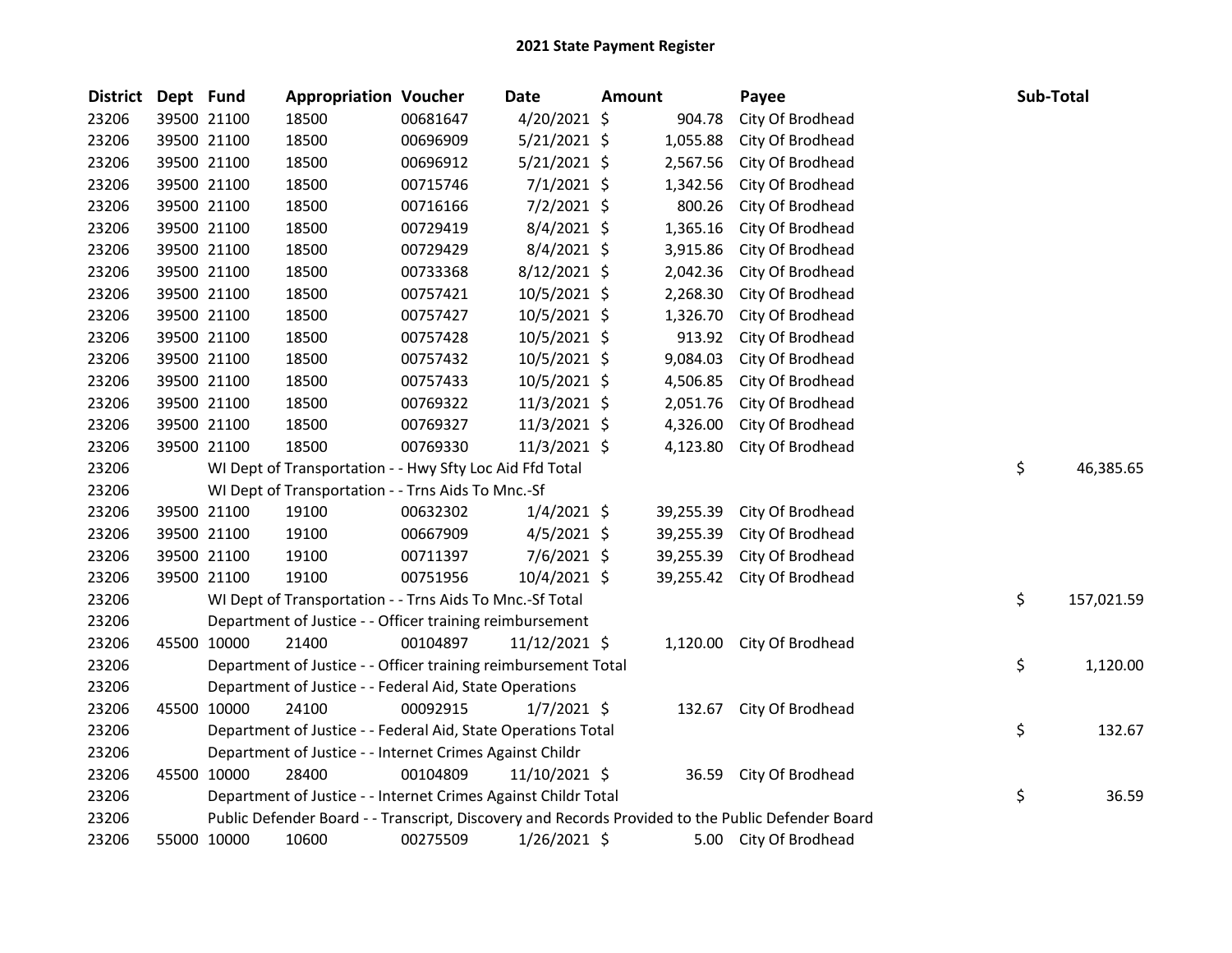# 2021 State Payment Register

| District | Dept | Fund | Appropriation | Voucher | Date | Amount | Payee | Sub-Total |
|---|---|---|---|---|---|---|---|---|
| 23206 | 39500 | 21100 | 18500 | 00681647 | 4/20/2021 | $ 904.78 | City Of Brodhead | |
| 23206 | 39500 | 21100 | 18500 | 00696909 | 5/21/2021 | $ 1,055.88 | City Of Brodhead | |
| 23206 | 39500 | 21100 | 18500 | 00696912 | 5/21/2021 | $ 2,567.56 | City Of Brodhead | |
| 23206 | 39500 | 21100 | 18500 | 00715746 | 7/1/2021 | $ 1,342.56 | City Of Brodhead | |
| 23206 | 39500 | 21100 | 18500 | 00716166 | 7/2/2021 | $ 800.26 | City Of Brodhead | |
| 23206 | 39500 | 21100 | 18500 | 00729419 | 8/4/2021 | $ 1,365.16 | City Of Brodhead | |
| 23206 | 39500 | 21100 | 18500 | 00729429 | 8/4/2021 | $ 3,915.86 | City Of Brodhead | |
| 23206 | 39500 | 21100 | 18500 | 00733368 | 8/12/2021 | $ 2,042.36 | City Of Brodhead | |
| 23206 | 39500 | 21100 | 18500 | 00757421 | 10/5/2021 | $ 2,268.30 | City Of Brodhead | |
| 23206 | 39500 | 21100 | 18500 | 00757427 | 10/5/2021 | $ 1,326.70 | City Of Brodhead | |
| 23206 | 39500 | 21100 | 18500 | 00757428 | 10/5/2021 | $ 913.92 | City Of Brodhead | |
| 23206 | 39500 | 21100 | 18500 | 00757432 | 10/5/2021 | $ 9,084.03 | City Of Brodhead | |
| 23206 | 39500 | 21100 | 18500 | 00757433 | 10/5/2021 | $ 4,506.85 | City Of Brodhead | |
| 23206 | 39500 | 21100 | 18500 | 00769322 | 11/3/2021 | $ 2,051.76 | City Of Brodhead | |
| 23206 | 39500 | 21100 | 18500 | 00769327 | 11/3/2021 | $ 4,326.00 | City Of Brodhead | |
| 23206 | 39500 | 21100 | 18500 | 00769330 | 11/3/2021 | $ 4,123.80 | City Of Brodhead | |
| 23206 | | | WI Dept of Transportation - - Hwy Sfty Loc Aid Ffd Total | | | | | $ 46,385.65 |
| 23206 | | | WI Dept of Transportation - - Trns Aids To Mnc.-Sf | | | | | |
| 23206 | 39500 | 21100 | 19100 | 00632302 | 1/4/2021 | $ 39,255.39 | City Of Brodhead | |
| 23206 | 39500 | 21100 | 19100 | 00667909 | 4/5/2021 | $ 39,255.39 | City Of Brodhead | |
| 23206 | 39500 | 21100 | 19100 | 00711397 | 7/6/2021 | $ 39,255.39 | City Of Brodhead | |
| 23206 | 39500 | 21100 | 19100 | 00751956 | 10/4/2021 | $ 39,255.42 | City Of Brodhead | |
| 23206 | | | WI Dept of Transportation - - Trns Aids To Mnc.-Sf Total | | | | | $ 157,021.59 |
| 23206 | | | Department of Justice - - Officer training reimbursement | | | | | |
| 23206 | 45500 | 10000 | 21400 | 00104897 | 11/12/2021 | $ 1,120.00 | City Of Brodhead | |
| 23206 | | | Department of Justice - - Officer training reimbursement Total | | | | | $ 1,120.00 |
| 23206 | | | Department of Justice - - Federal Aid, State Operations | | | | | |
| 23206 | 45500 | 10000 | 24100 | 00092915 | 1/7/2021 | $ 132.67 | City Of Brodhead | |
| 23206 | | | Department of Justice - - Federal Aid, State Operations Total | | | | | $ 132.67 |
| 23206 | | | Department of Justice - - Internet Crimes Against Childr | | | | | |
| 23206 | 45500 | 10000 | 28400 | 00104809 | 11/10/2021 | $ 36.59 | City Of Brodhead | |
| 23206 | | | Department of Justice - - Internet Crimes Against Childr Total | | | | | $ 36.59 |
| 23206 | | | Public Defender Board - - Transcript, Discovery and Records Provided to the Public Defender Board | | | | | |
| 23206 | 55000 | 10000 | 10600 | 00275509 | 1/26/2021 | $ 5.00 | City Of Brodhead | |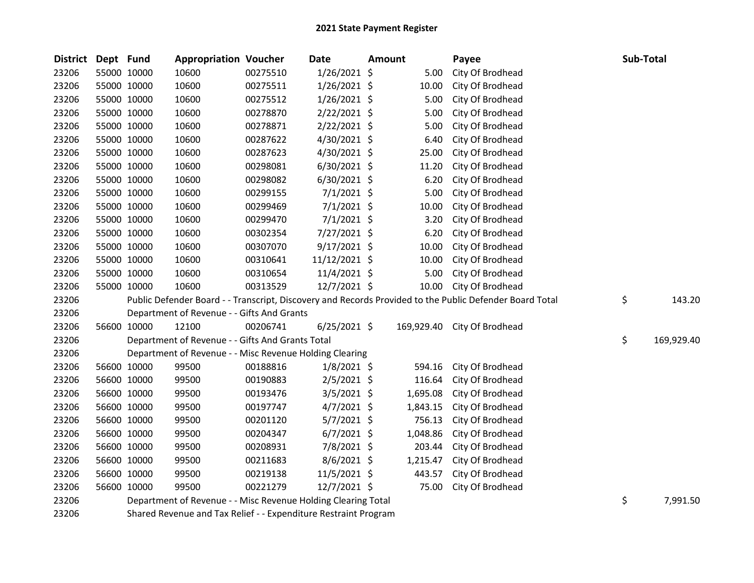# 2021 State Payment Register

| District | Dept | Fund | Appropriation | Voucher | Date | Amount | Payee | Sub-Total |
|---|---|---|---|---|---|---|---|---|
| 23206 | 55000 | 10000 | 10600 | 00275510 | 1/26/2021 | $ 5.00 | City Of Brodhead | |
| 23206 | 55000 | 10000 | 10600 | 00275511 | 1/26/2021 | $ 10.00 | City Of Brodhead | |
| 23206 | 55000 | 10000 | 10600 | 00275512 | 1/26/2021 | $ 5.00 | City Of Brodhead | |
| 23206 | 55000 | 10000 | 10600 | 00278870 | 2/22/2021 | $ 5.00 | City Of Brodhead | |
| 23206 | 55000 | 10000 | 10600 | 00278871 | 2/22/2021 | $ 5.00 | City Of Brodhead | |
| 23206 | 55000 | 10000 | 10600 | 00287622 | 4/30/2021 | $ 6.40 | City Of Brodhead | |
| 23206 | 55000 | 10000 | 10600 | 00287623 | 4/30/2021 | $ 25.00 | City Of Brodhead | |
| 23206 | 55000 | 10000 | 10600 | 00298081 | 6/30/2021 | $ 11.20 | City Of Brodhead | |
| 23206 | 55000 | 10000 | 10600 | 00298082 | 6/30/2021 | $ 6.20 | City Of Brodhead | |
| 23206 | 55000 | 10000 | 10600 | 00299155 | 7/1/2021 | $ 5.00 | City Of Brodhead | |
| 23206 | 55000 | 10000 | 10600 | 00299469 | 7/1/2021 | $ 10.00 | City Of Brodhead | |
| 23206 | 55000 | 10000 | 10600 | 00299470 | 7/1/2021 | $ 3.20 | City Of Brodhead | |
| 23206 | 55000 | 10000 | 10600 | 00302354 | 7/27/2021 | $ 6.20 | City Of Brodhead | |
| 23206 | 55000 | 10000 | 10600 | 00307070 | 9/17/2021 | $ 10.00 | City Of Brodhead | |
| 23206 | 55000 | 10000 | 10600 | 00310641 | 11/12/2021 | $ 10.00 | City Of Brodhead | |
| 23206 | 55000 | 10000 | 10600 | 00310654 | 11/4/2021 | $ 5.00 | City Of Brodhead | |
| 23206 | 55000 | 10000 | 10600 | 00313529 | 12/7/2021 | $ 10.00 | City Of Brodhead | |
| 23206 | | Public Defender Board - - Transcript, Discovery and Records Provided to the Public Defender Board Total | | | | | | $ 143.20 |
| 23206 | | Department of Revenue - - Gifts And Grants | | | | | | |
| 23206 | 56600 | 10000 | 12100 | 00206741 | 6/25/2021 | $ 169,929.40 | City Of Brodhead | |
| 23206 | | Department of Revenue - - Gifts And Grants Total | | | | | | $ 169,929.40 |
| 23206 | | Department of Revenue - - Misc Revenue Holding Clearing | | | | | | |
| 23206 | 56600 | 10000 | 99500 | 00188816 | 1/8/2021 | $ 594.16 | City Of Brodhead | |
| 23206 | 56600 | 10000 | 99500 | 00190883 | 2/5/2021 | $ 116.64 | City Of Brodhead | |
| 23206 | 56600 | 10000 | 99500 | 00193476 | 3/5/2021 | $ 1,695.08 | City Of Brodhead | |
| 23206 | 56600 | 10000 | 99500 | 00197747 | 4/7/2021 | $ 1,843.15 | City Of Brodhead | |
| 23206 | 56600 | 10000 | 99500 | 00201120 | 5/7/2021 | $ 756.13 | City Of Brodhead | |
| 23206 | 56600 | 10000 | 99500 | 00204347 | 6/7/2021 | $ 1,048.86 | City Of Brodhead | |
| 23206 | 56600 | 10000 | 99500 | 00208931 | 7/8/2021 | $ 203.44 | City Of Brodhead | |
| 23206 | 56600 | 10000 | 99500 | 00211683 | 8/6/2021 | $ 1,215.47 | City Of Brodhead | |
| 23206 | 56600 | 10000 | 99500 | 00219138 | 11/5/2021 | $ 443.57 | City Of Brodhead | |
| 23206 | 56600 | 10000 | 99500 | 00221279 | 12/7/2021 | $ 75.00 | City Of Brodhead | |
| 23206 | | Department of Revenue - - Misc Revenue Holding Clearing Total | | | | | | $ 7,991.50 |
| 23206 | | Shared Revenue and Tax Relief - - Expenditure Restraint Program | | | | | | |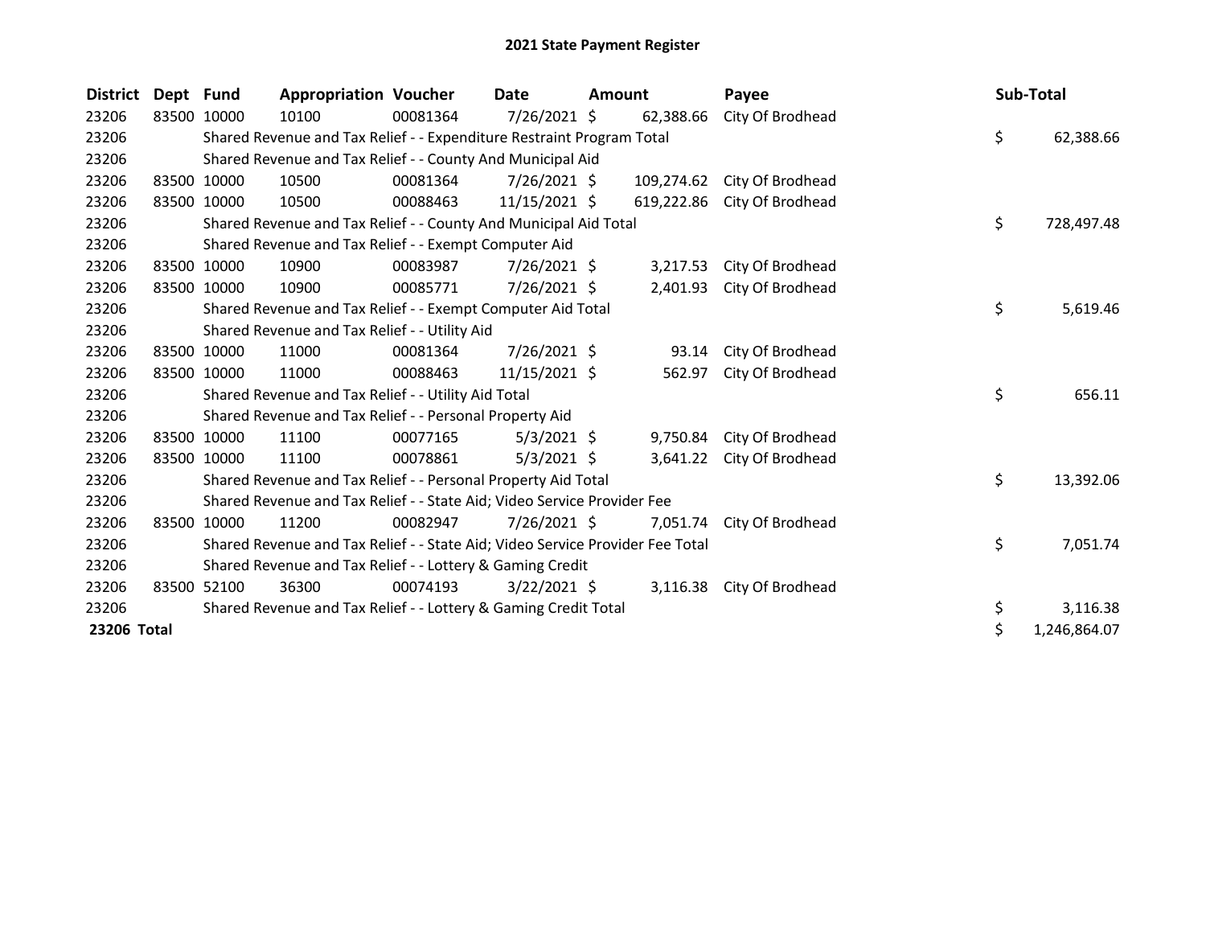# 2021 State Payment Register

| District | Dept | Fund | Appropriation | Voucher | Date | Amount | Payee | Sub-Total |
|---|---|---|---|---|---|---|---|---|
| 23206 | 83500 | 10000 | 10100 | 00081364 | 7/26/2021 | $ 62,388.66 | City Of Brodhead | |
| 23206 | | Shared Revenue and Tax Relief - - Expenditure Restraint Program Total | | | | | | $ 62,388.66 |
| 23206 | | Shared Revenue and Tax Relief - - County And Municipal Aid | | | | | | |
| 23206 | 83500 | 10000 | 10500 | 00081364 | 7/26/2021 | $ 109,274.62 | City Of Brodhead | |
| 23206 | 83500 | 10000 | 10500 | 00088463 | 11/15/2021 | $ 619,222.86 | City Of Brodhead | |
| 23206 | | Shared Revenue and Tax Relief - - County And Municipal Aid Total | | | | | | $ 728,497.48 |
| 23206 | | Shared Revenue and Tax Relief - - Exempt Computer Aid | | | | | | |
| 23206 | 83500 | 10000 | 10900 | 00083987 | 7/26/2021 | $ 3,217.53 | City Of Brodhead | |
| 23206 | 83500 | 10000 | 10900 | 00085771 | 7/26/2021 | $ 2,401.93 | City Of Brodhead | |
| 23206 | | Shared Revenue and Tax Relief - - Exempt Computer Aid Total | | | | | | $ 5,619.46 |
| 23206 | | Shared Revenue and Tax Relief - - Utility Aid | | | | | | |
| 23206 | 83500 | 10000 | 11000 | 00081364 | 7/26/2021 | $ 93.14 | City Of Brodhead | |
| 23206 | 83500 | 10000 | 11000 | 00088463 | 11/15/2021 | $ 562.97 | City Of Brodhead | |
| 23206 | | Shared Revenue and Tax Relief - - Utility Aid Total | | | | | | $ 656.11 |
| 23206 | | Shared Revenue and Tax Relief - - Personal Property Aid | | | | | | |
| 23206 | 83500 | 10000 | 11100 | 00077165 | 5/3/2021 | $ 9,750.84 | City Of Brodhead | |
| 23206 | 83500 | 10000 | 11100 | 00078861 | 5/3/2021 | $ 3,641.22 | City Of Brodhead | |
| 23206 | | Shared Revenue and Tax Relief - - Personal Property Aid Total | | | | | | $ 13,392.06 |
| 23206 | | Shared Revenue and Tax Relief - - State Aid; Video Service Provider Fee | | | | | | |
| 23206 | 83500 | 10000 | 11200 | 00082947 | 7/26/2021 | $ 7,051.74 | City Of Brodhead | |
| 23206 | | Shared Revenue and Tax Relief - - State Aid; Video Service Provider Fee Total | | | | | | $ 7,051.74 |
| 23206 | | Shared Revenue and Tax Relief - - Lottery & Gaming Credit | | | | | | |
| 23206 | 83500 | 52100 | 36300 | 00074193 | 3/22/2021 | $ 3,116.38 | City Of Brodhead | |
| 23206 | | Shared Revenue and Tax Relief - - Lottery & Gaming Credit Total | | | | | | $ 3,116.38 |
| **23206 Total** | | | | | | | | $ 1,246,864.07 |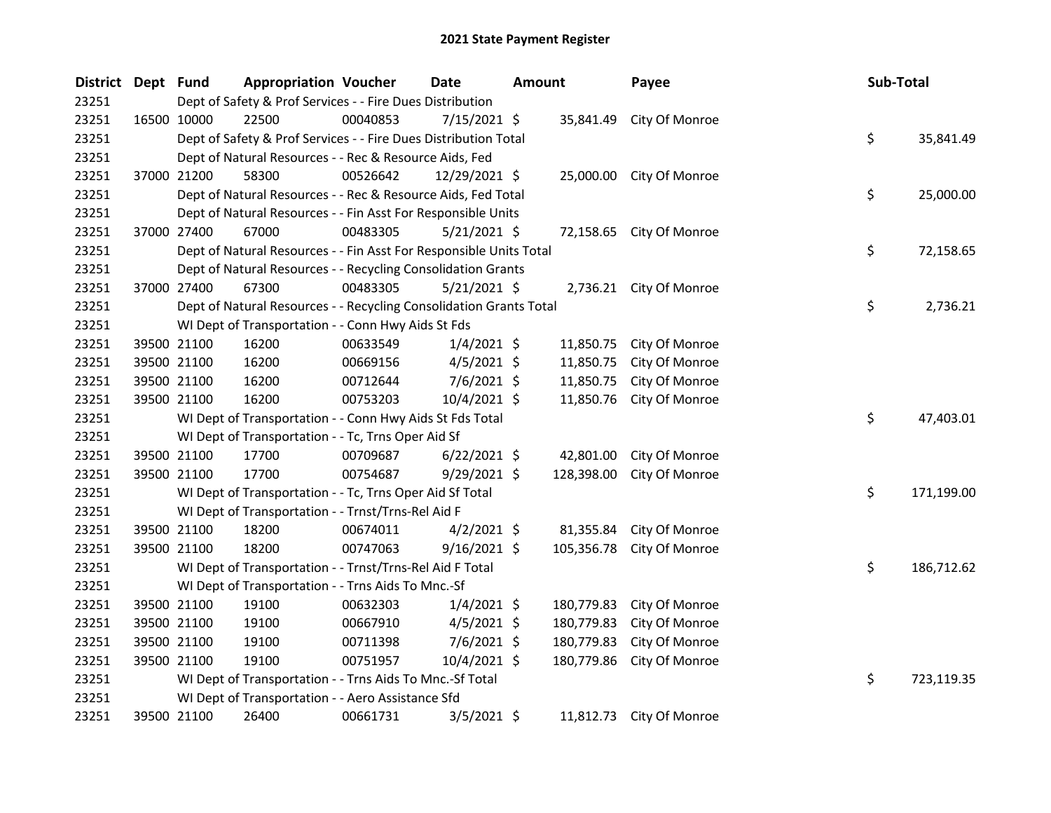# 2021 State Payment Register

| District | Dept | Fund | Appropriation | Voucher | Date | Amount | Payee | Sub-Total |
|---|---|---|---|---|---|---|---|---|
| 23251 | | Dept of Safety & Prof Services - - Fire Dues Distribution | | | | | | |
| 23251 | 16500 | 10000 | 22500 | 00040853 | 7/15/2021 | $ 35,841.49 | City Of Monroe | |
| 23251 | | Dept of Safety & Prof Services - - Fire Dues Distribution Total | | | | | | $ 35,841.49 |
| 23251 | | Dept of Natural Resources - - Rec & Resource Aids, Fed | | | | | | |
| 23251 | 37000 | 21200 | 58300 | 00526642 | 12/29/2021 | $ 25,000.00 | City Of Monroe | |
| 23251 | | Dept of Natural Resources - - Rec & Resource Aids, Fed Total | | | | | | $ 25,000.00 |
| 23251 | | Dept of Natural Resources - - Fin Asst For Responsible Units | | | | | | |
| 23251 | 37000 | 27400 | 67000 | 00483305 | 5/21/2021 | $ 72,158.65 | City Of Monroe | |
| 23251 | | Dept of Natural Resources - - Fin Asst For Responsible Units Total | | | | | | $ 72,158.65 |
| 23251 | | Dept of Natural Resources - - Recycling Consolidation Grants | | | | | | |
| 23251 | 37000 | 27400 | 67300 | 00483305 | 5/21/2021 | $ 2,736.21 | City Of Monroe | |
| 23251 | | Dept of Natural Resources - - Recycling Consolidation Grants Total | | | | | | $ 2,736.21 |
| 23251 | | WI Dept of Transportation - - Conn Hwy Aids St Fds | | | | | | |
| 23251 | 39500 | 21100 | 16200 | 00633549 | 1/4/2021 | $ 11,850.75 | City Of Monroe | |
| 23251 | 39500 | 21100 | 16200 | 00669156 | 4/5/2021 | $ 11,850.75 | City Of Monroe | |
| 23251 | 39500 | 21100 | 16200 | 00712644 | 7/6/2021 | $ 11,850.75 | City Of Monroe | |
| 23251 | 39500 | 21100 | 16200 | 00753203 | 10/4/2021 | $ 11,850.76 | City Of Monroe | |
| 23251 | | WI Dept of Transportation - - Conn Hwy Aids St Fds Total | | | | | | $ 47,403.01 |
| 23251 | | WI Dept of Transportation - - Tc, Trns Oper Aid Sf | | | | | | |
| 23251 | 39500 | 21100 | 17700 | 00709687 | 6/22/2021 | $ 42,801.00 | City Of Monroe | |
| 23251 | 39500 | 21100 | 17700 | 00754687 | 9/29/2021 | $ 128,398.00 | City Of Monroe | |
| 23251 | | WI Dept of Transportation - - Tc, Trns Oper Aid Sf Total | | | | | | $ 171,199.00 |
| 23251 | | WI Dept of Transportation - - Trnst/Trns-Rel Aid F | | | | | | |
| 23251 | 39500 | 21100 | 18200 | 00674011 | 4/2/2021 | $ 81,355.84 | City Of Monroe | |
| 23251 | 39500 | 21100 | 18200 | 00747063 | 9/16/2021 | $ 105,356.78 | City Of Monroe | |
| 23251 | | WI Dept of Transportation - - Trnst/Trns-Rel Aid F Total | | | | | | $ 186,712.62 |
| 23251 | | WI Dept of Transportation - - Trns Aids To Mnc.-Sf | | | | | | |
| 23251 | 39500 | 21100 | 19100 | 00632303 | 1/4/2021 | $ 180,779.83 | City Of Monroe | |
| 23251 | 39500 | 21100 | 19100 | 00667910 | 4/5/2021 | $ 180,779.83 | City Of Monroe | |
| 23251 | 39500 | 21100 | 19100 | 00711398 | 7/6/2021 | $ 180,779.83 | City Of Monroe | |
| 23251 | 39500 | 21100 | 19100 | 00751957 | 10/4/2021 | $ 180,779.86 | City Of Monroe | |
| 23251 | | WI Dept of Transportation - - Trns Aids To Mnc.-Sf Total | | | | | | $ 723,119.35 |
| 23251 | | WI Dept of Transportation - - Aero Assistance Sfd | | | | | | |
| 23251 | 39500 | 21100 | 26400 | 00661731 | 3/5/2021 | $ 11,812.73 | City Of Monroe | |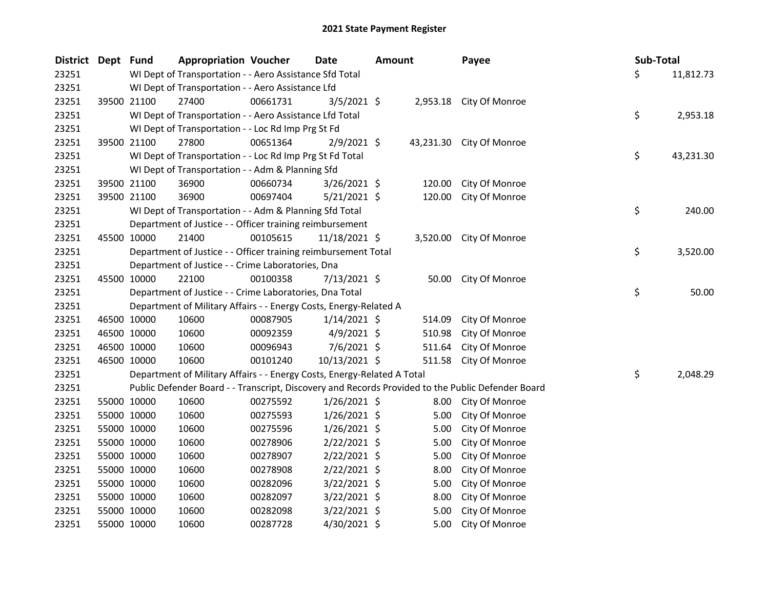# 2021 State Payment Register

| District | Dept | Fund | Appropriation | Voucher | Date | Amount | Payee | Sub-Total |
|---|---|---|---|---|---|---|---|---|
| 23251 | | WI Dept of Transportation - - Aero Assistance Sfd Total | | | | | | $ 11,812.73 |
| 23251 | | WI Dept of Transportation - - Aero Assistance Lfd | | | | | | |
| 23251 | 39500 | 21100 | 27400 | 00661731 | 3/5/2021 | $ 2,953.18 | City Of Monroe | |
| 23251 | | WI Dept of Transportation - - Aero Assistance Lfd Total | | | | | | $ 2,953.18 |
| 23251 | | WI Dept of Transportation - - Loc Rd Imp Prg St Fd | | | | | | |
| 23251 | 39500 | 21100 | 27800 | 00651364 | 2/9/2021 | $ 43,231.30 | City Of Monroe | |
| 23251 | | WI Dept of Transportation - - Loc Rd Imp Prg St Fd Total | | | | | | $ 43,231.30 |
| 23251 | | WI Dept of Transportation - - Adm & Planning Sfd | | | | | | |
| 23251 | 39500 | 21100 | 36900 | 00660734 | 3/26/2021 | $ 120.00 | City Of Monroe | |
| 23251 | 39500 | 21100 | 36900 | 00697404 | 5/21/2021 | $ 120.00 | City Of Monroe | |
| 23251 | | WI Dept of Transportation - - Adm & Planning Sfd Total | | | | | | $ 240.00 |
| 23251 | | Department of Justice - - Officer training reimbursement | | | | | | |
| 23251 | 45500 | 10000 | 21400 | 00105615 | 11/18/2021 | $ 3,520.00 | City Of Monroe | |
| 23251 | | Department of Justice - - Officer training reimbursement Total | | | | | | $ 3,520.00 |
| 23251 | | Department of Justice - - Crime Laboratories, Dna | | | | | | |
| 23251 | 45500 | 10000 | 22100 | 00100358 | 7/13/2021 | $ 50.00 | City Of Monroe | |
| 23251 | | Department of Justice - - Crime Laboratories, Dna Total | | | | | | $ 50.00 |
| 23251 | | Department of Military Affairs - - Energy Costs, Energy-Related A | | | | | | |
| 23251 | 46500 | 10000 | 10600 | 00087905 | 1/14/2021 | $ 514.09 | City Of Monroe | |
| 23251 | 46500 | 10000 | 10600 | 00092359 | 4/9/2021 | $ 510.98 | City Of Monroe | |
| 23251 | 46500 | 10000 | 10600 | 00096943 | 7/6/2021 | $ 511.64 | City Of Monroe | |
| 23251 | 46500 | 10000 | 10600 | 00101240 | 10/13/2021 | $ 511.58 | City Of Monroe | |
| 23251 | | Department of Military Affairs - - Energy Costs, Energy-Related A Total | | | | | | $ 2,048.29 |
| 23251 | | Public Defender Board - - Transcript, Discovery and Records Provided to the Public Defender Board | | | | | | |
| 23251 | 55000 | 10000 | 10600 | 00275592 | 1/26/2021 | $ 8.00 | City Of Monroe | |
| 23251 | 55000 | 10000 | 10600 | 00275593 | 1/26/2021 | $ 5.00 | City Of Monroe | |
| 23251 | 55000 | 10000 | 10600 | 00275596 | 1/26/2021 | $ 5.00 | City Of Monroe | |
| 23251 | 55000 | 10000 | 10600 | 00278906 | 2/22/2021 | $ 5.00 | City Of Monroe | |
| 23251 | 55000 | 10000 | 10600 | 00278907 | 2/22/2021 | $ 5.00 | City Of Monroe | |
| 23251 | 55000 | 10000 | 10600 | 00278908 | 2/22/2021 | $ 8.00 | City Of Monroe | |
| 23251 | 55000 | 10000 | 10600 | 00282096 | 3/22/2021 | $ 5.00 | City Of Monroe | |
| 23251 | 55000 | 10000 | 10600 | 00282097 | 3/22/2021 | $ 8.00 | City Of Monroe | |
| 23251 | 55000 | 10000 | 10600 | 00282098 | 3/22/2021 | $ 5.00 | City Of Monroe | |
| 23251 | 55000 | 10000 | 10600 | 00287728 | 4/30/2021 | $ 5.00 | City Of Monroe | |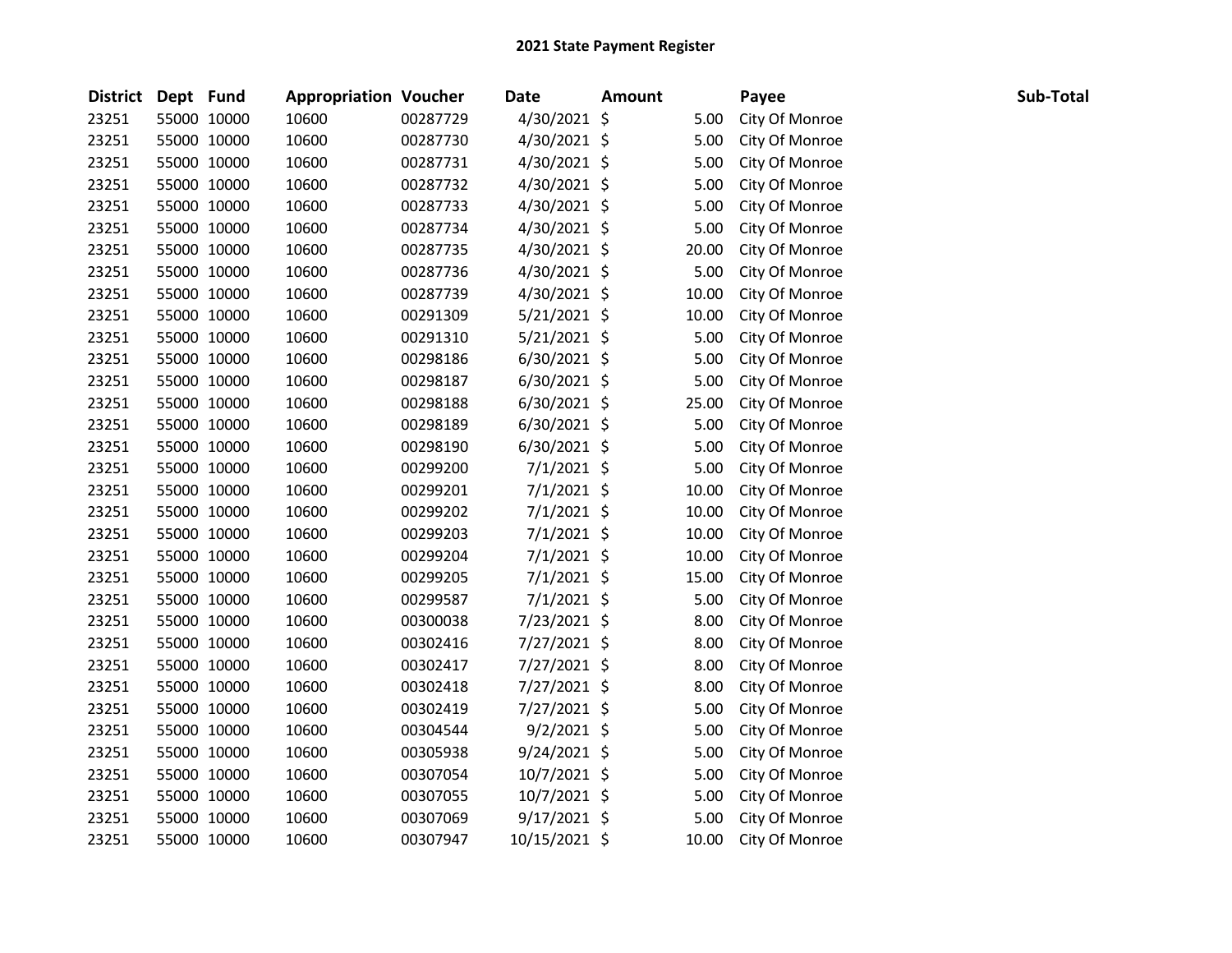## 2021 State Payment Register

| District | Dept | Fund | Appropriation | Voucher | Date | Amount | Payee | Sub-Total |
|---|---|---|---|---|---|---|---|---|
| 23251 | 55000 | 10000 | 10600 | 00287729 | 4/30/2021 | $ 5.00 | City Of Monroe | |
| 23251 | 55000 | 10000 | 10600 | 00287730 | 4/30/2021 | $ 5.00 | City Of Monroe | |
| 23251 | 55000 | 10000 | 10600 | 00287731 | 4/30/2021 | $ 5.00 | City Of Monroe | |
| 23251 | 55000 | 10000 | 10600 | 00287732 | 4/30/2021 | $ 5.00 | City Of Monroe | |
| 23251 | 55000 | 10000 | 10600 | 00287733 | 4/30/2021 | $ 5.00 | City Of Monroe | |
| 23251 | 55000 | 10000 | 10600 | 00287734 | 4/30/2021 | $ 5.00 | City Of Monroe | |
| 23251 | 55000 | 10000 | 10600 | 00287735 | 4/30/2021 | $ 20.00 | City Of Monroe | |
| 23251 | 55000 | 10000 | 10600 | 00287736 | 4/30/2021 | $ 5.00 | City Of Monroe | |
| 23251 | 55000 | 10000 | 10600 | 00287739 | 4/30/2021 | $ 10.00 | City Of Monroe | |
| 23251 | 55000 | 10000 | 10600 | 00291309 | 5/21/2021 | $ 10.00 | City Of Monroe | |
| 23251 | 55000 | 10000 | 10600 | 00291310 | 5/21/2021 | $ 5.00 | City Of Monroe | |
| 23251 | 55000 | 10000 | 10600 | 00298186 | 6/30/2021 | $ 5.00 | City Of Monroe | |
| 23251 | 55000 | 10000 | 10600 | 00298187 | 6/30/2021 | $ 5.00 | City Of Monroe | |
| 23251 | 55000 | 10000 | 10600 | 00298188 | 6/30/2021 | $ 25.00 | City Of Monroe | |
| 23251 | 55000 | 10000 | 10600 | 00298189 | 6/30/2021 | $ 5.00 | City Of Monroe | |
| 23251 | 55000 | 10000 | 10600 | 00298190 | 6/30/2021 | $ 5.00 | City Of Monroe | |
| 23251 | 55000 | 10000 | 10600 | 00299200 | 7/1/2021 | $ 5.00 | City Of Monroe | |
| 23251 | 55000 | 10000 | 10600 | 00299201 | 7/1/2021 | $ 10.00 | City Of Monroe | |
| 23251 | 55000 | 10000 | 10600 | 00299202 | 7/1/2021 | $ 10.00 | City Of Monroe | |
| 23251 | 55000 | 10000 | 10600 | 00299203 | 7/1/2021 | $ 10.00 | City Of Monroe | |
| 23251 | 55000 | 10000 | 10600 | 00299204 | 7/1/2021 | $ 10.00 | City Of Monroe | |
| 23251 | 55000 | 10000 | 10600 | 00299205 | 7/1/2021 | $ 15.00 | City Of Monroe | |
| 23251 | 55000 | 10000 | 10600 | 00299587 | 7/1/2021 | $ 5.00 | City Of Monroe | |
| 23251 | 55000 | 10000 | 10600 | 00300038 | 7/23/2021 | $ 8.00 | City Of Monroe | |
| 23251 | 55000 | 10000 | 10600 | 00302416 | 7/27/2021 | $ 8.00 | City Of Monroe | |
| 23251 | 55000 | 10000 | 10600 | 00302417 | 7/27/2021 | $ 8.00 | City Of Monroe | |
| 23251 | 55000 | 10000 | 10600 | 00302418 | 7/27/2021 | $ 8.00 | City Of Monroe | |
| 23251 | 55000 | 10000 | 10600 | 00302419 | 7/27/2021 | $ 5.00 | City Of Monroe | |
| 23251 | 55000 | 10000 | 10600 | 00304544 | 9/2/2021 | $ 5.00 | City Of Monroe | |
| 23251 | 55000 | 10000 | 10600 | 00305938 | 9/24/2021 | $ 5.00 | City Of Monroe | |
| 23251 | 55000 | 10000 | 10600 | 00307054 | 10/7/2021 | $ 5.00 | City Of Monroe | |
| 23251 | 55000 | 10000 | 10600 | 00307055 | 10/7/2021 | $ 5.00 | City Of Monroe | |
| 23251 | 55000 | 10000 | 10600 | 00307069 | 9/17/2021 | $ 5.00 | City Of Monroe | |
| 23251 | 55000 | 10000 | 10600 | 00307947 | 10/15/2021 | $ 10.00 | City Of Monroe | |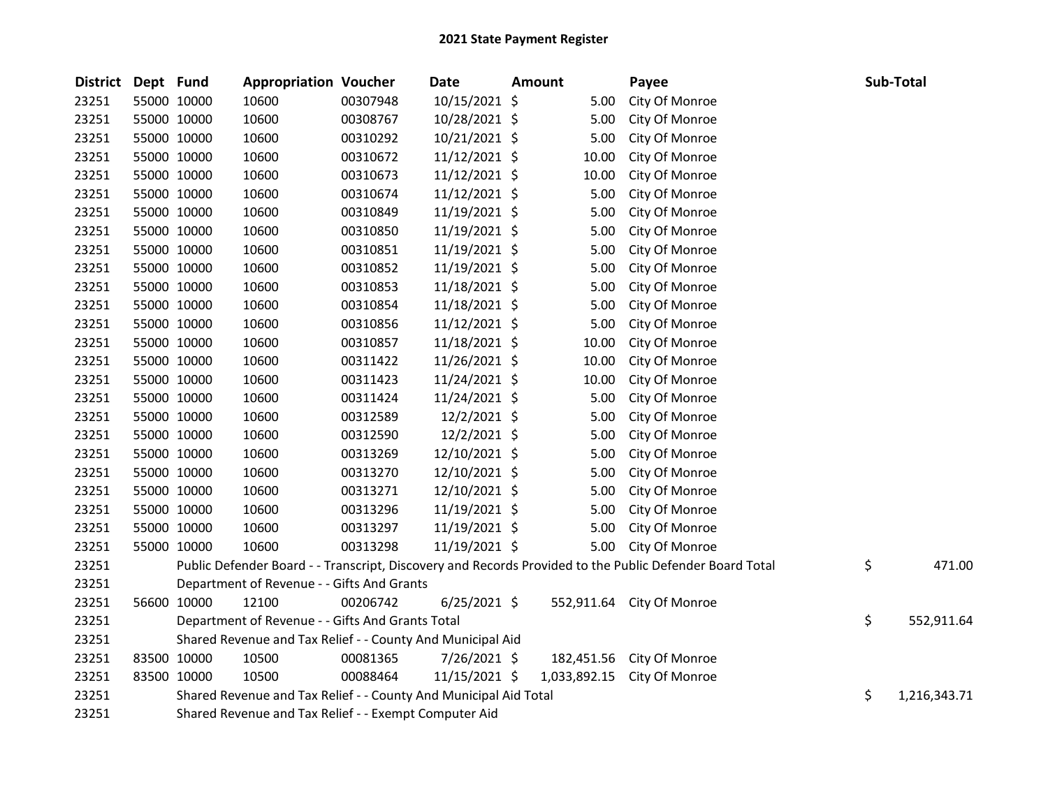## 2021 State Payment Register

| District | Dept | Fund | Appropriation | Voucher | Date | Amount | Payee | Sub-Total |
|---|---|---|---|---|---|---|---|---|
| 23251 | 55000 | 10000 | 10600 | 00307948 | 10/15/2021 | $ 5.00 | City Of Monroe | |
| 23251 | 55000 | 10000 | 10600 | 00308767 | 10/28/2021 | $ 5.00 | City Of Monroe | |
| 23251 | 55000 | 10000 | 10600 | 00310292 | 10/21/2021 | $ 5.00 | City Of Monroe | |
| 23251 | 55000 | 10000 | 10600 | 00310672 | 11/12/2021 | $ 10.00 | City Of Monroe | |
| 23251 | 55000 | 10000 | 10600 | 00310673 | 11/12/2021 | $ 10.00 | City Of Monroe | |
| 23251 | 55000 | 10000 | 10600 | 00310674 | 11/12/2021 | $ 5.00 | City Of Monroe | |
| 23251 | 55000 | 10000 | 10600 | 00310849 | 11/19/2021 | $ 5.00 | City Of Monroe | |
| 23251 | 55000 | 10000 | 10600 | 00310850 | 11/19/2021 | $ 5.00 | City Of Monroe | |
| 23251 | 55000 | 10000 | 10600 | 00310851 | 11/19/2021 | $ 5.00 | City Of Monroe | |
| 23251 | 55000 | 10000 | 10600 | 00310852 | 11/19/2021 | $ 5.00 | City Of Monroe | |
| 23251 | 55000 | 10000 | 10600 | 00310853 | 11/18/2021 | $ 5.00 | City Of Monroe | |
| 23251 | 55000 | 10000 | 10600 | 00310854 | 11/18/2021 | $ 5.00 | City Of Monroe | |
| 23251 | 55000 | 10000 | 10600 | 00310856 | 11/12/2021 | $ 5.00 | City Of Monroe | |
| 23251 | 55000 | 10000 | 10600 | 00310857 | 11/18/2021 | $ 10.00 | City Of Monroe | |
| 23251 | 55000 | 10000 | 10600 | 00311422 | 11/26/2021 | $ 10.00 | City Of Monroe | |
| 23251 | 55000 | 10000 | 10600 | 00311423 | 11/24/2021 | $ 10.00 | City Of Monroe | |
| 23251 | 55000 | 10000 | 10600 | 00311424 | 11/24/2021 | $ 5.00 | City Of Monroe | |
| 23251 | 55000 | 10000 | 10600 | 00312589 | 12/2/2021 | $ 5.00 | City Of Monroe | |
| 23251 | 55000 | 10000 | 10600 | 00312590 | 12/2/2021 | $ 5.00 | City Of Monroe | |
| 23251 | 55000 | 10000 | 10600 | 00313269 | 12/10/2021 | $ 5.00 | City Of Monroe | |
| 23251 | 55000 | 10000 | 10600 | 00313270 | 12/10/2021 | $ 5.00 | City Of Monroe | |
| 23251 | 55000 | 10000 | 10600 | 00313271 | 12/10/2021 | $ 5.00 | City Of Monroe | |
| 23251 | 55000 | 10000 | 10600 | 00313296 | 11/19/2021 | $ 5.00 | City Of Monroe | |
| 23251 | 55000 | 10000 | 10600 | 00313297 | 11/19/2021 | $ 5.00 | City Of Monroe | |
| 23251 | 55000 | 10000 | 10600 | 00313298 | 11/19/2021 | $ 5.00 | City Of Monroe | |
| 23251 | | | Public Defender Board - - Transcript, Discovery and Records Provided to the Public Defender Board Total | | | | | $ 471.00 |
| 23251 | | | Department of Revenue - - Gifts And Grants | | | | | |
| 23251 | 56600 | 10000 | 12100 | 00206742 | 6/25/2021 | $ 552,911.64 | City Of Monroe | |
| 23251 | | | Department of Revenue - - Gifts And Grants Total | | | | | $ 552,911.64 |
| 23251 | | | Shared Revenue and Tax Relief - - County And Municipal Aid | | | | | |
| 23251 | 83500 | 10000 | 10500 | 00081365 | 7/26/2021 | $ 182,451.56 | City Of Monroe | |
| 23251 | 83500 | 10000 | 10500 | 00088464 | 11/15/2021 | $ 1,033,892.15 | City Of Monroe | |
| 23251 | | | Shared Revenue and Tax Relief - - County And Municipal Aid Total | | | | | $ 1,216,343.71 |
| 23251 | | | Shared Revenue and Tax Relief - - Exempt Computer Aid | | | | | |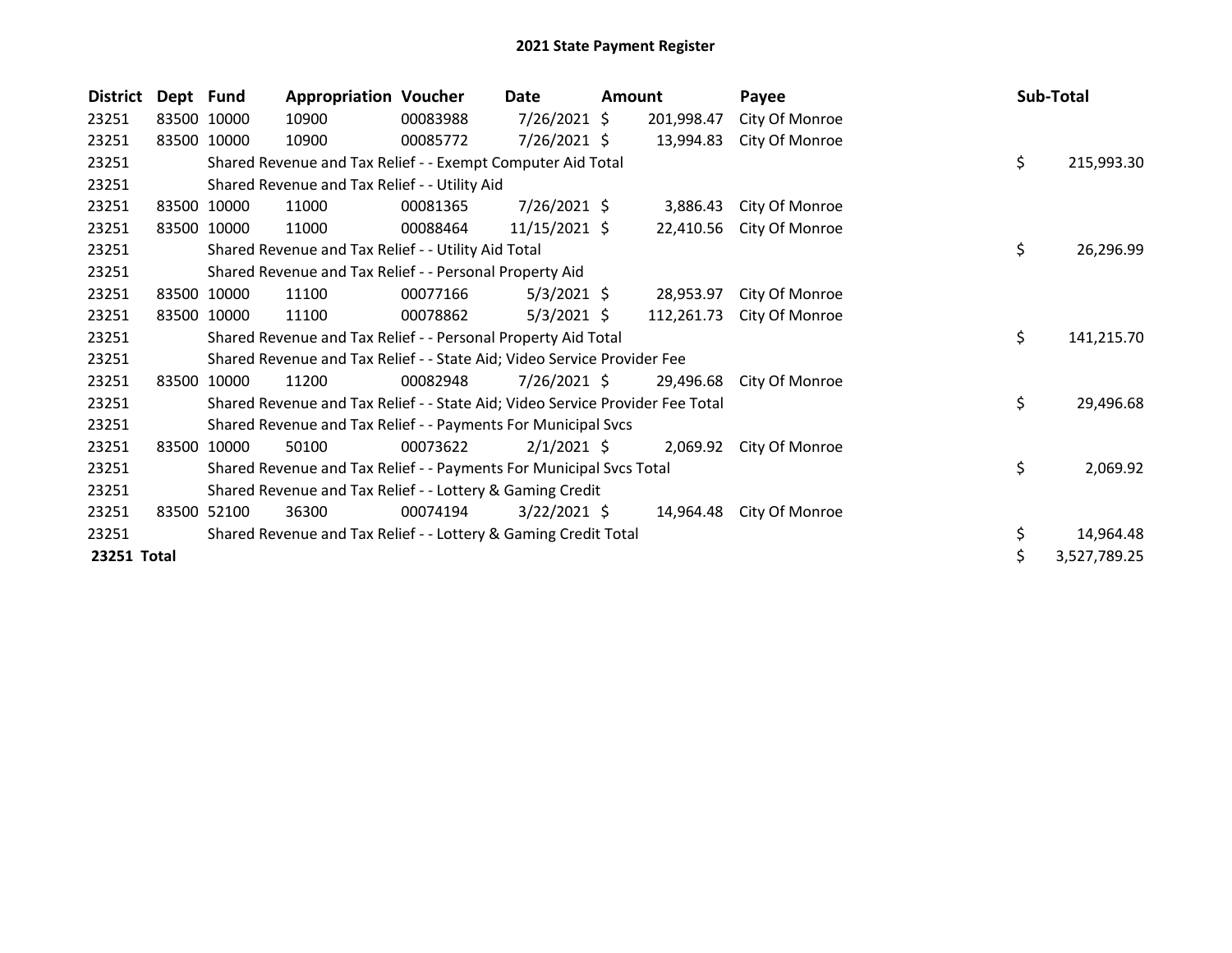# 2021 State Payment Register

| District | Dept | Fund | Appropriation | Voucher | Date | Amount | Payee | Sub-Total |
|---|---|---|---|---|---|---|---|---|
| 23251 | 83500 | 10000 | 10900 | 00083988 | 7/26/2021 | $ 201,998.47 | City Of Monroe | |
| 23251 | 83500 | 10000 | 10900 | 00085772 | 7/26/2021 | $ 13,994.83 | City Of Monroe | |
| 23251 | | Shared Revenue and Tax Relief - - Exempt Computer Aid Total | | | | | | $ 215,993.30 |
| 23251 | | Shared Revenue and Tax Relief - - Utility Aid | | | | | | |
| 23251 | 83500 | 10000 | 11000 | 00081365 | 7/26/2021 | $ 3,886.43 | City Of Monroe | |
| 23251 | 83500 | 10000 | 11000 | 00088464 | 11/15/2021 | $ 22,410.56 | City Of Monroe | |
| 23251 | | Shared Revenue and Tax Relief - - Utility Aid Total | | | | | | $ 26,296.99 |
| 23251 | | Shared Revenue and Tax Relief - - Personal Property Aid | | | | | | |
| 23251 | 83500 | 10000 | 11100 | 00077166 | 5/3/2021 | $ 28,953.97 | City Of Monroe | |
| 23251 | 83500 | 10000 | 11100 | 00078862 | 5/3/2021 | $ 112,261.73 | City Of Monroe | |
| 23251 | | Shared Revenue and Tax Relief - - Personal Property Aid Total | | | | | | $ 141,215.70 |
| 23251 | | Shared Revenue and Tax Relief - - State Aid; Video Service Provider Fee | | | | | | |
| 23251 | 83500 | 10000 | 11200 | 00082948 | 7/26/2021 | $ 29,496.68 | City Of Monroe | |
| 23251 | | Shared Revenue and Tax Relief - - State Aid; Video Service Provider Fee Total | | | | | | $ 29,496.68 |
| 23251 | | Shared Revenue and Tax Relief - - Payments For Municipal Svcs | | | | | | |
| 23251 | 83500 | 10000 | 50100 | 00073622 | 2/1/2021 | $ 2,069.92 | City Of Monroe | |
| 23251 | | Shared Revenue and Tax Relief - - Payments For Municipal Svcs Total | | | | | | $ 2,069.92 |
| 23251 | | Shared Revenue and Tax Relief - - Lottery & Gaming Credit | | | | | | |
| 23251 | 83500 | 52100 | 36300 | 00074194 | 3/22/2021 | $ 14,964.48 | City Of Monroe | |
| 23251 | | Shared Revenue and Tax Relief - - Lottery & Gaming Credit Total | | | | | | $ 14,964.48 |
| **23251 Total** | | | | | | | | $ 3,527,789.25 |